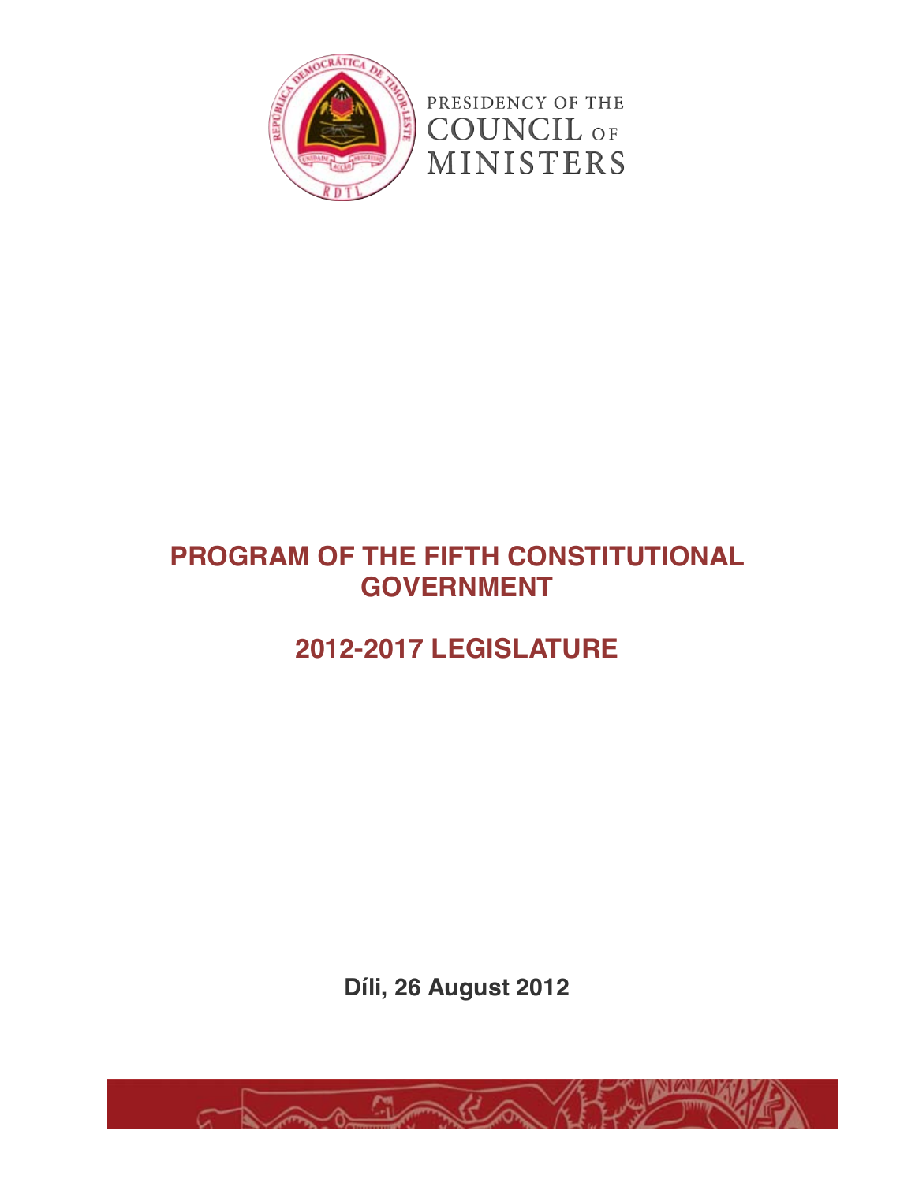PRESIDENCY OF THE COUNCIL OF MINISTERS

# PROGRAM OF THE FIFTH CONSTITUTIONAL GOVERNMENT

## 2012-2017 LEGISLATURE

**Díli, 26 August 2012**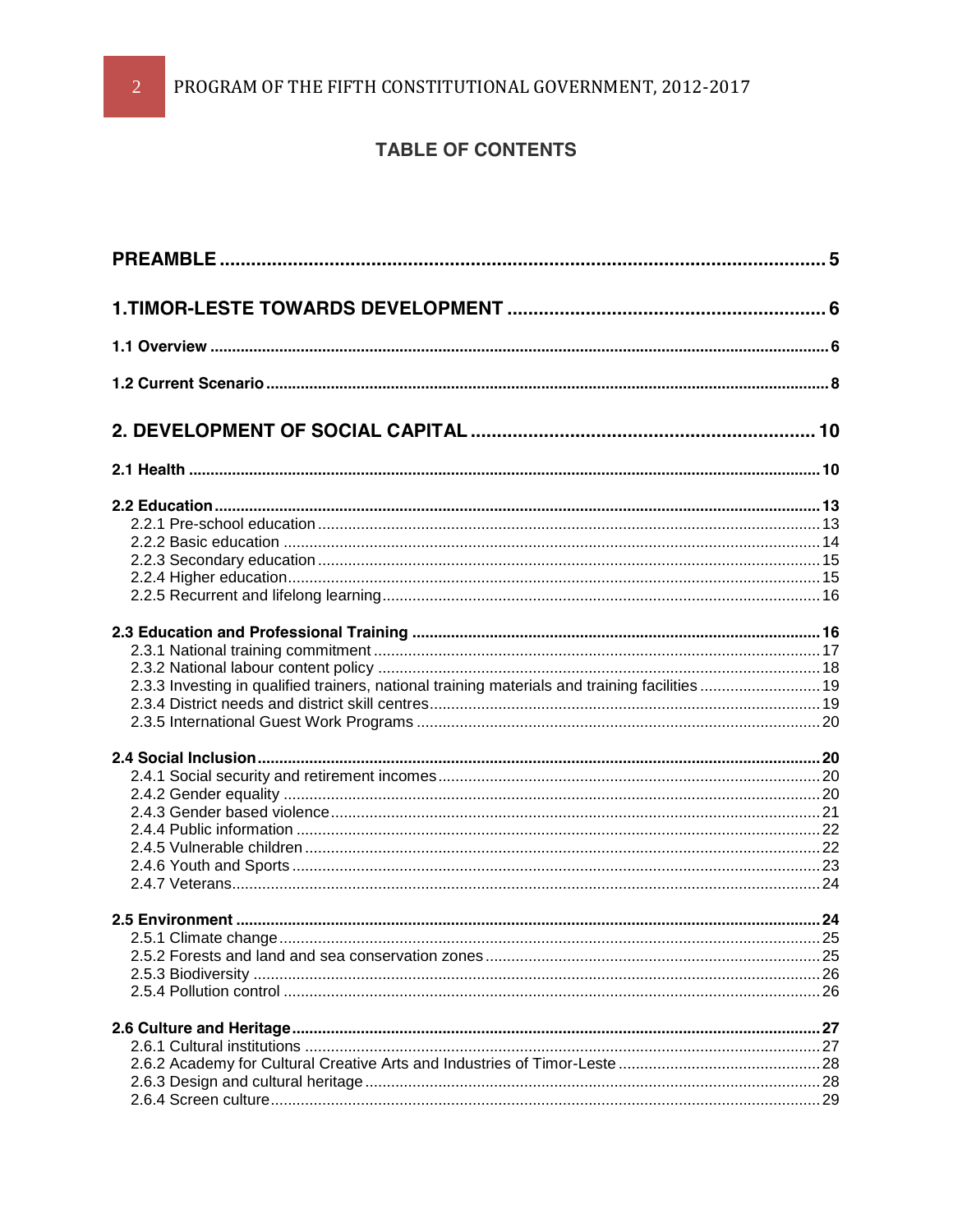# TABLE OF CONTENTS

**PREAMBLE** ..... 5

**1.TIMOR-LESTE TOWARDS DEVELOPMENT** ..... 6

**1.1 Overview** ..... 6

**1.2 Current Scenario** ..... 8

**2. DEVELOPMENT OF SOCIAL CAPITAL** ..... 10

**2.1 Health** ..... 10

**2.2 Education** ..... 13
- 2.2.1 Pre-school education ..... 13
- 2.2.2 Basic education ..... 14
- 2.2.3 Secondary education ..... 15
- 2.2.4 Higher education ..... 15
- 2.2.5 Recurrent and lifelong learning ..... 16

**2.3 Education and Professional Training** ..... 16
- 2.3.1 National training commitment ..... 17
- 2.3.2 National labour content policy ..... 18
- 2.3.3 Investing in qualified trainers, national training materials and training facilities ..... 19
- 2.3.4 District needs and district skill centres ..... 19
- 2.3.5 International Guest Work Programs ..... 20

**2.4 Social Inclusion** ..... 20
- 2.4.1 Social security and retirement incomes ..... 20
- 2.4.2 Gender equality ..... 20
- 2.4.3 Gender based violence ..... 21
- 2.4.4 Public information ..... 22
- 2.4.5 Vulnerable children ..... 22
- 2.4.6 Youth and Sports ..... 23
- 2.4.7 Veterans ..... 24

**2.5 Environment** ..... 24
- 2.5.1 Climate change ..... 25
- 2.5.2 Forests and land and sea conservation zones ..... 25
- 2.5.3 Biodiversity ..... 26
- 2.5.4 Pollution control ..... 26

**2.6 Culture and Heritage** ..... 27
- 2.6.1 Cultural institutions ..... 27
- 2.6.2 Academy for Cultural Creative Arts and Industries of Timor-Leste ..... 28
- 2.6.3 Design and cultural heritage ..... 28
- 2.6.4 Screen culture ..... 29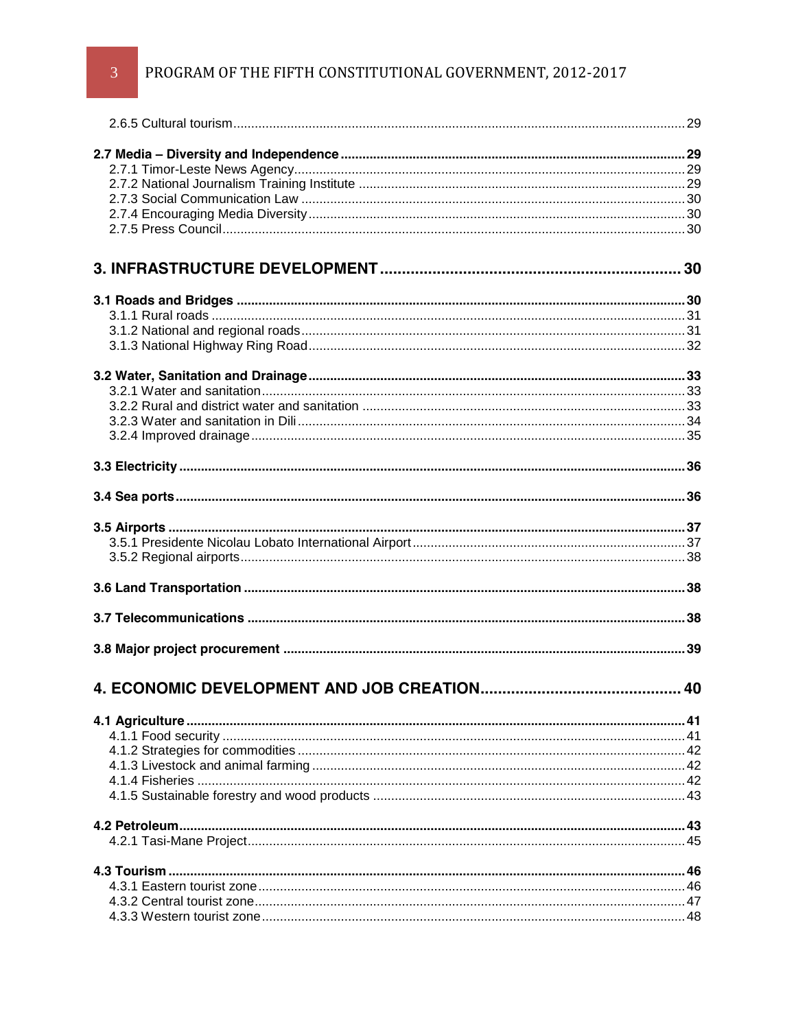2.6.5 Cultural tourism ... 29

**2.7 Media – Diversity and Independence ... 29**

2.7.1 Timor-Leste News Agency ... 29
2.7.2 National Journalism Training Institute ... 29
2.7.3 Social Communication Law ... 30
2.7.4 Encouraging Media Diversity ... 30
2.7.5 Press Council ... 30

**3. INFRASTRUCTURE DEVELOPMENT ... 30**

**3.1 Roads and Bridges ... 30**

3.1.1 Rural roads ... 31
3.1.2 National and regional roads ... 31
3.1.3 National Highway Ring Road ... 32

**3.2 Water, Sanitation and Drainage ... 33**

3.2.1 Water and sanitation ... 33
3.2.2 Rural and district water and sanitation ... 33
3.2.3 Water and sanitation in Dili ... 34
3.2.4 Improved drainage ... 35

**3.3 Electricity ... 36**

**3.4 Sea ports ... 36**

**3.5 Airports ... 37**

3.5.1 Presidente Nicolau Lobato International Airport ... 37
3.5.2 Regional airports ... 38

**3.6 Land Transportation ... 38**

**3.7 Telecommunications ... 38**

**3.8 Major project procurement ... 39**

**4. ECONOMIC DEVELOPMENT AND JOB CREATION ... 40**

**4.1 Agriculture ... 41**

4.1.1 Food security ... 41
4.1.2 Strategies for commodities ... 42
4.1.3 Livestock and animal farming ... 42
4.1.4 Fisheries ... 42
4.1.5 Sustainable forestry and wood products ... 43

**4.2 Petroleum ... 43**

4.2.1 Tasi-Mane Project ... 45

**4.3 Tourism ... 46**

4.3.1 Eastern tourist zone ... 46
4.3.2 Central tourist zone ... 47
4.3.3 Western tourist zone ... 48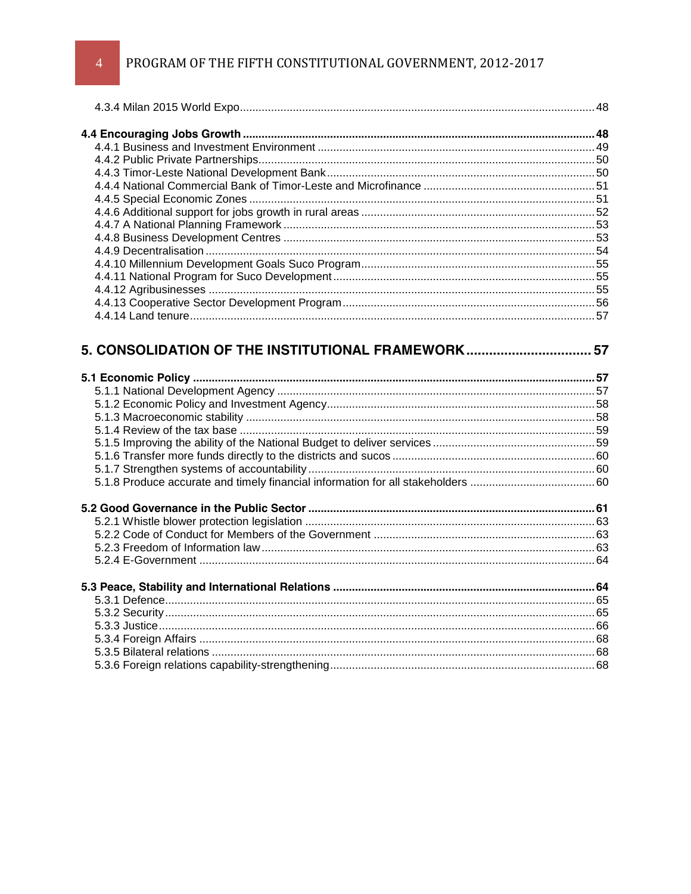4.3.4 Milan 2015 World Expo ..... 48

**4.4 Encouraging Jobs Growth ..... 48**

4.4.1 Business and Investment Environment ..... 49
4.4.2 Public Private Partnerships ..... 50
4.4.3 Timor-Leste National Development Bank ..... 50
4.4.4 National Commercial Bank of Timor-Leste and Microfinance ..... 51
4.4.5 Special Economic Zones ..... 51
4.4.6 Additional support for jobs growth in rural areas ..... 52
4.4.7 A National Planning Framework ..... 53
4.4.8 Business Development Centres ..... 53
4.4.9 Decentralisation ..... 54
4.4.10 Millennium Development Goals Suco Program ..... 55
4.4.11 National Program for Suco Development ..... 55
4.4.12 Agribusinesses ..... 55
4.4.13 Cooperative Sector Development Program ..... 56
4.4.14 Land tenure ..... 57

**5. CONSOLIDATION OF THE INSTITUTIONAL FRAMEWORK ..... 57**

**5.1 Economic Policy ..... 57**

5.1.1 National Development Agency ..... 57
5.1.2 Economic Policy and Investment Agency ..... 58
5.1.3 Macroeconomic stability ..... 58
5.1.4 Review of the tax base ..... 59
5.1.5 Improving the ability of the National Budget to deliver services ..... 59
5.1.6 Transfer more funds directly to the districts and sucos ..... 60
5.1.7 Strengthen systems of accountability ..... 60
5.1.8 Produce accurate and timely financial information for all stakeholders ..... 60

**5.2 Good Governance in the Public Sector ..... 61**

5.2.1 Whistle blower protection legislation ..... 63
5.2.2 Code of Conduct for Members of the Government ..... 63
5.2.3 Freedom of Information law ..... 63
5.2.4 E-Government ..... 64

**5.3 Peace, Stability and International Relations ..... 64**

5.3.1 Defence ..... 65
5.3.2 Security ..... 65
5.3.3 Justice ..... 66
5.3.4 Foreign Affairs ..... 68
5.3.5 Bilateral relations ..... 68
5.3.6 Foreign relations capability-strengthening ..... 68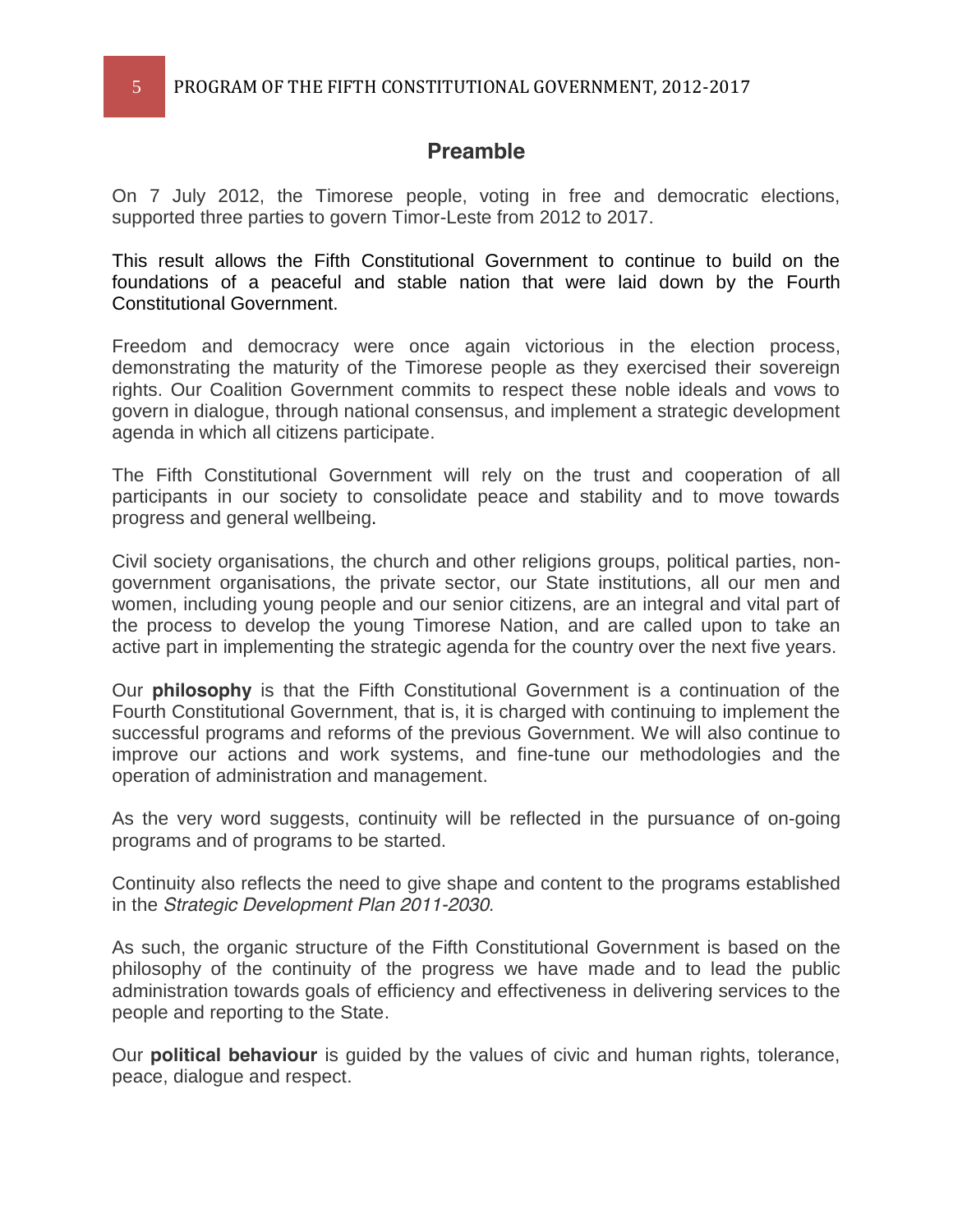## Preamble

On 7 July 2012, the Timorese people, voting in free and democratic elections, supported three parties to govern Timor-Leste from 2012 to 2017.

This result allows the Fifth Constitutional Government to continue to build on the foundations of a peaceful and stable nation that were laid down by the Fourth Constitutional Government.

Freedom and democracy were once again victorious in the election process, demonstrating the maturity of the Timorese people as they exercised their sovereign rights. Our Coalition Government commits to respect these noble ideals and vows to govern in dialogue, through national consensus, and implement a strategic development agenda in which all citizens participate.

The Fifth Constitutional Government will rely on the trust and cooperation of all participants in our society to consolidate peace and stability and to move towards progress and general wellbeing.

Civil society organisations, the church and other religions groups, political parties, non-government organisations, the private sector, our State institutions, all our men and women, including young people and our senior citizens, are an integral and vital part of the process to develop the young Timorese Nation, and are called upon to take an active part in implementing the strategic agenda for the country over the next five years.

Our **philosophy** is that the Fifth Constitutional Government is a continuation of the Fourth Constitutional Government, that is, it is charged with continuing to implement the successful programs and reforms of the previous Government. We will also continue to improve our actions and work systems, and fine-tune our methodologies and the operation of administration and management.

As the very word suggests, continuity will be reflected in the pursuance of on-going programs and of programs to be started.

Continuity also reflects the need to give shape and content to the programs established in the *Strategic Development Plan 2011-2030*.

As such, the organic structure of the Fifth Constitutional Government is based on the philosophy of the continuity of the progress we have made and to lead the public administration towards goals of efficiency and effectiveness in delivering services to the people and reporting to the State.

Our **political behaviour** is guided by the values of civic and human rights, tolerance, peace, dialogue and respect.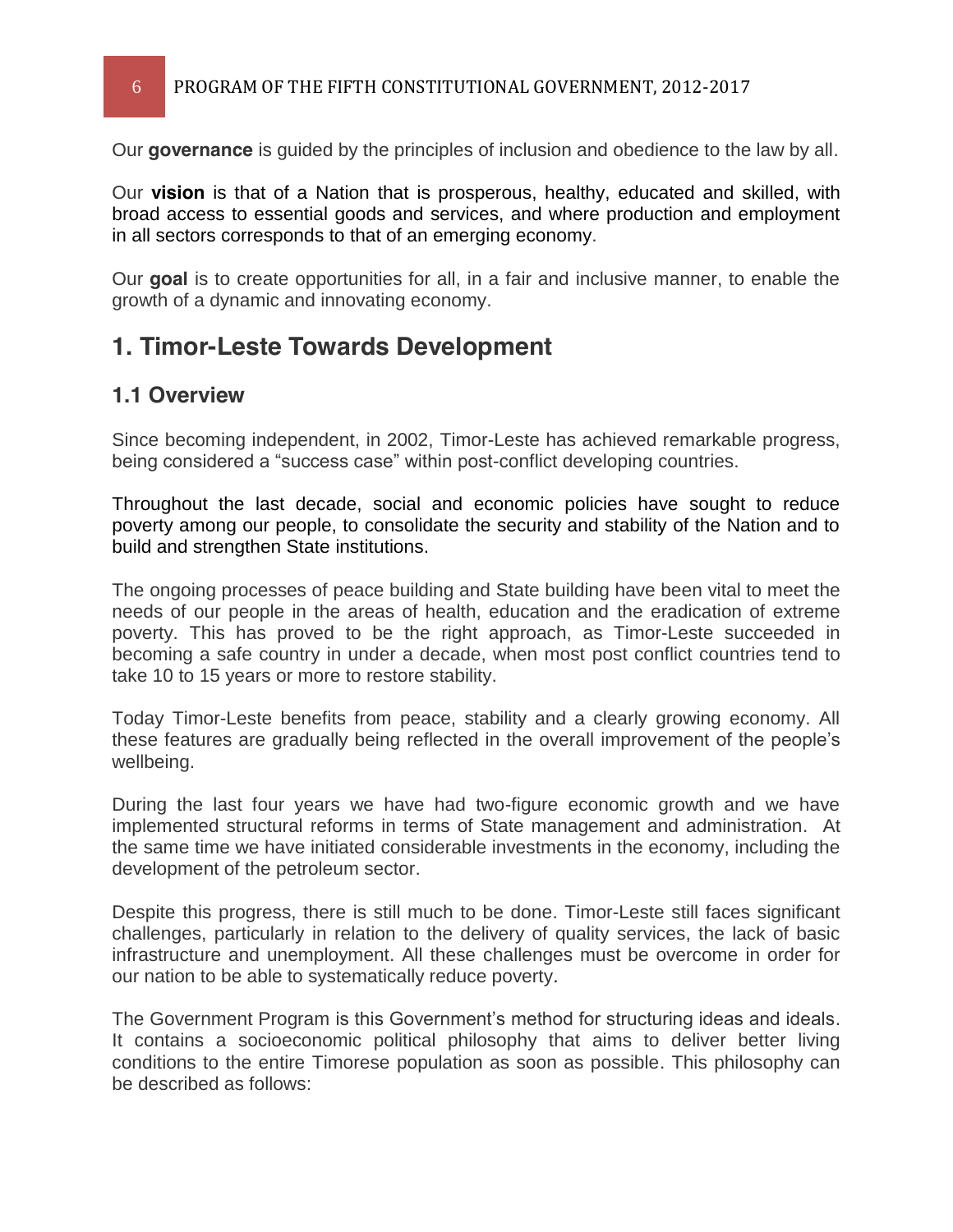Our **governance** is guided by the principles of inclusion and obedience to the law by all.

Our **vision** is that of a Nation that is prosperous, healthy, educated and skilled, with broad access to essential goods and services, and where production and employment in all sectors corresponds to that of an emerging economy.

Our **goal** is to create opportunities for all, in a fair and inclusive manner, to enable the growth of a dynamic and innovating economy.

# 1. Timor-Leste Towards Development

## 1.1 Overview

Since becoming independent, in 2002, Timor-Leste has achieved remarkable progress, being considered a "success case" within post-conflict developing countries.

Throughout the last decade, social and economic policies have sought to reduce poverty among our people, to consolidate the security and stability of the Nation and to build and strengthen State institutions.

The ongoing processes of peace building and State building have been vital to meet the needs of our people in the areas of health, education and the eradication of extreme poverty. This has proved to be the right approach, as Timor-Leste succeeded in becoming a safe country in under a decade, when most post conflict countries tend to take 10 to 15 years or more to restore stability.

Today Timor-Leste benefits from peace, stability and a clearly growing economy. All these features are gradually being reflected in the overall improvement of the people's wellbeing.

During the last four years we have had two-figure economic growth and we have implemented structural reforms in terms of State management and administration. At the same time we have initiated considerable investments in the economy, including the development of the petroleum sector.

Despite this progress, there is still much to be done. Timor-Leste still faces significant challenges, particularly in relation to the delivery of quality services, the lack of basic infrastructure and unemployment. All these challenges must be overcome in order for our nation to be able to systematically reduce poverty.

The Government Program is this Government's method for structuring ideas and ideals. It contains a socioeconomic political philosophy that aims to deliver better living conditions to the entire Timorese population as soon as possible. This philosophy can be described as follows: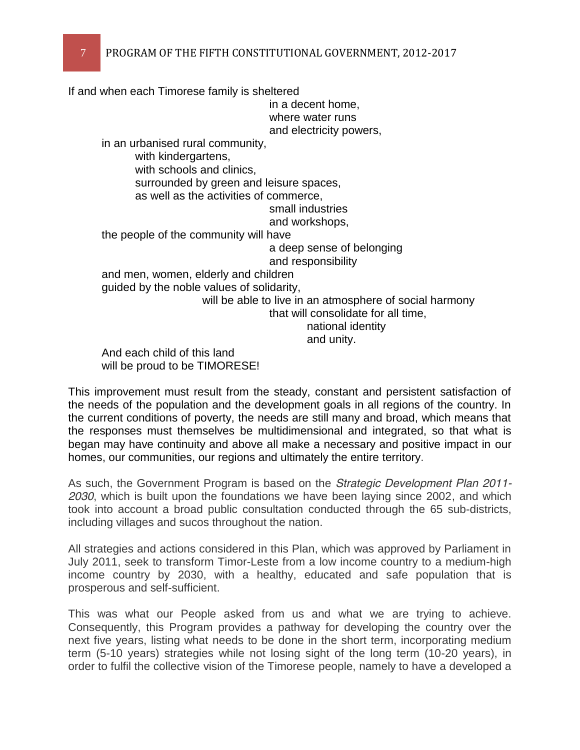If and when each Timorese family is sheltered
in a decent home,
where water runs
and electricity powers,
in an urbanised rural community,
with kindergartens,
with schools and clinics,
surrounded by green and leisure spaces,
as well as the activities of commerce,
small industries
and workshops,
the people of the community will have
a deep sense of belonging
and responsibility
and men, women, elderly and children
guided by the noble values of solidarity,
will be able to live in an atmosphere of social harmony
that will consolidate for all time,
national identity
and unity.

And each child of this land
will be proud to be TIMORESE!

This improvement must result from the steady, constant and persistent satisfaction of the needs of the population and the development goals in all regions of the country. In the current conditions of poverty, the needs are still many and broad, which means that the responses must themselves be multidimensional and integrated, so that what is began may have continuity and above all make a necessary and positive impact in our homes, our communities, our regions and ultimately the entire territory.

As such, the Government Program is based on the *Strategic Development Plan 2011-2030*, which is built upon the foundations we have been laying since 2002, and which took into account a broad public consultation conducted through the 65 sub-districts, including villages and sucos throughout the nation.

All strategies and actions considered in this Plan, which was approved by Parliament in July 2011, seek to transform Timor-Leste from a low income country to a medium-high income country by 2030, with a healthy, educated and safe population that is prosperous and self-sufficient.

This was what our People asked from us and what we are trying to achieve. Consequently, this Program provides a pathway for developing the country over the next five years, listing what needs to be done in the short term, incorporating medium term (5-10 years) strategies while not losing sight of the long term (10-20 years), in order to fulfil the collective vision of the Timorese people, namely to have a developed a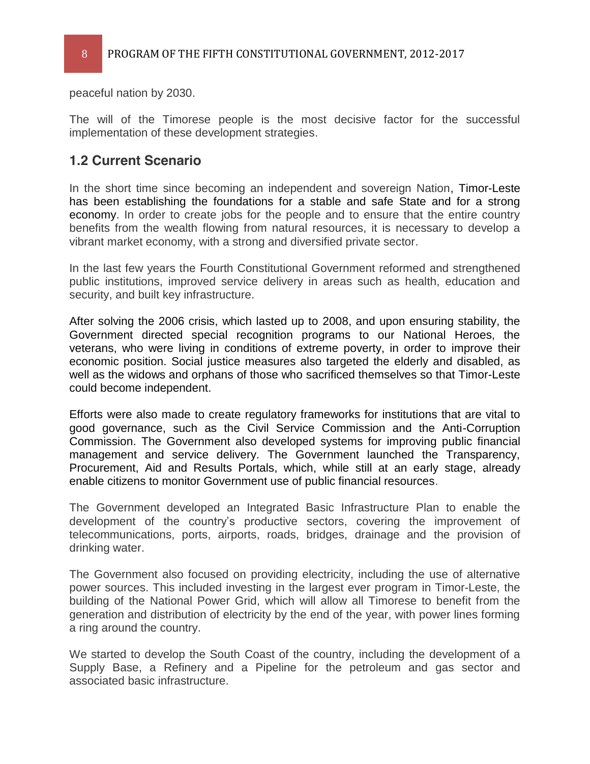peaceful nation by 2030.

The will of the Timorese people is the most decisive factor for the successful implementation of these development strategies.

## 1.2 Current Scenario

In the short time since becoming an independent and sovereign Nation, Timor-Leste has been establishing the foundations for a stable and safe State and for a strong economy. In order to create jobs for the people and to ensure that the entire country benefits from the wealth flowing from natural resources, it is necessary to develop a vibrant market economy, with a strong and diversified private sector.

In the last few years the Fourth Constitutional Government reformed and strengthened public institutions, improved service delivery in areas such as health, education and security, and built key infrastructure.

After solving the 2006 crisis, which lasted up to 2008, and upon ensuring stability, the Government directed special recognition programs to our National Heroes, the veterans, who were living in conditions of extreme poverty, in order to improve their economic position. Social justice measures also targeted the elderly and disabled, as well as the widows and orphans of those who sacrificed themselves so that Timor-Leste could become independent.

Efforts were also made to create regulatory frameworks for institutions that are vital to good governance, such as the Civil Service Commission and the Anti-Corruption Commission. The Government also developed systems for improving public financial management and service delivery. The Government launched the Transparency, Procurement, Aid and Results Portals, which, while still at an early stage, already enable citizens to monitor Government use of public financial resources.

The Government developed an Integrated Basic Infrastructure Plan to enable the development of the country's productive sectors, covering the improvement of telecommunications, ports, airports, roads, bridges, drainage and the provision of drinking water.

The Government also focused on providing electricity, including the use of alternative power sources. This included investing in the largest ever program in Timor-Leste, the building of the National Power Grid, which will allow all Timorese to benefit from the generation and distribution of electricity by the end of the year, with power lines forming a ring around the country.

We started to develop the South Coast of the country, including the development of a Supply Base, a Refinery and a Pipeline for the petroleum and gas sector and associated basic infrastructure.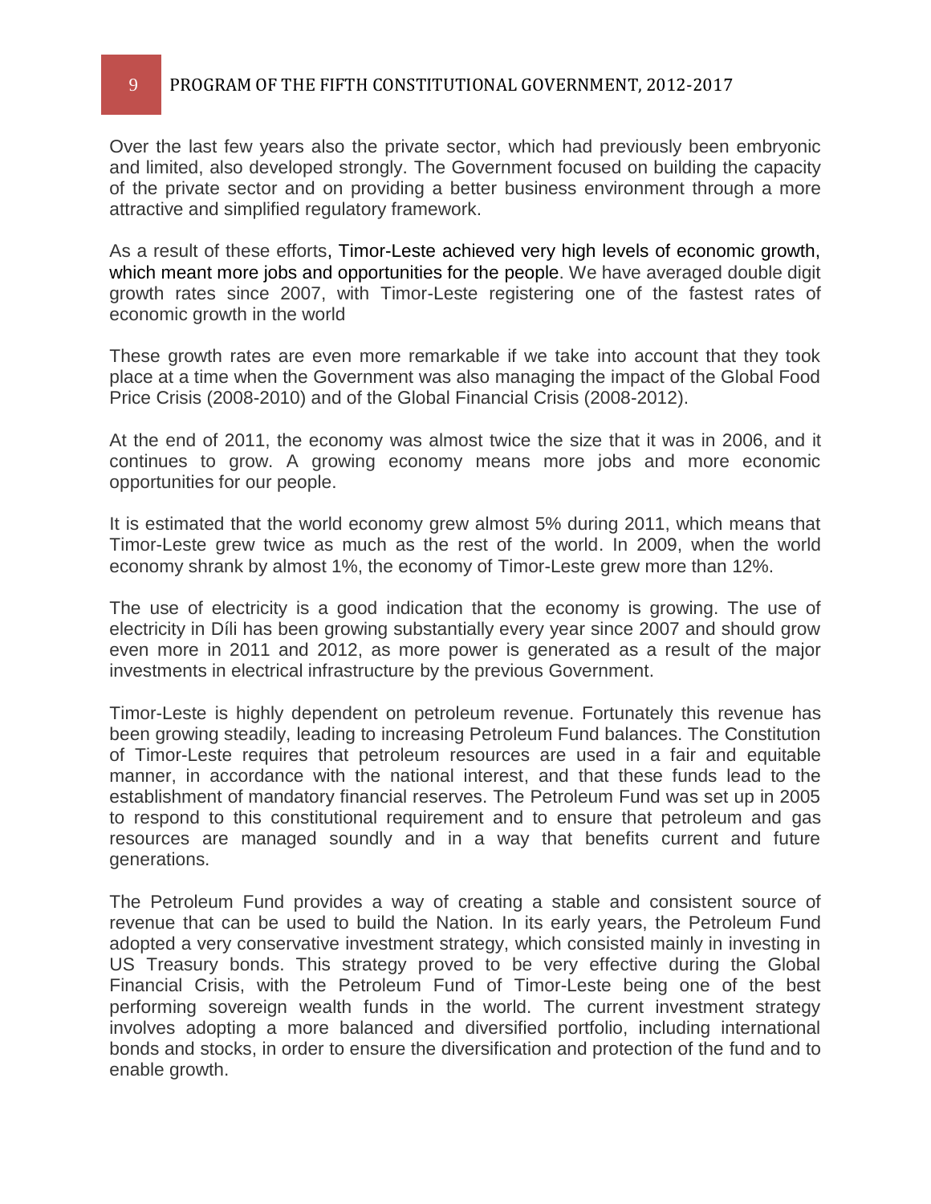Over the last few years also the private sector, which had previously been embryonic and limited, also developed strongly. The Government focused on building the capacity of the private sector and on providing a better business environment through a more attractive and simplified regulatory framework.

As a result of these efforts, Timor-Leste achieved very high levels of economic growth, which meant more jobs and opportunities for the people. We have averaged double digit growth rates since 2007, with Timor-Leste registering one of the fastest rates of economic growth in the world

These growth rates are even more remarkable if we take into account that they took place at a time when the Government was also managing the impact of the Global Food Price Crisis (2008-2010) and of the Global Financial Crisis (2008-2012).

At the end of 2011, the economy was almost twice the size that it was in 2006, and it continues to grow. A growing economy means more jobs and more economic opportunities for our people.

It is estimated that the world economy grew almost 5% during 2011, which means that Timor-Leste grew twice as much as the rest of the world. In 2009, when the world economy shrank by almost 1%, the economy of Timor-Leste grew more than 12%.

The use of electricity is a good indication that the economy is growing. The use of electricity in Díli has been growing substantially every year since 2007 and should grow even more in 2011 and 2012, as more power is generated as a result of the major investments in electrical infrastructure by the previous Government.

Timor-Leste is highly dependent on petroleum revenue. Fortunately this revenue has been growing steadily, leading to increasing Petroleum Fund balances. The Constitution of Timor-Leste requires that petroleum resources are used in a fair and equitable manner, in accordance with the national interest, and that these funds lead to the establishment of mandatory financial reserves. The Petroleum Fund was set up in 2005 to respond to this constitutional requirement and to ensure that petroleum and gas resources are managed soundly and in a way that benefits current and future generations.

The Petroleum Fund provides a way of creating a stable and consistent source of revenue that can be used to build the Nation. In its early years, the Petroleum Fund adopted a very conservative investment strategy, which consisted mainly in investing in US Treasury bonds. This strategy proved to be very effective during the Global Financial Crisis, with the Petroleum Fund of Timor-Leste being one of the best performing sovereign wealth funds in the world. The current investment strategy involves adopting a more balanced and diversified portfolio, including international bonds and stocks, in order to ensure the diversification and protection of the fund and to enable growth.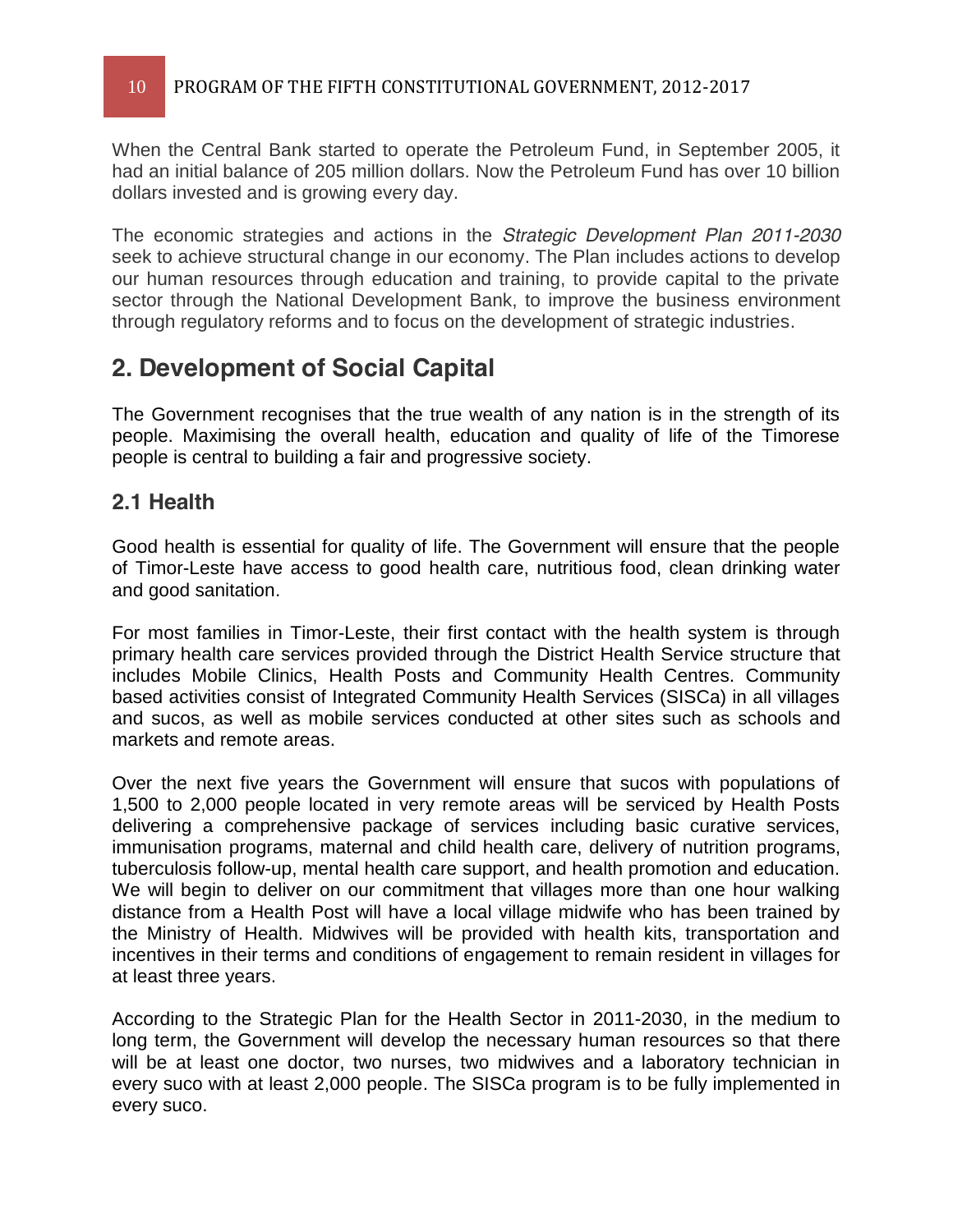When the Central Bank started to operate the Petroleum Fund, in September 2005, it had an initial balance of 205 million dollars. Now the Petroleum Fund has over 10 billion dollars invested and is growing every day.

The economic strategies and actions in the *Strategic Development Plan 2011-2030* seek to achieve structural change in our economy. The Plan includes actions to develop our human resources through education and training, to provide capital to the private sector through the National Development Bank, to improve the business environment through regulatory reforms and to focus on the development of strategic industries.

## 2. Development of Social Capital

The Government recognises that the true wealth of any nation is in the strength of its people. Maximising the overall health, education and quality of life of the Timorese people is central to building a fair and progressive society.

### 2.1 Health

Good health is essential for quality of life. The Government will ensure that the people of Timor-Leste have access to good health care, nutritious food, clean drinking water and good sanitation.

For most families in Timor-Leste, their first contact with the health system is through primary health care services provided through the District Health Service structure that includes Mobile Clinics, Health Posts and Community Health Centres. Community based activities consist of Integrated Community Health Services (SISCa) in all villages and sucos, as well as mobile services conducted at other sites such as schools and markets and remote areas.

Over the next five years the Government will ensure that sucos with populations of 1,500 to 2,000 people located in very remote areas will be serviced by Health Posts delivering a comprehensive package of services including basic curative services, immunisation programs, maternal and child health care, delivery of nutrition programs, tuberculosis follow-up, mental health care support, and health promotion and education. We will begin to deliver on our commitment that villages more than one hour walking distance from a Health Post will have a local village midwife who has been trained by the Ministry of Health. Midwives will be provided with health kits, transportation and incentives in their terms and conditions of engagement to remain resident in villages for at least three years.

According to the Strategic Plan for the Health Sector in 2011-2030, in the medium to long term, the Government will develop the necessary human resources so that there will be at least one doctor, two nurses, two midwives and a laboratory technician in every suco with at least 2,000 people. The SISCa program is to be fully implemented in every suco.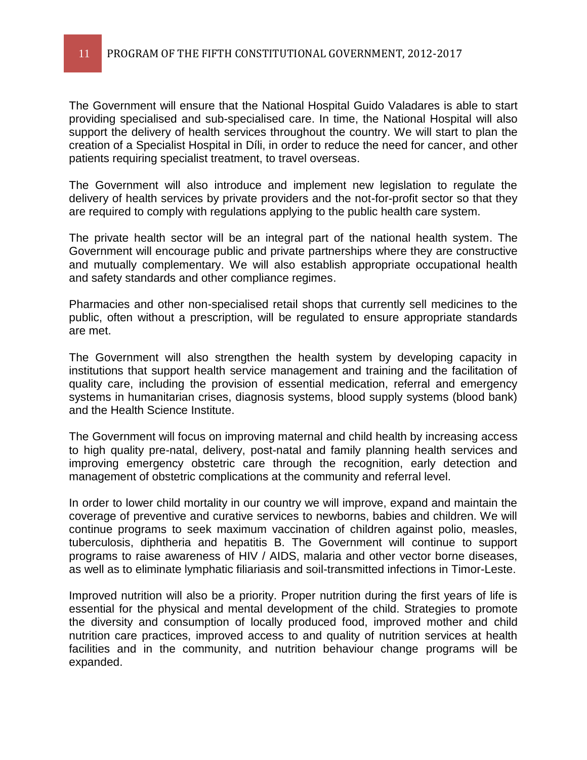The Government will ensure that the National Hospital Guido Valadares is able to start providing specialised and sub-specialised care. In time, the National Hospital will also support the delivery of health services throughout the country. We will start to plan the creation of a Specialist Hospital in Díli, in order to reduce the need for cancer, and other patients requiring specialist treatment, to travel overseas.

The Government will also introduce and implement new legislation to regulate the delivery of health services by private providers and the not-for-profit sector so that they are required to comply with regulations applying to the public health care system.

The private health sector will be an integral part of the national health system. The Government will encourage public and private partnerships where they are constructive and mutually complementary. We will also establish appropriate occupational health and safety standards and other compliance regimes.

Pharmacies and other non-specialised retail shops that currently sell medicines to the public, often without a prescription, will be regulated to ensure appropriate standards are met.

The Government will also strengthen the health system by developing capacity in institutions that support health service management and training and the facilitation of quality care, including the provision of essential medication, referral and emergency systems in humanitarian crises, diagnosis systems, blood supply systems (blood bank) and the Health Science Institute.

The Government will focus on improving maternal and child health by increasing access to high quality pre-natal, delivery, post-natal and family planning health services and improving emergency obstetric care through the recognition, early detection and management of obstetric complications at the community and referral level.

In order to lower child mortality in our country we will improve, expand and maintain the coverage of preventive and curative services to newborns, babies and children. We will continue programs to seek maximum vaccination of children against polio, measles, tuberculosis, diphtheria and hepatitis B. The Government will continue to support programs to raise awareness of HIV / AIDS, malaria and other vector borne diseases, as well as to eliminate lymphatic filiariasis and soil-transmitted infections in Timor-Leste.

Improved nutrition will also be a priority. Proper nutrition during the first years of life is essential for the physical and mental development of the child. Strategies to promote the diversity and consumption of locally produced food, improved mother and child nutrition care practices, improved access to and quality of nutrition services at health facilities and in the community, and nutrition behaviour change programs will be expanded.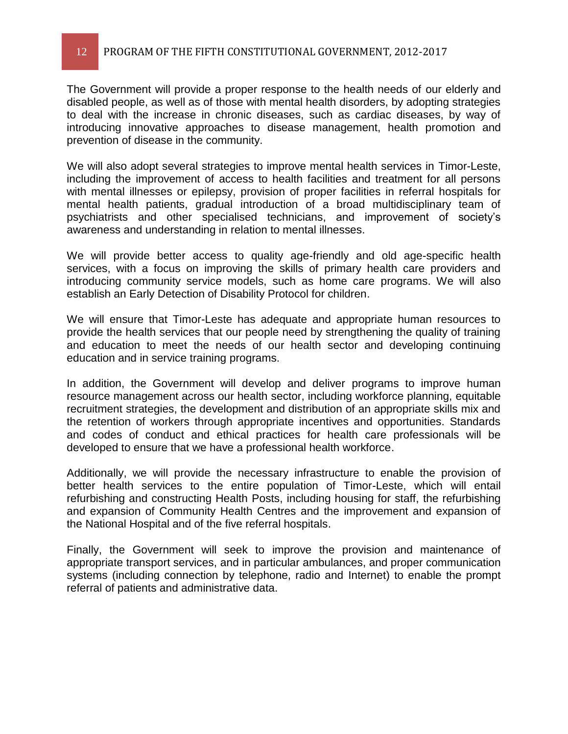The Government will provide a proper response to the health needs of our elderly and disabled people, as well as of those with mental health disorders, by adopting strategies to deal with the increase in chronic diseases, such as cardiac diseases, by way of introducing innovative approaches to disease management, health promotion and prevention of disease in the community.

We will also adopt several strategies to improve mental health services in Timor-Leste, including the improvement of access to health facilities and treatment for all persons with mental illnesses or epilepsy, provision of proper facilities in referral hospitals for mental health patients, gradual introduction of a broad multidisciplinary team of psychiatrists and other specialised technicians, and improvement of society's awareness and understanding in relation to mental illnesses.

We will provide better access to quality age-friendly and old age-specific health services, with a focus on improving the skills of primary health care providers and introducing community service models, such as home care programs. We will also establish an Early Detection of Disability Protocol for children.

We will ensure that Timor-Leste has adequate and appropriate human resources to provide the health services that our people need by strengthening the quality of training and education to meet the needs of our health sector and developing continuing education and in service training programs.

In addition, the Government will develop and deliver programs to improve human resource management across our health sector, including workforce planning, equitable recruitment strategies, the development and distribution of an appropriate skills mix and the retention of workers through appropriate incentives and opportunities. Standards and codes of conduct and ethical practices for health care professionals will be developed to ensure that we have a professional health workforce.

Additionally, we will provide the necessary infrastructure to enable the provision of better health services to the entire population of Timor-Leste, which will entail refurbishing and constructing Health Posts, including housing for staff, the refurbishing and expansion of Community Health Centres and the improvement and expansion of the National Hospital and of the five referral hospitals.

Finally, the Government will seek to improve the provision and maintenance of appropriate transport services, and in particular ambulances, and proper communication systems (including connection by telephone, radio and Internet) to enable the prompt referral of patients and administrative data.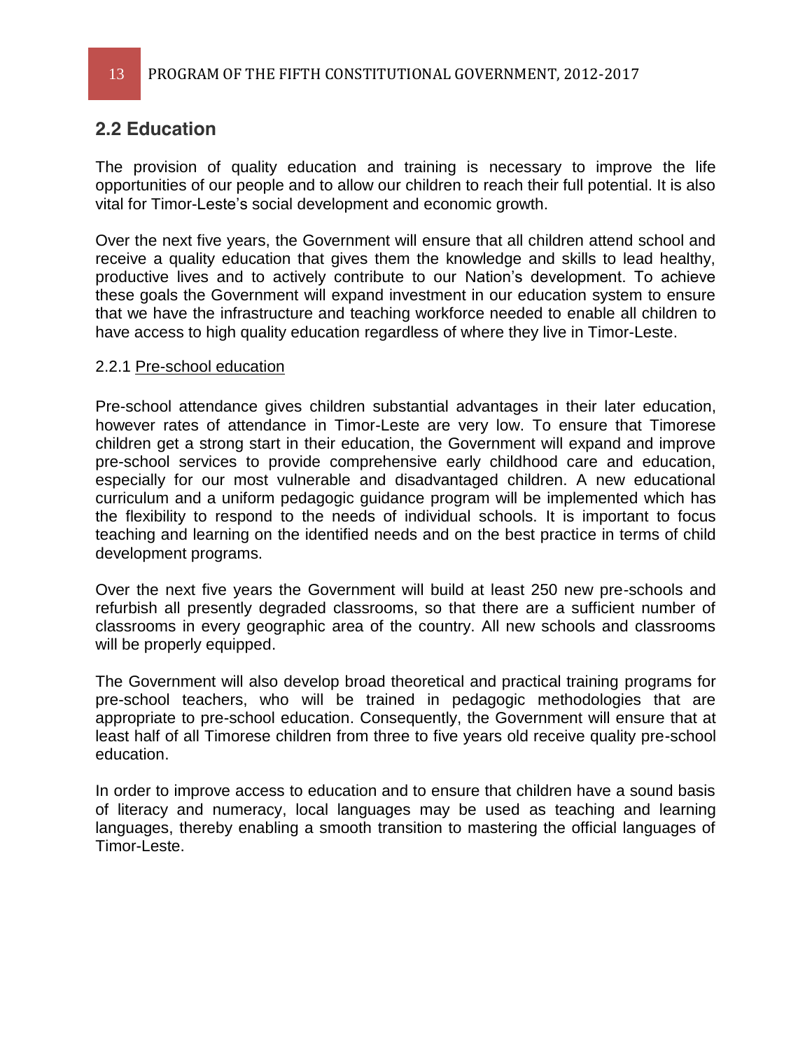## 2.2 Education

The provision of quality education and training is necessary to improve the life opportunities of our people and to allow our children to reach their full potential. It is also vital for Timor-Leste's social development and economic growth.

Over the next five years, the Government will ensure that all children attend school and receive a quality education that gives them the knowledge and skills to lead healthy, productive lives and to actively contribute to our Nation's development. To achieve these goals the Government will expand investment in our education system to ensure that we have the infrastructure and teaching workforce needed to enable all children to have access to high quality education regardless of where they live in Timor-Leste.

### 2.2.1 Pre-school education

Pre-school attendance gives children substantial advantages in their later education, however rates of attendance in Timor-Leste are very low. To ensure that Timorese children get a strong start in their education, the Government will expand and improve pre-school services to provide comprehensive early childhood care and education, especially for our most vulnerable and disadvantaged children. A new educational curriculum and a uniform pedagogic guidance program will be implemented which has the flexibility to respond to the needs of individual schools. It is important to focus teaching and learning on the identified needs and on the best practice in terms of child development programs.

Over the next five years the Government will build at least 250 new pre-schools and refurbish all presently degraded classrooms, so that there are a sufficient number of classrooms in every geographic area of the country. All new schools and classrooms will be properly equipped.

The Government will also develop broad theoretical and practical training programs for pre-school teachers, who will be trained in pedagogic methodologies that are appropriate to pre-school education. Consequently, the Government will ensure that at least half of all Timorese children from three to five years old receive quality pre-school education.

In order to improve access to education and to ensure that children have a sound basis of literacy and numeracy, local languages may be used as teaching and learning languages, thereby enabling a smooth transition to mastering the official languages of Timor-Leste.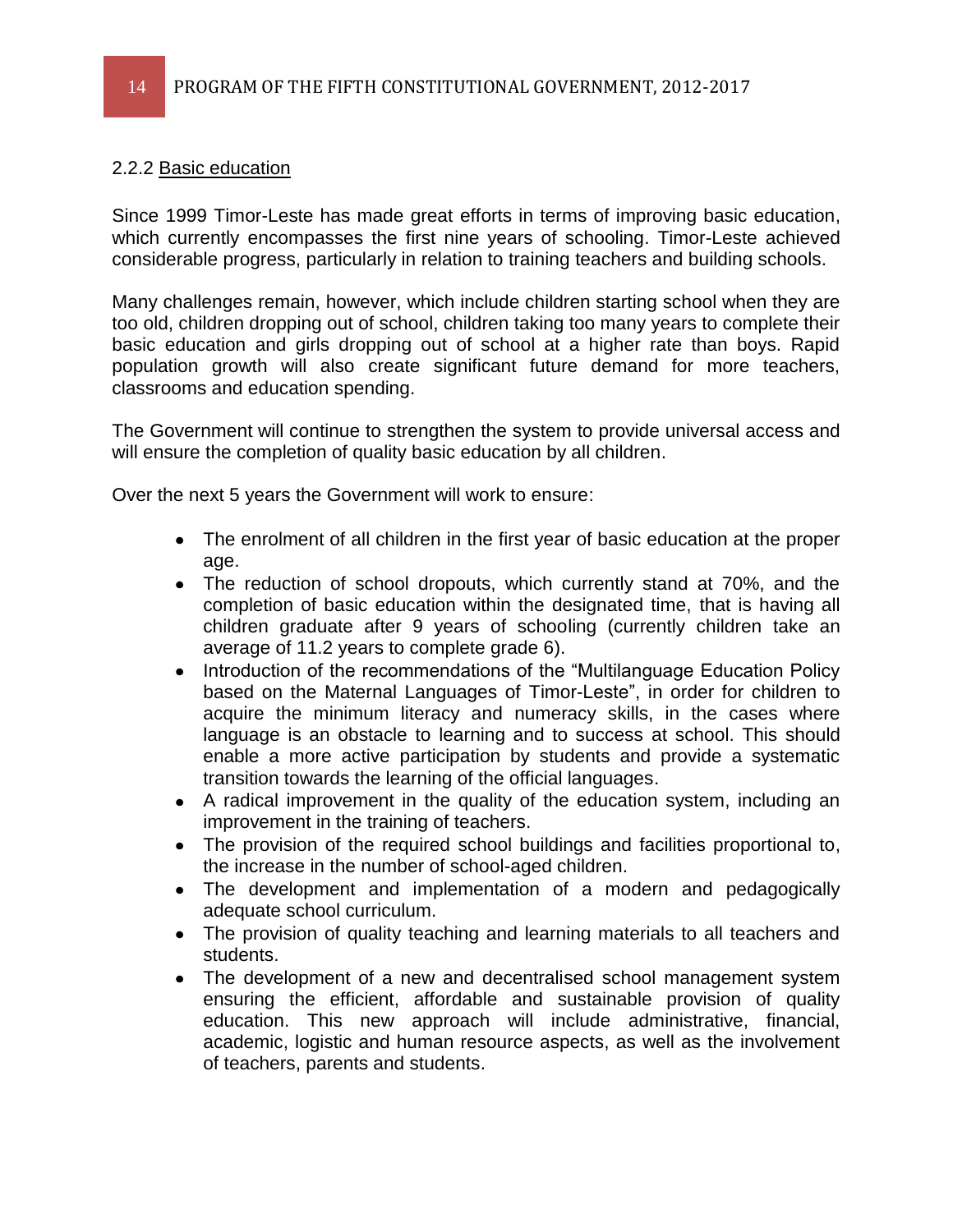### 2.2.2 Basic education

Since 1999 Timor-Leste has made great efforts in terms of improving basic education, which currently encompasses the first nine years of schooling. Timor-Leste achieved considerable progress, particularly in relation to training teachers and building schools.

Many challenges remain, however, which include children starting school when they are too old, children dropping out of school, children taking too many years to complete their basic education and girls dropping out of school at a higher rate than boys. Rapid population growth will also create significant future demand for more teachers, classrooms and education spending.

The Government will continue to strengthen the system to provide universal access and will ensure the completion of quality basic education by all children.

Over the next 5 years the Government will work to ensure:

- The enrolment of all children in the first year of basic education at the proper age.
- The reduction of school dropouts, which currently stand at 70%, and the completion of basic education within the designated time, that is having all children graduate after 9 years of schooling (currently children take an average of 11.2 years to complete grade 6).
- Introduction of the recommendations of the "Multilanguage Education Policy based on the Maternal Languages of Timor-Leste", in order for children to acquire the minimum literacy and numeracy skills, in the cases where language is an obstacle to learning and to success at school. This should enable a more active participation by students and provide a systematic transition towards the learning of the official languages.
- A radical improvement in the quality of the education system, including an improvement in the training of teachers.
- The provision of the required school buildings and facilities proportional to, the increase in the number of school-aged children.
- The development and implementation of a modern and pedagogically adequate school curriculum.
- The provision of quality teaching and learning materials to all teachers and students.
- The development of a new and decentralised school management system ensuring the efficient, affordable and sustainable provision of quality education. This new approach will include administrative, financial, academic, logistic and human resource aspects, as well as the involvement of teachers, parents and students.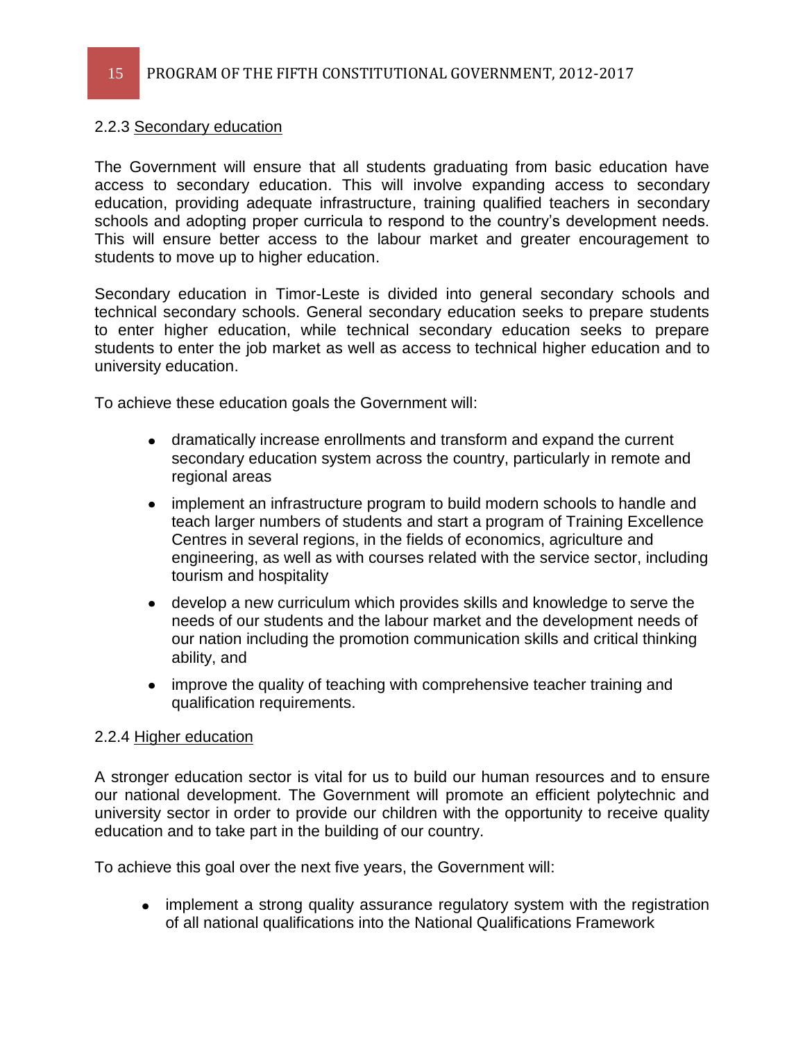### 2.2.3 Secondary education

The Government will ensure that all students graduating from basic education have access to secondary education. This will involve expanding access to secondary education, providing adequate infrastructure, training qualified teachers in secondary schools and adopting proper curricula to respond to the country's development needs. This will ensure better access to the labour market and greater encouragement to students to move up to higher education.

Secondary education in Timor-Leste is divided into general secondary schools and technical secondary schools. General secondary education seeks to prepare students to enter higher education, while technical secondary education seeks to prepare students to enter the job market as well as access to technical higher education and to university education.

To achieve these education goals the Government will:

- dramatically increase enrollments and transform and expand the current secondary education system across the country, particularly in remote and regional areas
- implement an infrastructure program to build modern schools to handle and teach larger numbers of students and start a program of Training Excellence Centres in several regions, in the fields of economics, agriculture and engineering, as well as with courses related with the service sector, including tourism and hospitality
- develop a new curriculum which provides skills and knowledge to serve the needs of our students and the labour market and the development needs of our nation including the promotion communication skills and critical thinking ability, and
- improve the quality of teaching with comprehensive teacher training and qualification requirements.

### 2.2.4 Higher education

A stronger education sector is vital for us to build our human resources and to ensure our national development. The Government will promote an efficient polytechnic and university sector in order to provide our children with the opportunity to receive quality education and to take part in the building of our country.

To achieve this goal over the next five years, the Government will:

- implement a strong quality assurance regulatory system with the registration of all national qualifications into the National Qualifications Framework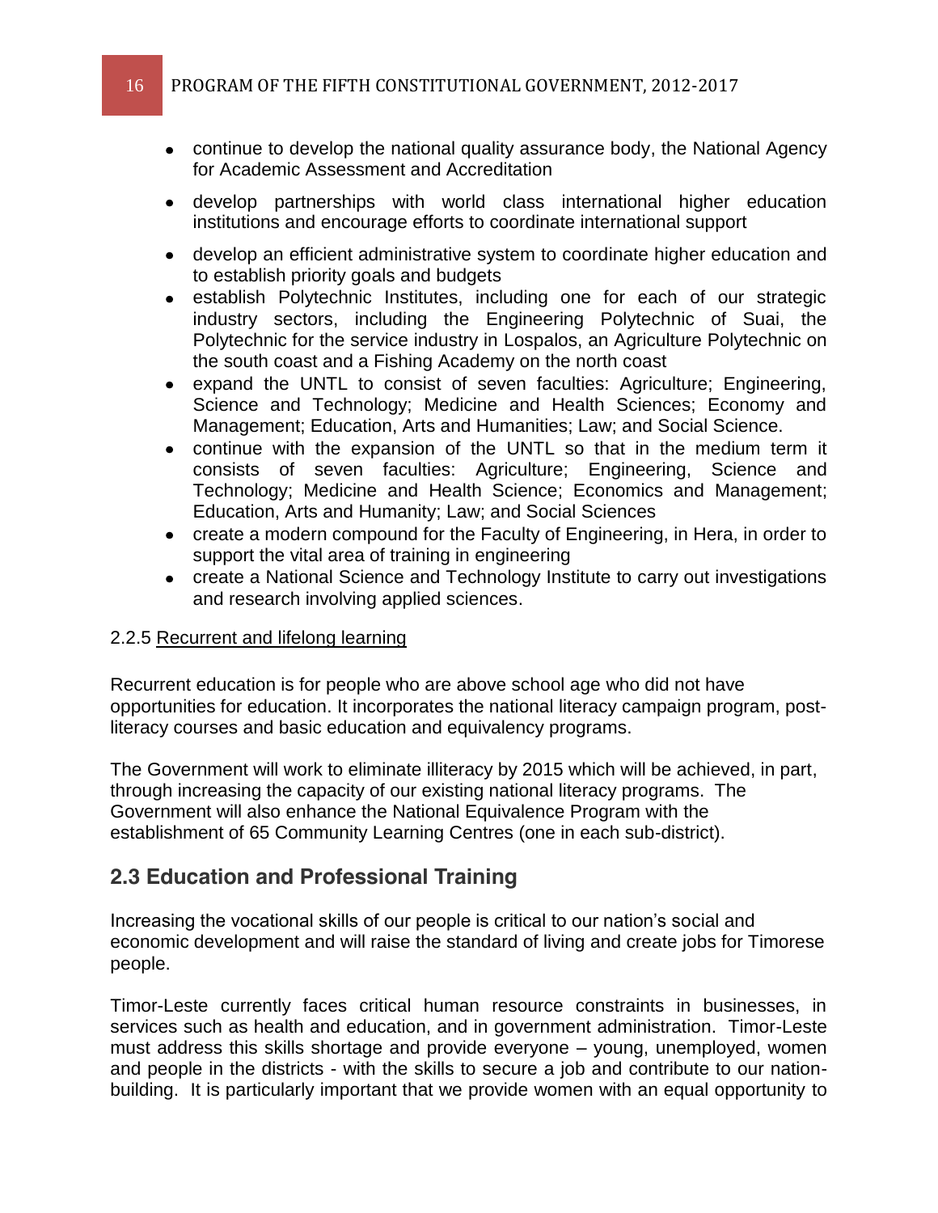- continue to develop the national quality assurance body, the National Agency for Academic Assessment and Accreditation
- develop partnerships with world class international higher education institutions and encourage efforts to coordinate international support
- develop an efficient administrative system to coordinate higher education and to establish priority goals and budgets
- establish Polytechnic Institutes, including one for each of our strategic industry sectors, including the Engineering Polytechnic of Suai, the Polytechnic for the service industry in Lospalos, an Agriculture Polytechnic on the south coast and a Fishing Academy on the north coast
- expand the UNTL to consist of seven faculties: Agriculture; Engineering, Science and Technology; Medicine and Health Sciences; Economy and Management; Education, Arts and Humanities; Law; and Social Science.
- continue with the expansion of the UNTL so that in the medium term it consists of seven faculties: Agriculture; Engineering, Science and Technology; Medicine and Health Science; Economics and Management; Education, Arts and Humanity; Law; and Social Sciences
- create a modern compound for the Faculty of Engineering, in Hera, in order to support the vital area of training in engineering
- create a National Science and Technology Institute to carry out investigations and research involving applied sciences.

#### 2.2.5 Recurrent and lifelong learning

Recurrent education is for people who are above school age who did not have opportunities for education. It incorporates the national literacy campaign program, post-literacy courses and basic education and equivalency programs.

The Government will work to eliminate illiteracy by 2015 which will be achieved, in part, through increasing the capacity of our existing national literacy programs. The Government will also enhance the National Equivalence Program with the establishment of 65 Community Learning Centres (one in each sub-district).

## 2.3 Education and Professional Training

Increasing the vocational skills of our people is critical to our nation's social and economic development and will raise the standard of living and create jobs for Timorese people.

Timor-Leste currently faces critical human resource constraints in businesses, in services such as health and education, and in government administration. Timor-Leste must address this skills shortage and provide everyone – young, unemployed, women and people in the districts - with the skills to secure a job and contribute to our nation-building. It is particularly important that we provide women with an equal opportunity to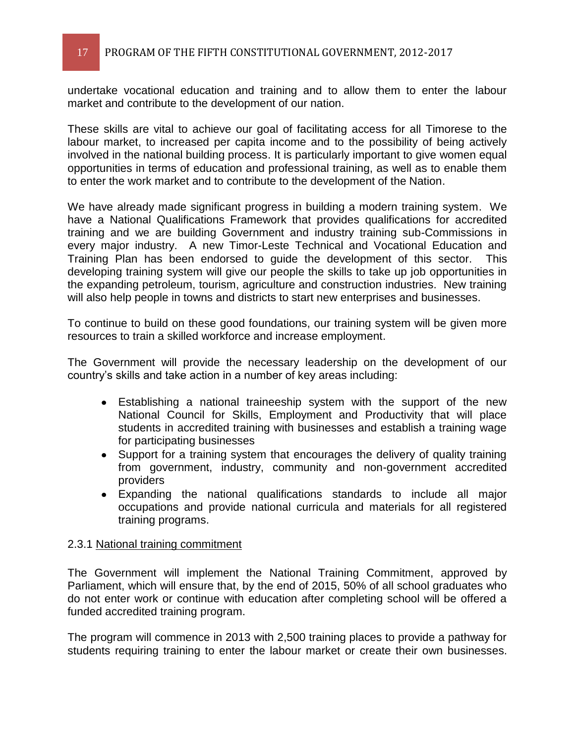undertake vocational education and training and to allow them to enter the labour market and contribute to the development of our nation.

These skills are vital to achieve our goal of facilitating access for all Timorese to the labour market, to increased per capita income and to the possibility of being actively involved in the national building process. It is particularly important to give women equal opportunities in terms of education and professional training, as well as to enable them to enter the work market and to contribute to the development of the Nation.

We have already made significant progress in building a modern training system. We have a National Qualifications Framework that provides qualifications for accredited training and we are building Government and industry training sub-Commissions in every major industry. A new Timor-Leste Technical and Vocational Education and Training Plan has been endorsed to guide the development of this sector. This developing training system will give our people the skills to take up job opportunities in the expanding petroleum, tourism, agriculture and construction industries. New training will also help people in towns and districts to start new enterprises and businesses.

To continue to build on these good foundations, our training system will be given more resources to train a skilled workforce and increase employment.

The Government will provide the necessary leadership on the development of our country's skills and take action in a number of key areas including:

- Establishing a national traineeship system with the support of the new National Council for Skills, Employment and Productivity that will place students in accredited training with businesses and establish a training wage for participating businesses
- Support for a training system that encourages the delivery of quality training from government, industry, community and non-government accredited providers
- Expanding the national qualifications standards to include all major occupations and provide national curricula and materials for all registered training programs.

### 2.3.1 National training commitment

The Government will implement the National Training Commitment, approved by Parliament, which will ensure that, by the end of 2015, 50% of all school graduates who do not enter work or continue with education after completing school will be offered a funded accredited training program.

The program will commence in 2013 with 2,500 training places to provide a pathway for students requiring training to enter the labour market or create their own businesses.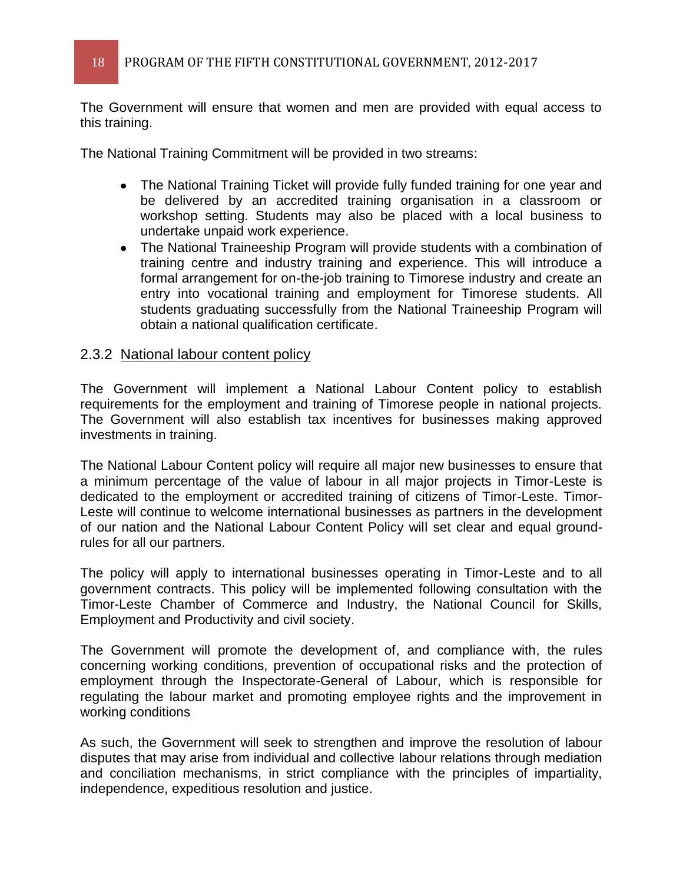The Government will ensure that women and men are provided with equal access to this training.

The National Training Commitment will be provided in two streams:

- The National Training Ticket will provide fully funded training for one year and be delivered by an accredited training organisation in a classroom or workshop setting. Students may also be placed with a local business to undertake unpaid work experience.
- The National Traineeship Program will provide students with a combination of training centre and industry training and experience. This will introduce a formal arrangement for on-the-job training to Timorese industry and create an entry into vocational training and employment for Timorese students. All students graduating successfully from the National Traineeship Program will obtain a national qualification certificate.

### 2.3.2 National labour content policy

The Government will implement a National Labour Content policy to establish requirements for the employment and training of Timorese people in national projects. The Government will also establish tax incentives for businesses making approved investments in training.

The National Labour Content policy will require all major new businesses to ensure that a minimum percentage of the value of labour in all major projects in Timor-Leste is dedicated to the employment or accredited training of citizens of Timor-Leste. Timor-Leste will continue to welcome international businesses as partners in the development of our nation and the National Labour Content Policy will set clear and equal ground-rules for all our partners.

The policy will apply to international businesses operating in Timor-Leste and to all government contracts. This policy will be implemented following consultation with the Timor-Leste Chamber of Commerce and Industry, the National Council for Skills, Employment and Productivity and civil society.

The Government will promote the development of, and compliance with, the rules concerning working conditions, prevention of occupational risks and the protection of employment through the Inspectorate-General of Labour, which is responsible for regulating the labour market and promoting employee rights and the improvement in working conditions

As such, the Government will seek to strengthen and improve the resolution of labour disputes that may arise from individual and collective labour relations through mediation and conciliation mechanisms, in strict compliance with the principles of impartiality, independence, expeditious resolution and justice.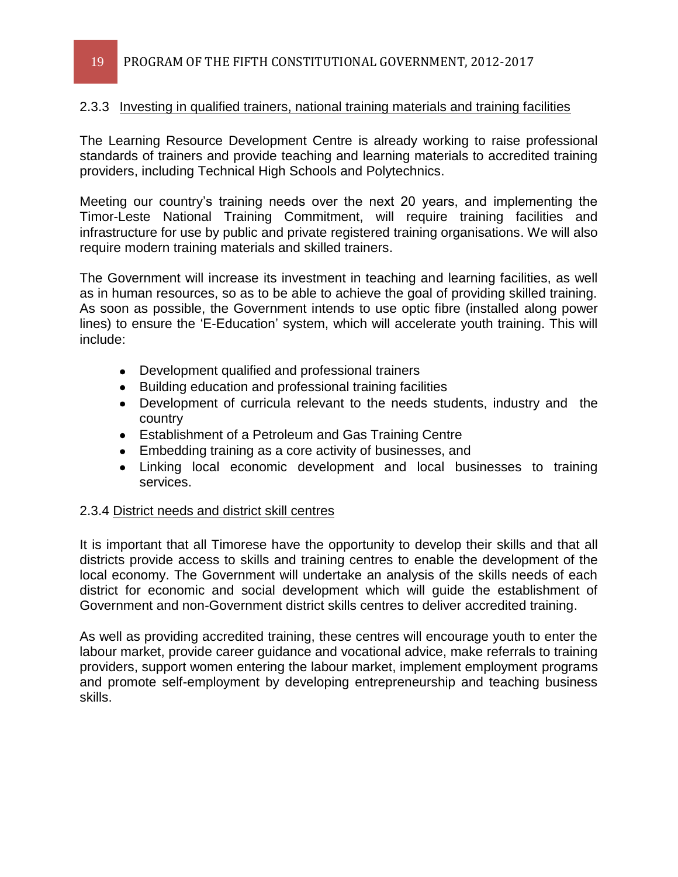### 2.3.3 Investing in qualified trainers, national training materials and training facilities

The Learning Resource Development Centre is already working to raise professional standards of trainers and provide teaching and learning materials to accredited training providers, including Technical High Schools and Polytechnics.

Meeting our country's training needs over the next 20 years, and implementing the Timor-Leste National Training Commitment, will require training facilities and infrastructure for use by public and private registered training organisations. We will also require modern training materials and skilled trainers.

The Government will increase its investment in teaching and learning facilities, as well as in human resources, so as to be able to achieve the goal of providing skilled training. As soon as possible, the Government intends to use optic fibre (installed along power lines) to ensure the 'E-Education' system, which will accelerate youth training. This will include:

- Development qualified and professional trainers
- Building education and professional training facilities
- Development of curricula relevant to the needs students, industry and the country
- Establishment of a Petroleum and Gas Training Centre
- Embedding training as a core activity of businesses, and
- Linking local economic development and local businesses to training services.

### 2.3.4 District needs and district skill centres

It is important that all Timorese have the opportunity to develop their skills and that all districts provide access to skills and training centres to enable the development of the local economy. The Government will undertake an analysis of the skills needs of each district for economic and social development which will guide the establishment of Government and non-Government district skills centres to deliver accredited training.

As well as providing accredited training, these centres will encourage youth to enter the labour market, provide career guidance and vocational advice, make referrals to training providers, support women entering the labour market, implement employment programs and promote self-employment by developing entrepreneurship and teaching business skills.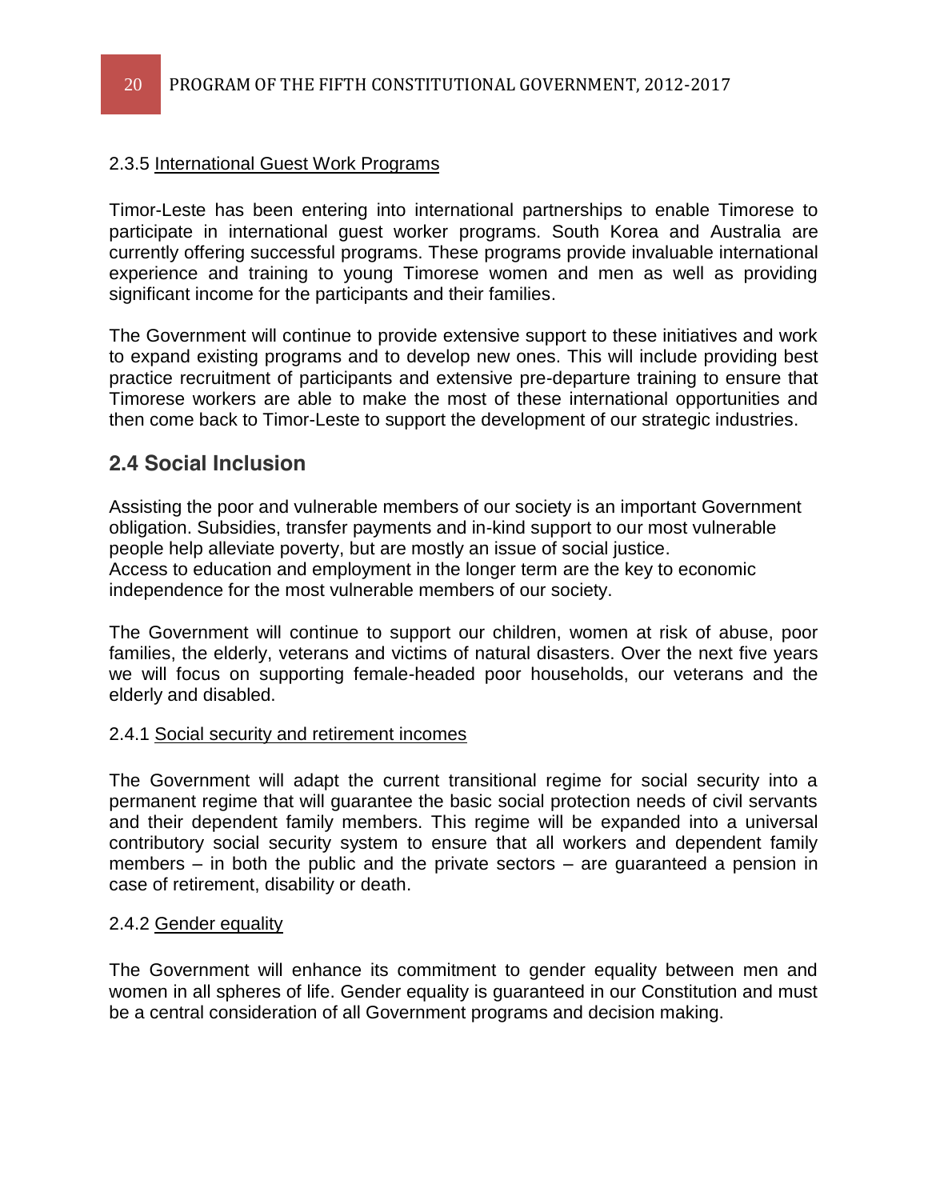2.3.5 International Guest Work Programs

Timor-Leste has been entering into international partnerships to enable Timorese to participate in international guest worker programs. South Korea and Australia are currently offering successful programs. These programs provide invaluable international experience and training to young Timorese women and men as well as providing significant income for the participants and their families.

The Government will continue to provide extensive support to these initiatives and work to expand existing programs and to develop new ones. This will include providing best practice recruitment of participants and extensive pre-departure training to ensure that Timorese workers are able to make the most of these international opportunities and then come back to Timor-Leste to support the development of our strategic industries.

## 2.4 Social Inclusion

Assisting the poor and vulnerable members of our society is an important Government obligation. Subsidies, transfer payments and in-kind support to our most vulnerable people help alleviate poverty, but are mostly an issue of social justice.
Access to education and employment in the longer term are the key to economic independence for the most vulnerable members of our society.

The Government will continue to support our children, women at risk of abuse, poor families, the elderly, veterans and victims of natural disasters. Over the next five years we will focus on supporting female-headed poor households, our veterans and the elderly and disabled.

2.4.1 Social security and retirement incomes

The Government will adapt the current transitional regime for social security into a permanent regime that will guarantee the basic social protection needs of civil servants and their dependent family members. This regime will be expanded into a universal contributory social security system to ensure that all workers and dependent family members – in both the public and the private sectors – are guaranteed a pension in case of retirement, disability or death.

2.4.2 Gender equality

The Government will enhance its commitment to gender equality between men and women in all spheres of life. Gender equality is guaranteed in our Constitution and must be a central consideration of all Government programs and decision making.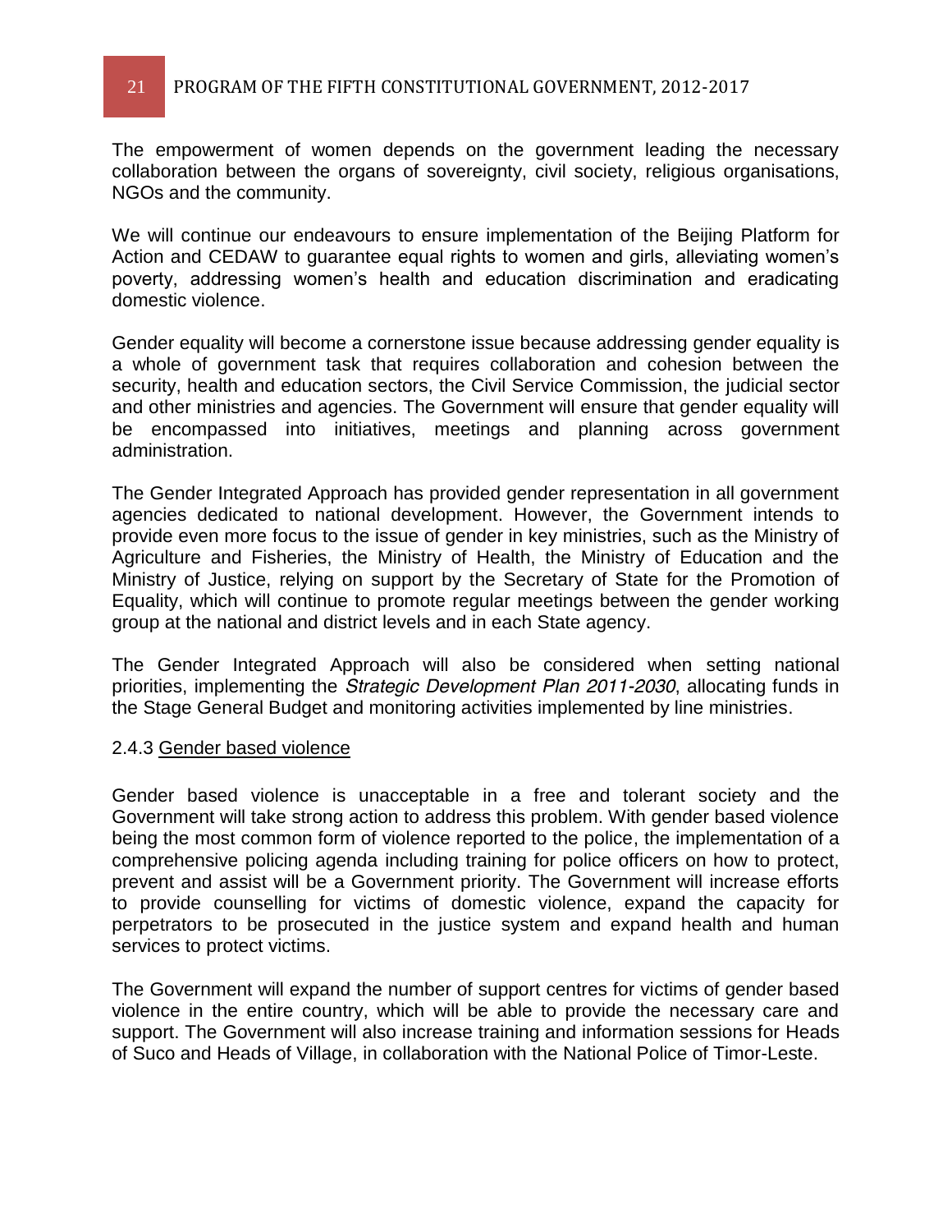The empowerment of women depends on the government leading the necessary collaboration between the organs of sovereignty, civil society, religious organisations, NGOs and the community.

We will continue our endeavours to ensure implementation of the Beijing Platform for Action and CEDAW to guarantee equal rights to women and girls, alleviating women's poverty, addressing women's health and education discrimination and eradicating domestic violence.

Gender equality will become a cornerstone issue because addressing gender equality is a whole of government task that requires collaboration and cohesion between the security, health and education sectors, the Civil Service Commission, the judicial sector and other ministries and agencies. The Government will ensure that gender equality will be encompassed into initiatives, meetings and planning across government administration.

The Gender Integrated Approach has provided gender representation in all government agencies dedicated to national development. However, the Government intends to provide even more focus to the issue of gender in key ministries, such as the Ministry of Agriculture and Fisheries, the Ministry of Health, the Ministry of Education and the Ministry of Justice, relying on support by the Secretary of State for the Promotion of Equality, which will continue to promote regular meetings between the gender working group at the national and district levels and in each State agency.

The Gender Integrated Approach will also be considered when setting national priorities, implementing the *Strategic Development Plan 2011-2030*, allocating funds in the Stage General Budget and monitoring activities implemented by line ministries.

### 2.4.3 Gender based violence

Gender based violence is unacceptable in a free and tolerant society and the Government will take strong action to address this problem. With gender based violence being the most common form of violence reported to the police, the implementation of a comprehensive policing agenda including training for police officers on how to protect, prevent and assist will be a Government priority. The Government will increase efforts to provide counselling for victims of domestic violence, expand the capacity for perpetrators to be prosecuted in the justice system and expand health and human services to protect victims.

The Government will expand the number of support centres for victims of gender based violence in the entire country, which will be able to provide the necessary care and support. The Government will also increase training and information sessions for Heads of Suco and Heads of Village, in collaboration with the National Police of Timor-Leste.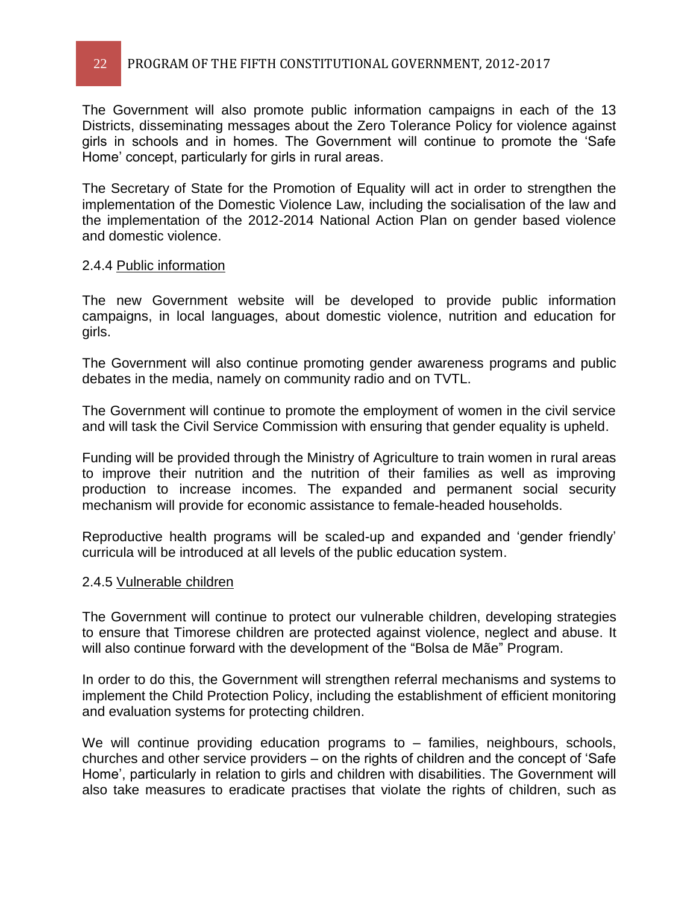The Government will also promote public information campaigns in each of the 13 Districts, disseminating messages about the Zero Tolerance Policy for violence against girls in schools and in homes. The Government will continue to promote the 'Safe Home' concept, particularly for girls in rural areas.

The Secretary of State for the Promotion of Equality will act in order to strengthen the implementation of the Domestic Violence Law, including the socialisation of the law and the implementation of the 2012-2014 National Action Plan on gender based violence and domestic violence.

#### 2.4.4 Public information

The new Government website will be developed to provide public information campaigns, in local languages, about domestic violence, nutrition and education for girls.

The Government will also continue promoting gender awareness programs and public debates in the media, namely on community radio and on TVTL.

The Government will continue to promote the employment of women in the civil service and will task the Civil Service Commission with ensuring that gender equality is upheld.

Funding will be provided through the Ministry of Agriculture to train women in rural areas to improve their nutrition and the nutrition of their families as well as improving production to increase incomes. The expanded and permanent social security mechanism will provide for economic assistance to female-headed households.

Reproductive health programs will be scaled-up and expanded and 'gender friendly' curricula will be introduced at all levels of the public education system.

#### 2.4.5 Vulnerable children

The Government will continue to protect our vulnerable children, developing strategies to ensure that Timorese children are protected against violence, neglect and abuse. It will also continue forward with the development of the "Bolsa de Mãe" Program.

In order to do this, the Government will strengthen referral mechanisms and systems to implement the Child Protection Policy, including the establishment of efficient monitoring and evaluation systems for protecting children.

We will continue providing education programs to – families, neighbours, schools, churches and other service providers – on the rights of children and the concept of 'Safe Home', particularly in relation to girls and children with disabilities. The Government will also take measures to eradicate practises that violate the rights of children, such as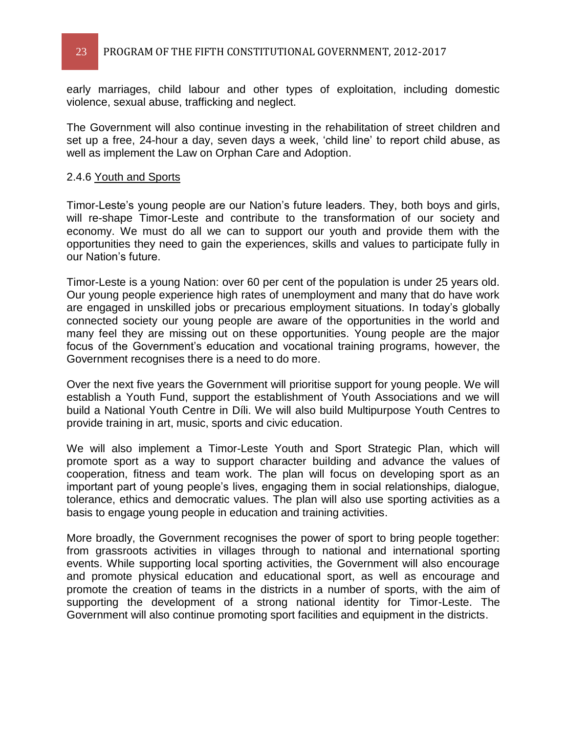early marriages, child labour and other types of exploitation, including domestic violence, sexual abuse, trafficking and neglect.

The Government will also continue investing in the rehabilitation of street children and set up a free, 24-hour a day, seven days a week, 'child line' to report child abuse, as well as implement the Law on Orphan Care and Adoption.

### 2.4.6 Youth and Sports

Timor-Leste's young people are our Nation's future leaders. They, both boys and girls, will re-shape Timor-Leste and contribute to the transformation of our society and economy. We must do all we can to support our youth and provide them with the opportunities they need to gain the experiences, skills and values to participate fully in our Nation's future.

Timor-Leste is a young Nation: over 60 per cent of the population is under 25 years old. Our young people experience high rates of unemployment and many that do have work are engaged in unskilled jobs or precarious employment situations. In today's globally connected society our young people are aware of the opportunities in the world and many feel they are missing out on these opportunities. Young people are the major focus of the Government's education and vocational training programs, however, the Government recognises there is a need to do more.

Over the next five years the Government will prioritise support for young people. We will establish a Youth Fund, support the establishment of Youth Associations and we will build a National Youth Centre in Díli. We will also build Multipurpose Youth Centres to provide training in art, music, sports and civic education.

We will also implement a Timor-Leste Youth and Sport Strategic Plan, which will promote sport as a way to support character building and advance the values of cooperation, fitness and team work. The plan will focus on developing sport as an important part of young people's lives, engaging them in social relationships, dialogue, tolerance, ethics and democratic values. The plan will also use sporting activities as a basis to engage young people in education and training activities.

More broadly, the Government recognises the power of sport to bring people together: from grassroots activities in villages through to national and international sporting events. While supporting local sporting activities, the Government will also encourage and promote physical education and educational sport, as well as encourage and promote the creation of teams in the districts in a number of sports, with the aim of supporting the development of a strong national identity for Timor-Leste. The Government will also continue promoting sport facilities and equipment in the districts.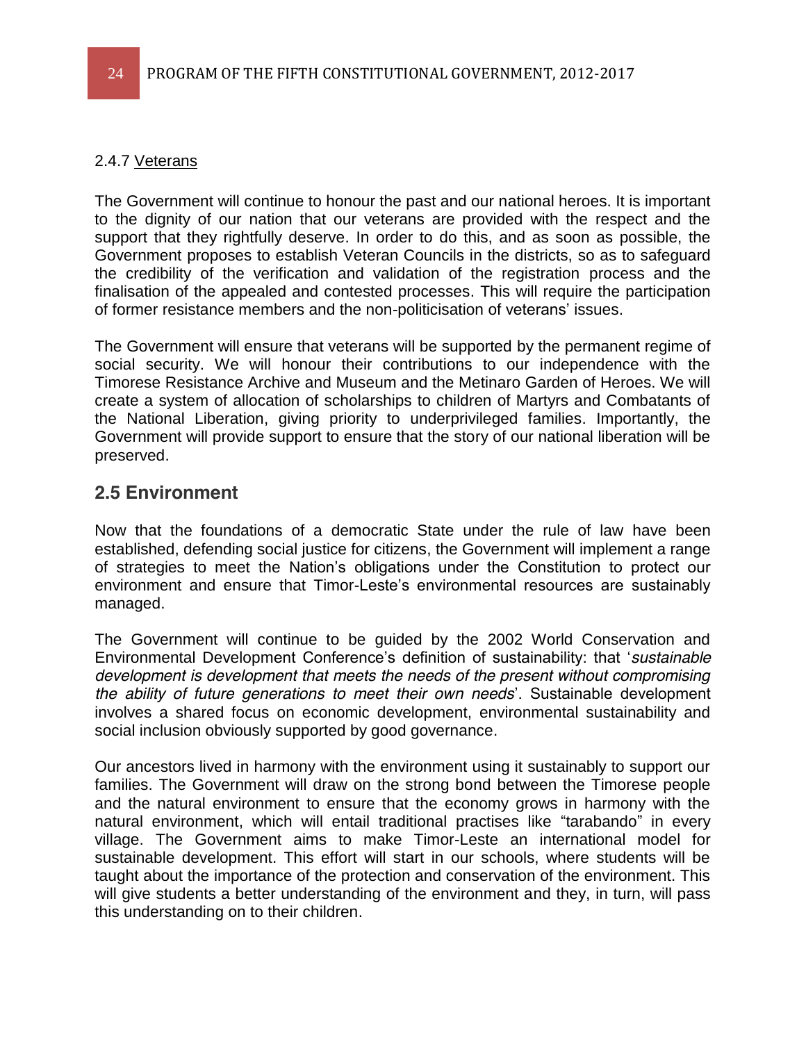#### 2.4.7 Veterans

The Government will continue to honour the past and our national heroes. It is important to the dignity of our nation that our veterans are provided with the respect and the support that they rightfully deserve. In order to do this, and as soon as possible, the Government proposes to establish Veteran Councils in the districts, so as to safeguard the credibility of the verification and validation of the registration process and the finalisation of the appealed and contested processes. This will require the participation of former resistance members and the non-politicisation of veterans' issues.

The Government will ensure that veterans will be supported by the permanent regime of social security. We will honour their contributions to our independence with the Timorese Resistance Archive and Museum and the Metinaro Garden of Heroes. We will create a system of allocation of scholarships to children of Martyrs and Combatants of the National Liberation, giving priority to underprivileged families. Importantly, the Government will provide support to ensure that the story of our national liberation will be preserved.

## 2.5 Environment

Now that the foundations of a democratic State under the rule of law have been established, defending social justice for citizens, the Government will implement a range of strategies to meet the Nation's obligations under the Constitution to protect our environment and ensure that Timor-Leste's environmental resources are sustainably managed.

The Government will continue to be guided by the 2002 World Conservation and Environmental Development Conference's definition of sustainability: that '*sustainable development is development that meets the needs of the present without compromising the ability of future generations to meet their own needs*'. Sustainable development involves a shared focus on economic development, environmental sustainability and social inclusion obviously supported by good governance.

Our ancestors lived in harmony with the environment using it sustainably to support our families. The Government will draw on the strong bond between the Timorese people and the natural environment to ensure that the economy grows in harmony with the natural environment, which will entail traditional practises like "tarabando" in every village. The Government aims to make Timor-Leste an international model for sustainable development. This effort will start in our schools, where students will be taught about the importance of the protection and conservation of the environment. This will give students a better understanding of the environment and they, in turn, will pass this understanding on to their children.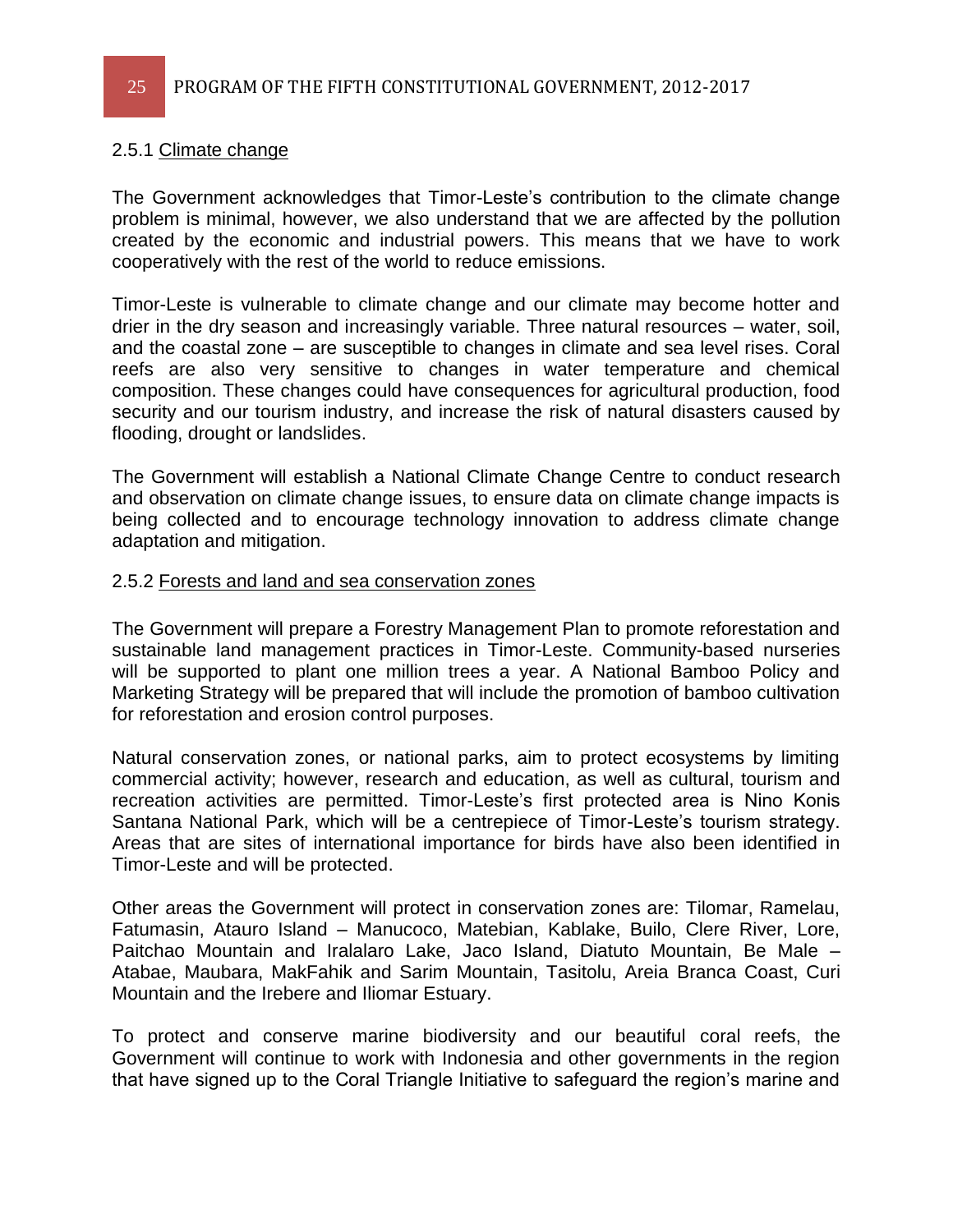### 2.5.1 Climate change

The Government acknowledges that Timor-Leste's contribution to the climate change problem is minimal, however, we also understand that we are affected by the pollution created by the economic and industrial powers. This means that we have to work cooperatively with the rest of the world to reduce emissions.

Timor-Leste is vulnerable to climate change and our climate may become hotter and drier in the dry season and increasingly variable. Three natural resources – water, soil, and the coastal zone – are susceptible to changes in climate and sea level rises. Coral reefs are also very sensitive to changes in water temperature and chemical composition. These changes could have consequences for agricultural production, food security and our tourism industry, and increase the risk of natural disasters caused by flooding, drought or landslides.

The Government will establish a National Climate Change Centre to conduct research and observation on climate change issues, to ensure data on climate change impacts is being collected and to encourage technology innovation to address climate change adaptation and mitigation.

### 2.5.2 Forests and land and sea conservation zones

The Government will prepare a Forestry Management Plan to promote reforestation and sustainable land management practices in Timor-Leste. Community-based nurseries will be supported to plant one million trees a year. A National Bamboo Policy and Marketing Strategy will be prepared that will include the promotion of bamboo cultivation for reforestation and erosion control purposes.

Natural conservation zones, or national parks, aim to protect ecosystems by limiting commercial activity; however, research and education, as well as cultural, tourism and recreation activities are permitted. Timor-Leste's first protected area is Nino Konis Santana National Park, which will be a centrepiece of Timor-Leste's tourism strategy. Areas that are sites of international importance for birds have also been identified in Timor-Leste and will be protected.

Other areas the Government will protect in conservation zones are: Tilomar, Ramelau, Fatumasin, Atauro Island – Manucoco, Matebian, Kablake, Builo, Clere River, Lore, Paitchao Mountain and Iralalaro Lake, Jaco Island, Diatuto Mountain, Be Male – Atabae, Maubara, MakFahik and Sarim Mountain, Tasitolu, Areia Branca Coast, Curi Mountain and the Irebere and Iliomar Estuary.

To protect and conserve marine biodiversity and our beautiful coral reefs, the Government will continue to work with Indonesia and other governments in the region that have signed up to the Coral Triangle Initiative to safeguard the region's marine and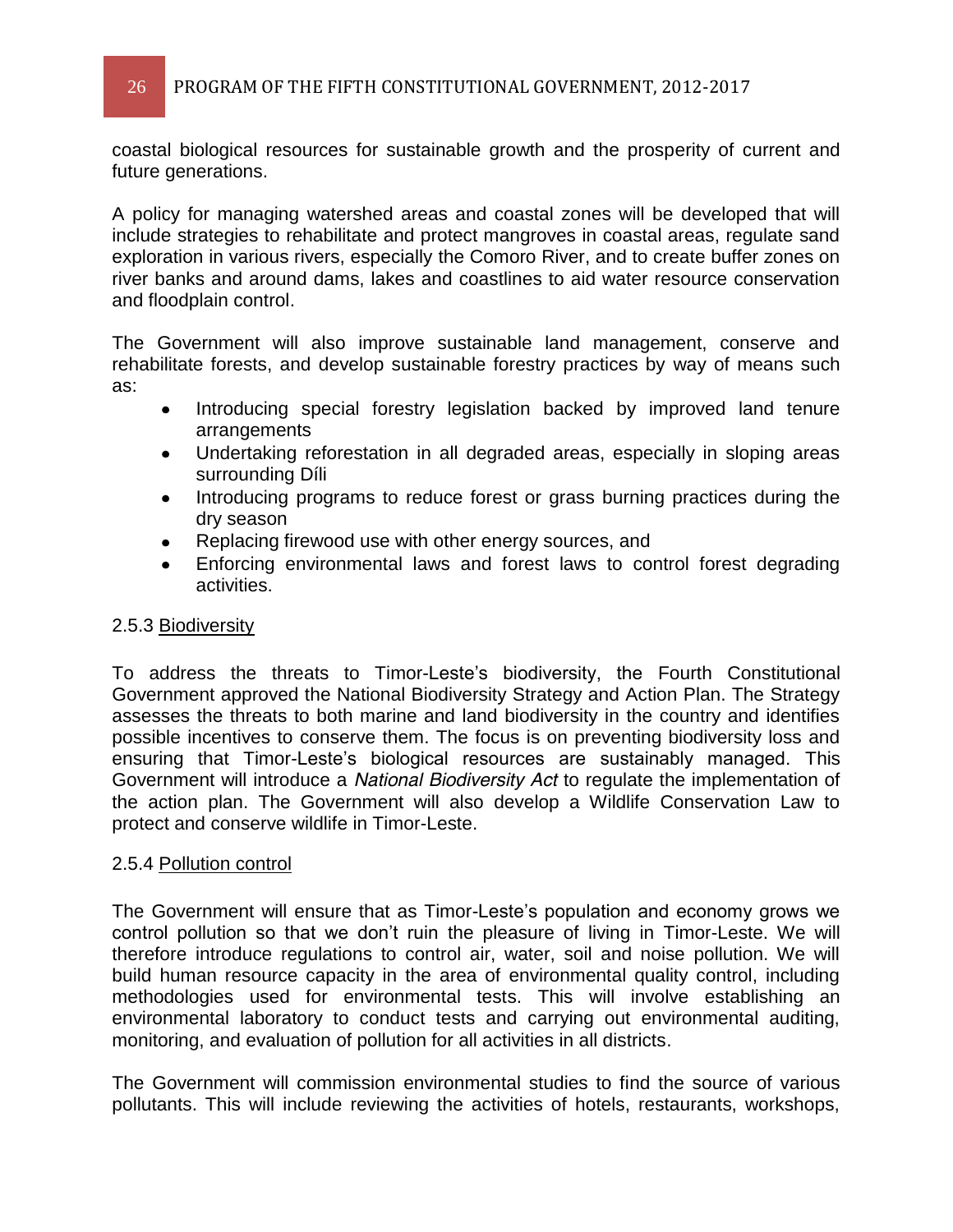coastal biological resources for sustainable growth and the prosperity of current and future generations.

A policy for managing watershed areas and coastal zones will be developed that will include strategies to rehabilitate and protect mangroves in coastal areas, regulate sand exploration in various rivers, especially the Comoro River, and to create buffer zones on river banks and around dams, lakes and coastlines to aid water resource conservation and floodplain control.

The Government will also improve sustainable land management, conserve and rehabilitate forests, and develop sustainable forestry practices by way of means such as:

- Introducing special forestry legislation backed by improved land tenure arrangements
- Undertaking reforestation in all degraded areas, especially in sloping areas surrounding Díli
- Introducing programs to reduce forest or grass burning practices during the dry season
- Replacing firewood use with other energy sources, and
- Enforcing environmental laws and forest laws to control forest degrading activities.

### 2.5.3 Biodiversity

To address the threats to Timor-Leste's biodiversity, the Fourth Constitutional Government approved the National Biodiversity Strategy and Action Plan. The Strategy assesses the threats to both marine and land biodiversity in the country and identifies possible incentives to conserve them. The focus is on preventing biodiversity loss and ensuring that Timor-Leste's biological resources are sustainably managed. This Government will introduce a *National Biodiversity Act* to regulate the implementation of the action plan. The Government will also develop a Wildlife Conservation Law to protect and conserve wildlife in Timor-Leste.

### 2.5.4 Pollution control

The Government will ensure that as Timor-Leste's population and economy grows we control pollution so that we don't ruin the pleasure of living in Timor-Leste. We will therefore introduce regulations to control air, water, soil and noise pollution. We will build human resource capacity in the area of environmental quality control, including methodologies used for environmental tests. This will involve establishing an environmental laboratory to conduct tests and carrying out environmental auditing, monitoring, and evaluation of pollution for all activities in all districts.

The Government will commission environmental studies to find the source of various pollutants. This will include reviewing the activities of hotels, restaurants, workshops,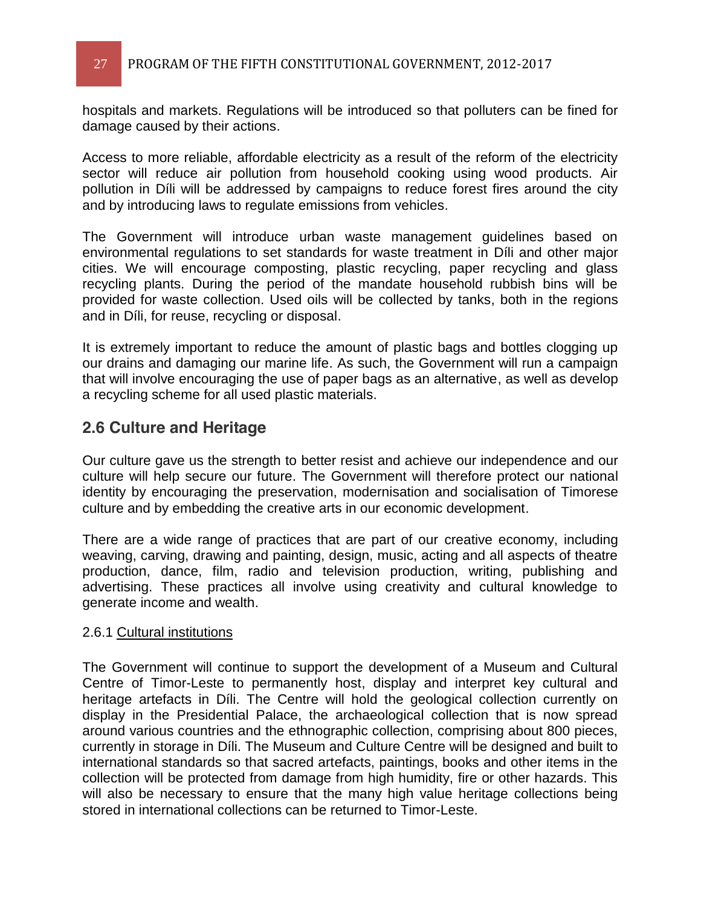hospitals and markets. Regulations will be introduced so that polluters can be fined for damage caused by their actions.

Access to more reliable, affordable electricity as a result of the reform of the electricity sector will reduce air pollution from household cooking using wood products. Air pollution in Díli will be addressed by campaigns to reduce forest fires around the city and by introducing laws to regulate emissions from vehicles.

The Government will introduce urban waste management guidelines based on environmental regulations to set standards for waste treatment in Díli and other major cities. We will encourage composting, plastic recycling, paper recycling and glass recycling plants. During the period of the mandate household rubbish bins will be provided for waste collection. Used oils will be collected by tanks, both in the regions and in Díli, for reuse, recycling or disposal.

It is extremely important to reduce the amount of plastic bags and bottles clogging up our drains and damaging our marine life. As such, the Government will run a campaign that will involve encouraging the use of paper bags as an alternative, as well as develop a recycling scheme for all used plastic materials.

## 2.6 Culture and Heritage

Our culture gave us the strength to better resist and achieve our independence and our culture will help secure our future. The Government will therefore protect our national identity by encouraging the preservation, modernisation and socialisation of Timorese culture and by embedding the creative arts in our economic development.

There are a wide range of practices that are part of our creative economy, including weaving, carving, drawing and painting, design, music, acting and all aspects of theatre production, dance, film, radio and television production, writing, publishing and advertising. These practices all involve using creativity and cultural knowledge to generate income and wealth.

### 2.6.1 Cultural institutions

The Government will continue to support the development of a Museum and Cultural Centre of Timor-Leste to permanently host, display and interpret key cultural and heritage artefacts in Díli. The Centre will hold the geological collection currently on display in the Presidential Palace, the archaeological collection that is now spread around various countries and the ethnographic collection, comprising about 800 pieces, currently in storage in Díli. The Museum and Culture Centre will be designed and built to international standards so that sacred artefacts, paintings, books and other items in the collection will be protected from damage from high humidity, fire or other hazards. This will also be necessary to ensure that the many high value heritage collections being stored in international collections can be returned to Timor-Leste.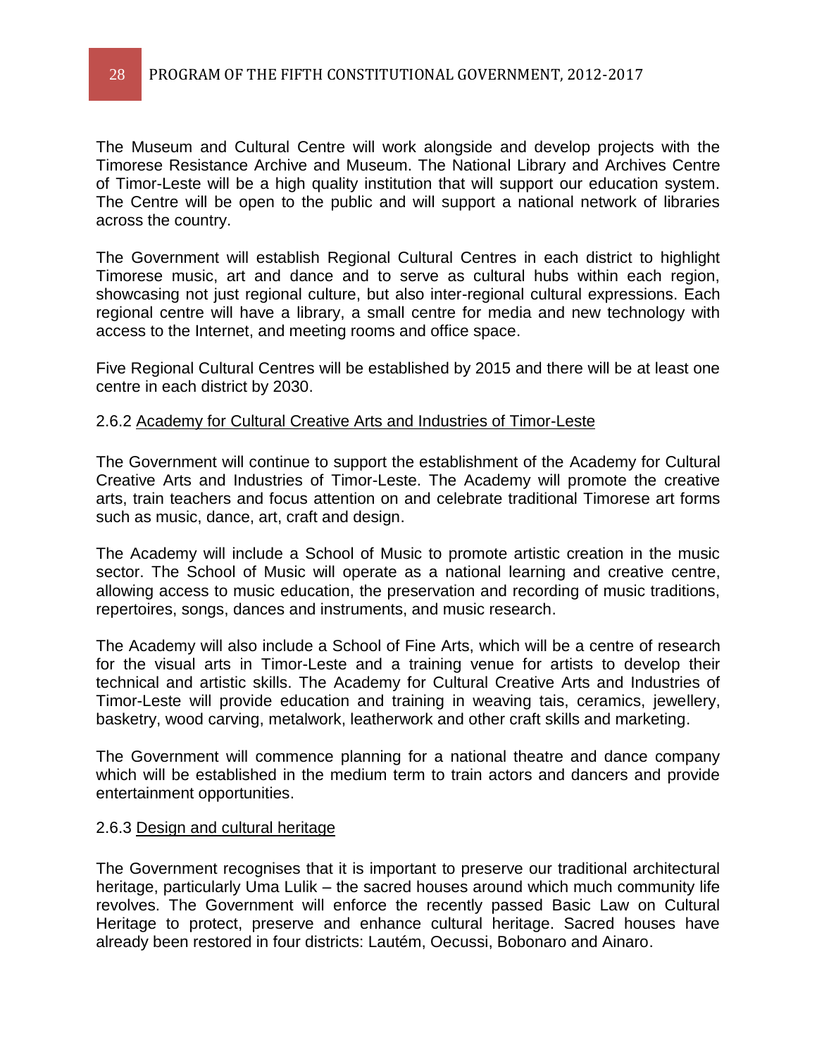The Museum and Cultural Centre will work alongside and develop projects with the Timorese Resistance Archive and Museum. The National Library and Archives Centre of Timor-Leste will be a high quality institution that will support our education system. The Centre will be open to the public and will support a national network of libraries across the country.

The Government will establish Regional Cultural Centres in each district to highlight Timorese music, art and dance and to serve as cultural hubs within each region, showcasing not just regional culture, but also inter-regional cultural expressions. Each regional centre will have a library, a small centre for media and new technology with access to the Internet, and meeting rooms and office space.

Five Regional Cultural Centres will be established by 2015 and there will be at least one centre in each district by 2030.

### 2.6.2 Academy for Cultural Creative Arts and Industries of Timor-Leste

The Government will continue to support the establishment of the Academy for Cultural Creative Arts and Industries of Timor-Leste. The Academy will promote the creative arts, train teachers and focus attention on and celebrate traditional Timorese art forms such as music, dance, art, craft and design.

The Academy will include a School of Music to promote artistic creation in the music sector. The School of Music will operate as a national learning and creative centre, allowing access to music education, the preservation and recording of music traditions, repertoires, songs, dances and instruments, and music research.

The Academy will also include a School of Fine Arts, which will be a centre of research for the visual arts in Timor-Leste and a training venue for artists to develop their technical and artistic skills. The Academy for Cultural Creative Arts and Industries of Timor-Leste will provide education and training in weaving tais, ceramics, jewellery, basketry, wood carving, metalwork, leatherwork and other craft skills and marketing.

The Government will commence planning for a national theatre and dance company which will be established in the medium term to train actors and dancers and provide entertainment opportunities.

### 2.6.3 Design and cultural heritage

The Government recognises that it is important to preserve our traditional architectural heritage, particularly Uma Lulik – the sacred houses around which much community life revolves. The Government will enforce the recently passed Basic Law on Cultural Heritage to protect, preserve and enhance cultural heritage. Sacred houses have already been restored in four districts: Lautém, Oecussi, Bobonaro and Ainaro.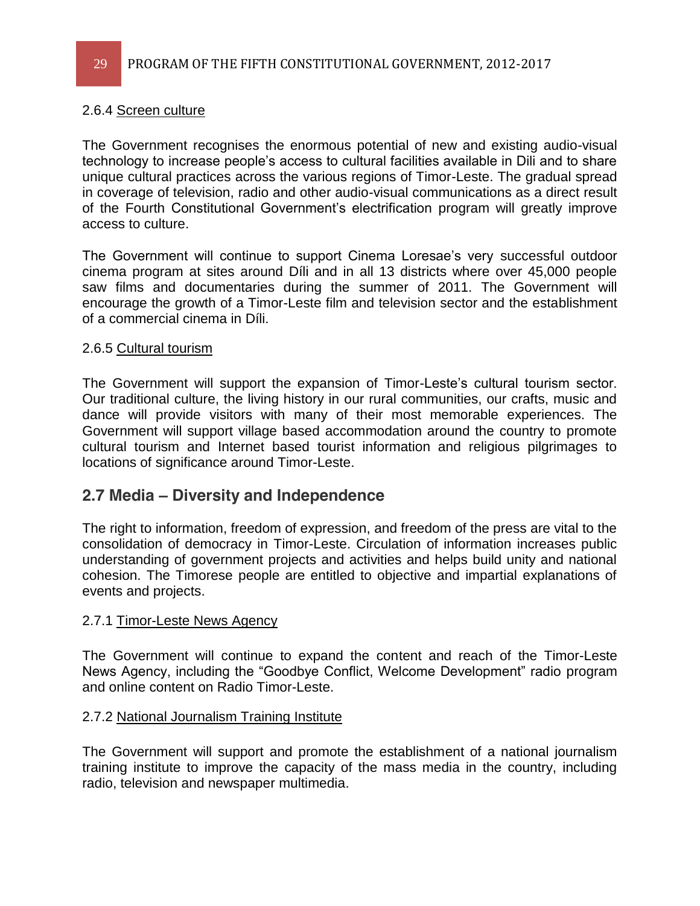#### 2.6.4 Screen culture

The Government recognises the enormous potential of new and existing audio-visual technology to increase people's access to cultural facilities available in Dili and to share unique cultural practices across the various regions of Timor-Leste. The gradual spread in coverage of television, radio and other audio-visual communications as a direct result of the Fourth Constitutional Government's electrification program will greatly improve access to culture.

The Government will continue to support Cinema Loresae's very successful outdoor cinema program at sites around Díli and in all 13 districts where over 45,000 people saw films and documentaries during the summer of 2011. The Government will encourage the growth of a Timor-Leste film and television sector and the establishment of a commercial cinema in Díli.

#### 2.6.5 Cultural tourism

The Government will support the expansion of Timor-Leste's cultural tourism sector. Our traditional culture, the living history in our rural communities, our crafts, music and dance will provide visitors with many of their most memorable experiences. The Government will support village based accommodation around the country to promote cultural tourism and Internet based tourist information and religious pilgrimages to locations of significance around Timor-Leste.

### 2.7 Media – Diversity and Independence

The right to information, freedom of expression, and freedom of the press are vital to the consolidation of democracy in Timor-Leste. Circulation of information increases public understanding of government projects and activities and helps build unity and national cohesion. The Timorese people are entitled to objective and impartial explanations of events and projects.

#### 2.7.1 Timor-Leste News Agency

The Government will continue to expand the content and reach of the Timor-Leste News Agency, including the "Goodbye Conflict, Welcome Development" radio program and online content on Radio Timor-Leste.

#### 2.7.2 National Journalism Training Institute

The Government will support and promote the establishment of a national journalism training institute to improve the capacity of the mass media in the country, including radio, television and newspaper multimedia.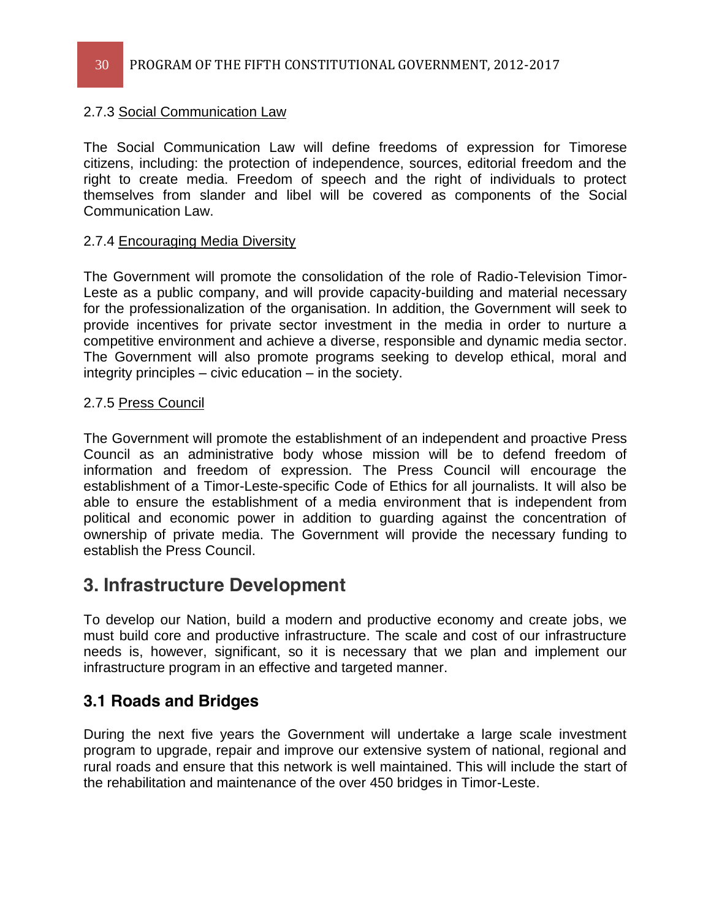2.7.3 Social Communication Law

The Social Communication Law will define freedoms of expression for Timorese citizens, including: the protection of independence, sources, editorial freedom and the right to create media. Freedom of speech and the right of individuals to protect themselves from slander and libel will be covered as components of the Social Communication Law.

2.7.4 Encouraging Media Diversity

The Government will promote the consolidation of the role of Radio-Television Timor-Leste as a public company, and will provide capacity-building and material necessary for the professionalization of the organisation. In addition, the Government will seek to provide incentives for private sector investment in the media in order to nurture a competitive environment and achieve a diverse, responsible and dynamic media sector. The Government will also promote programs seeking to develop ethical, moral and integrity principles – civic education – in the society.

2.7.5 Press Council

The Government will promote the establishment of an independent and proactive Press Council as an administrative body whose mission will be to defend freedom of information and freedom of expression. The Press Council will encourage the establishment of a Timor-Leste-specific Code of Ethics for all journalists. It will also be able to ensure the establishment of a media environment that is independent from political and economic power in addition to guarding against the concentration of ownership of private media. The Government will provide the necessary funding to establish the Press Council.

# 3. Infrastructure Development

To develop our Nation, build a modern and productive economy and create jobs, we must build core and productive infrastructure. The scale and cost of our infrastructure needs is, however, significant, so it is necessary that we plan and implement our infrastructure program in an effective and targeted manner.

## 3.1 Roads and Bridges

During the next five years the Government will undertake a large scale investment program to upgrade, repair and improve our extensive system of national, regional and rural roads and ensure that this network is well maintained. This will include the start of the rehabilitation and maintenance of the over 450 bridges in Timor-Leste.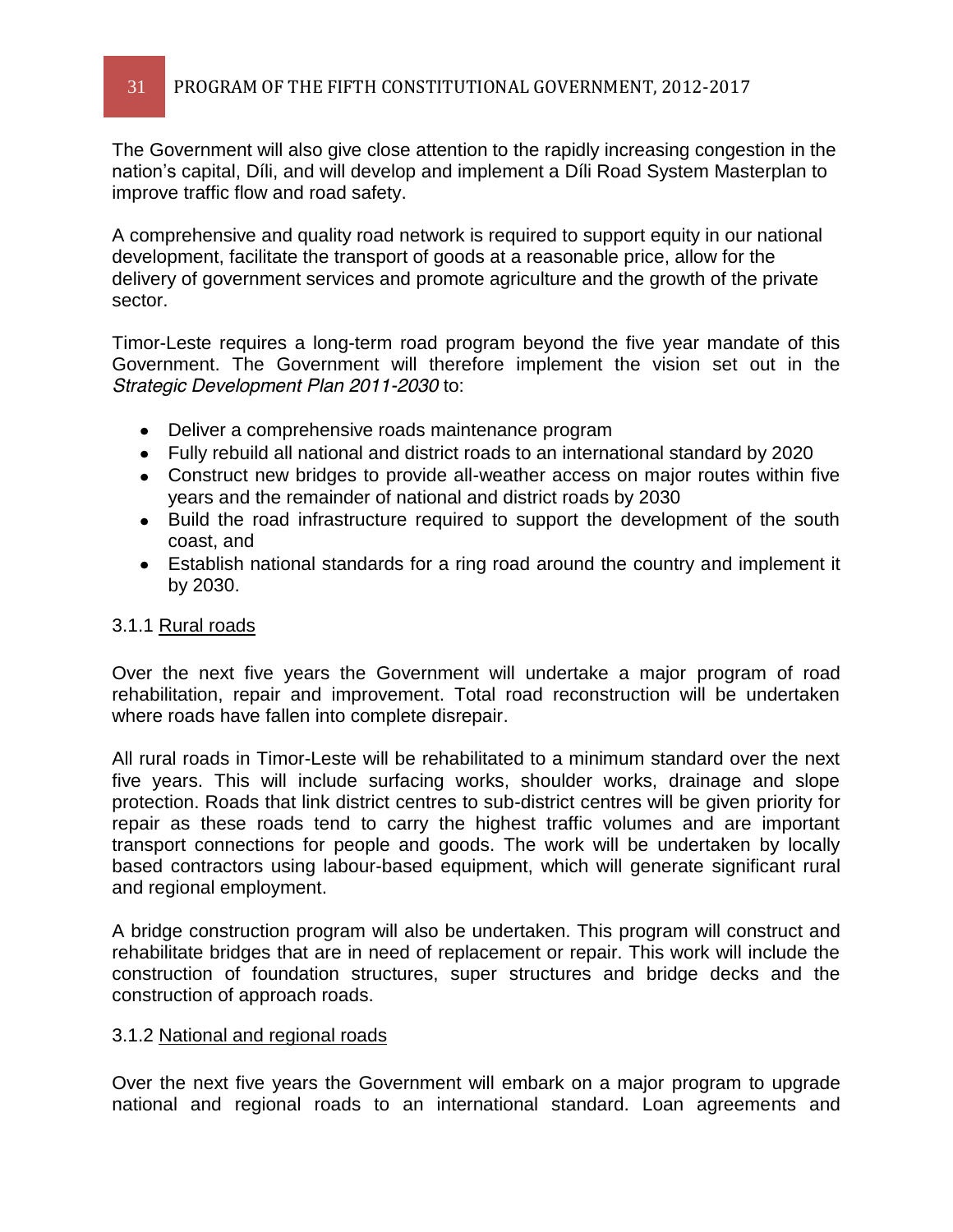The Government will also give close attention to the rapidly increasing congestion in the nation's capital, Díli, and will develop and implement a Díli Road System Masterplan to improve traffic flow and road safety.

A comprehensive and quality road network is required to support equity in our national development, facilitate the transport of goods at a reasonable price, allow for the delivery of government services and promote agriculture and the growth of the private sector.

Timor-Leste requires a long-term road program beyond the five year mandate of this Government. The Government will therefore implement the vision set out in the *Strategic Development Plan 2011-2030* to:

- Deliver a comprehensive roads maintenance program
- Fully rebuild all national and district roads to an international standard by 2020
- Construct new bridges to provide all-weather access on major routes within five years and the remainder of national and district roads by 2030
- Build the road infrastructure required to support the development of the south coast, and
- Establish national standards for a ring road around the country and implement it by 2030.

### 3.1.1 Rural roads

Over the next five years the Government will undertake a major program of road rehabilitation, repair and improvement. Total road reconstruction will be undertaken where roads have fallen into complete disrepair.

All rural roads in Timor-Leste will be rehabilitated to a minimum standard over the next five years. This will include surfacing works, shoulder works, drainage and slope protection. Roads that link district centres to sub-district centres will be given priority for repair as these roads tend to carry the highest traffic volumes and are important transport connections for people and goods. The work will be undertaken by locally based contractors using labour-based equipment, which will generate significant rural and regional employment.

A bridge construction program will also be undertaken. This program will construct and rehabilitate bridges that are in need of replacement or repair. This work will include the construction of foundation structures, super structures and bridge decks and the construction of approach roads.

### 3.1.2 National and regional roads

Over the next five years the Government will embark on a major program to upgrade national and regional roads to an international standard. Loan agreements and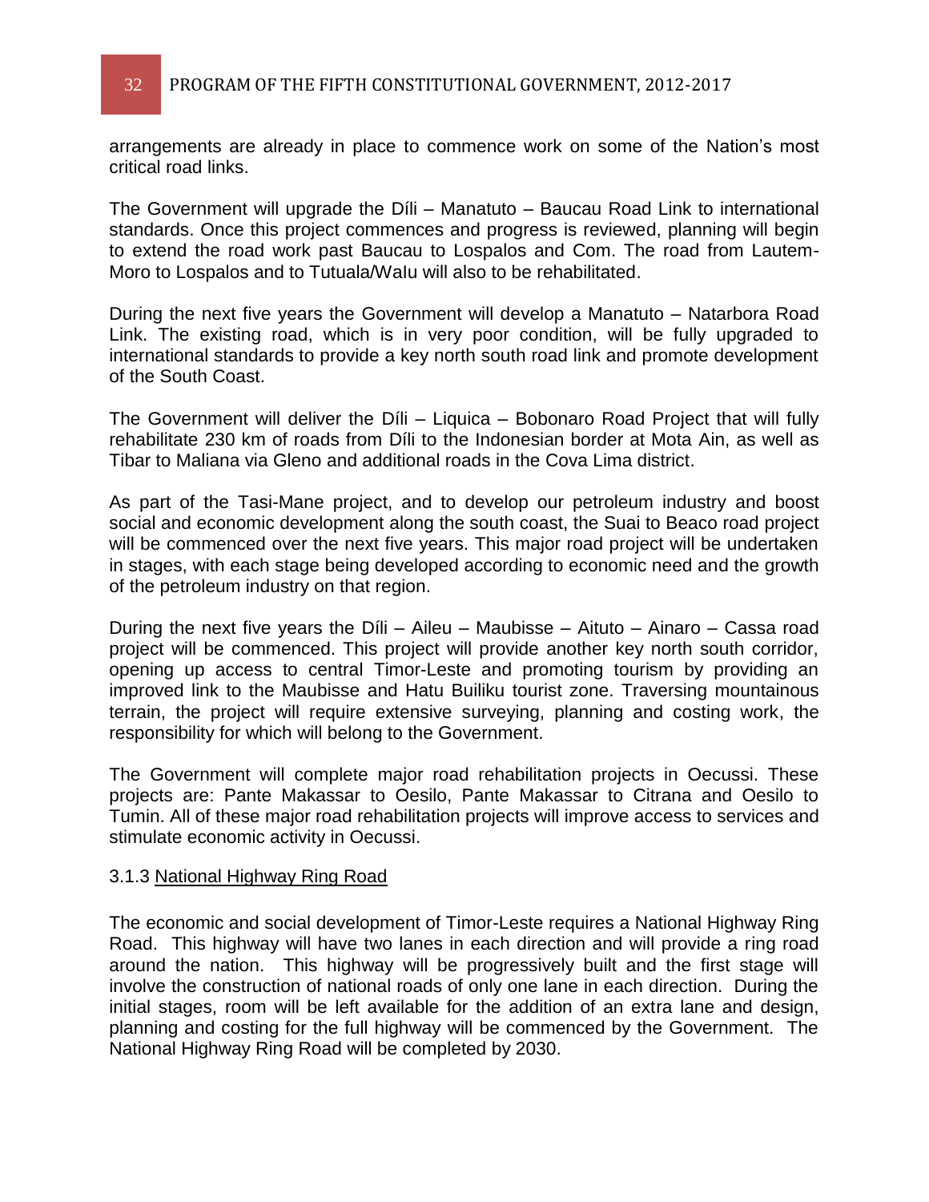arrangements are already in place to commence work on some of the Nation's most critical road links.

The Government will upgrade the Díli – Manatuto – Baucau Road Link to international standards. Once this project commences and progress is reviewed, planning will begin to extend the road work past Baucau to Lospalos and Com. The road from Lautem-Moro to Lospalos and to Tutuala/Walu will also to be rehabilitated.

During the next five years the Government will develop a Manatuto – Natarbora Road Link. The existing road, which is in very poor condition, will be fully upgraded to international standards to provide a key north south road link and promote development of the South Coast.

The Government will deliver the Díli – Liquica – Bobonaro Road Project that will fully rehabilitate 230 km of roads from Díli to the Indonesian border at Mota Ain, as well as Tibar to Maliana via Gleno and additional roads in the Cova Lima district.

As part of the Tasi-Mane project, and to develop our petroleum industry and boost social and economic development along the south coast, the Suai to Beaco road project will be commenced over the next five years. This major road project will be undertaken in stages, with each stage being developed according to economic need and the growth of the petroleum industry on that region.

During the next five years the Díli – Aileu – Maubisse – Aituto – Ainaro – Cassa road project will be commenced. This project will provide another key north south corridor, opening up access to central Timor-Leste and promoting tourism by providing an improved link to the Maubisse and Hatu Builiku tourist zone. Traversing mountainous terrain, the project will require extensive surveying, planning and costing work, the responsibility for which will belong to the Government.

The Government will complete major road rehabilitation projects in Oecussi. These projects are: Pante Makassar to Oesilo, Pante Makassar to Citrana and Oesilo to Tumin. All of these major road rehabilitation projects will improve access to services and stimulate economic activity in Oecussi.

### 3.1.3 National Highway Ring Road

The economic and social development of Timor-Leste requires a National Highway Ring Road. This highway will have two lanes in each direction and will provide a ring road around the nation. This highway will be progressively built and the first stage will involve the construction of national roads of only one lane in each direction. During the initial stages, room will be left available for the addition of an extra lane and design, planning and costing for the full highway will be commenced by the Government. The National Highway Ring Road will be completed by 2030.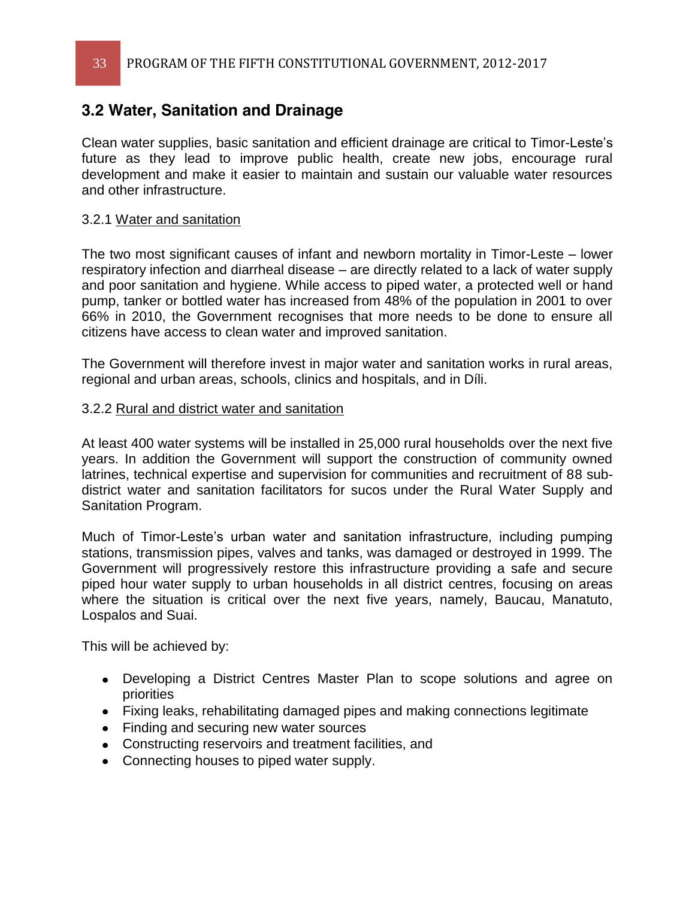## 3.2 Water, Sanitation and Drainage

Clean water supplies, basic sanitation and efficient drainage are critical to Timor-Leste's future as they lead to improve public health, create new jobs, encourage rural development and make it easier to maintain and sustain our valuable water resources and other infrastructure.

### 3.2.1 Water and sanitation

The two most significant causes of infant and newborn mortality in Timor-Leste – lower respiratory infection and diarrheal disease – are directly related to a lack of water supply and poor sanitation and hygiene. While access to piped water, a protected well or hand pump, tanker or bottled water has increased from 48% of the population in 2001 to over 66% in 2010, the Government recognises that more needs to be done to ensure all citizens have access to clean water and improved sanitation.

The Government will therefore invest in major water and sanitation works in rural areas, regional and urban areas, schools, clinics and hospitals, and in Díli.

### 3.2.2 Rural and district water and sanitation

At least 400 water systems will be installed in 25,000 rural households over the next five years. In addition the Government will support the construction of community owned latrines, technical expertise and supervision for communities and recruitment of 88 sub-district water and sanitation facilitators for sucos under the Rural Water Supply and Sanitation Program.

Much of Timor-Leste's urban water and sanitation infrastructure, including pumping stations, transmission pipes, valves and tanks, was damaged or destroyed in 1999. The Government will progressively restore this infrastructure providing a safe and secure piped hour water supply to urban households in all district centres, focusing on areas where the situation is critical over the next five years, namely, Baucau, Manatuto, Lospalos and Suai.

This will be achieved by:

- Developing a District Centres Master Plan to scope solutions and agree on priorities
- Fixing leaks, rehabilitating damaged pipes and making connections legitimate
- Finding and securing new water sources
- Constructing reservoirs and treatment facilities, and
- Connecting houses to piped water supply.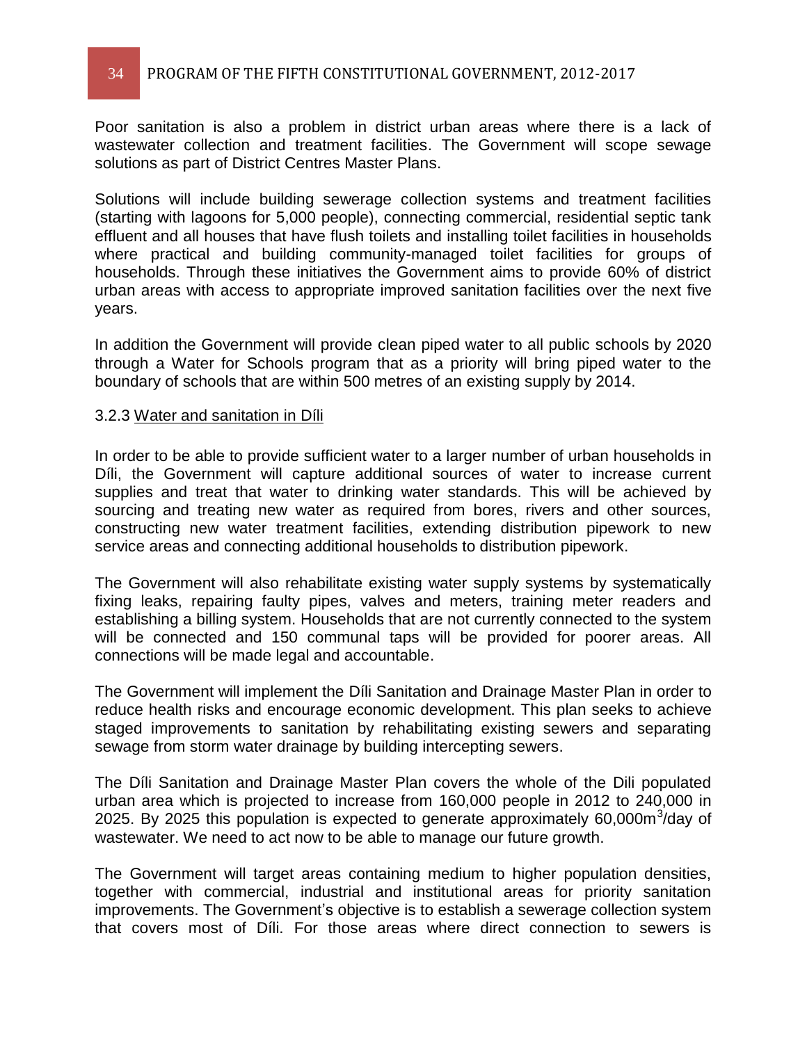Poor sanitation is also a problem in district urban areas where there is a lack of wastewater collection and treatment facilities. The Government will scope sewage solutions as part of District Centres Master Plans.

Solutions will include building sewerage collection systems and treatment facilities (starting with lagoons for 5,000 people), connecting commercial, residential septic tank effluent and all houses that have flush toilets and installing toilet facilities in households where practical and building community-managed toilet facilities for groups of households. Through these initiatives the Government aims to provide 60% of district urban areas with access to appropriate improved sanitation facilities over the next five years.

In addition the Government will provide clean piped water to all public schools by 2020 through a Water for Schools program that as a priority will bring piped water to the boundary of schools that are within 500 metres of an existing supply by 2014.

#### 3.2.3 Water and sanitation in Díli

In order to be able to provide sufficient water to a larger number of urban households in Díli, the Government will capture additional sources of water to increase current supplies and treat that water to drinking water standards. This will be achieved by sourcing and treating new water as required from bores, rivers and other sources, constructing new water treatment facilities, extending distribution pipework to new service areas and connecting additional households to distribution pipework.

The Government will also rehabilitate existing water supply systems by systematically fixing leaks, repairing faulty pipes, valves and meters, training meter readers and establishing a billing system. Households that are not currently connected to the system will be connected and 150 communal taps will be provided for poorer areas. All connections will be made legal and accountable.

The Government will implement the Díli Sanitation and Drainage Master Plan in order to reduce health risks and encourage economic development. This plan seeks to achieve staged improvements to sanitation by rehabilitating existing sewers and separating sewage from storm water drainage by building intercepting sewers.

The Díli Sanitation and Drainage Master Plan covers the whole of the Dili populated urban area which is projected to increase from 160,000 people in 2012 to 240,000 in 2025. By 2025 this population is expected to generate approximately 60,000m$^3$/day of wastewater. We need to act now to be able to manage our future growth.

The Government will target areas containing medium to higher population densities, together with commercial, industrial and institutional areas for priority sanitation improvements. The Government's objective is to establish a sewerage collection system that covers most of Díli. For those areas where direct connection to sewers is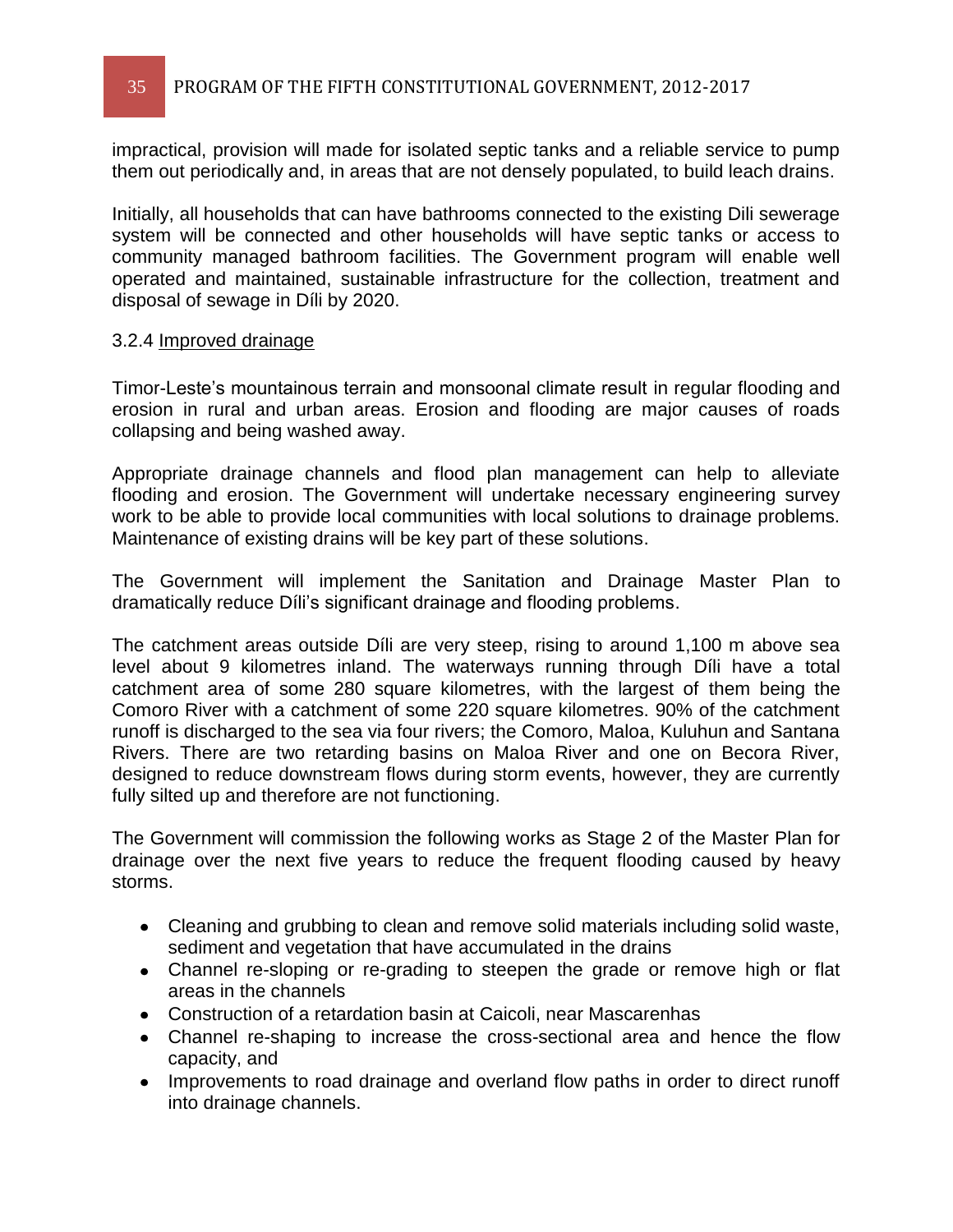impractical, provision will made for isolated septic tanks and a reliable service to pump them out periodically and, in areas that are not densely populated, to build leach drains.

Initially, all households that can have bathrooms connected to the existing Dili sewerage system will be connected and other households will have septic tanks or access to community managed bathroom facilities. The Government program will enable well operated and maintained, sustainable infrastructure for the collection, treatment and disposal of sewage in Díli by 2020.

### 3.2.4 Improved drainage

Timor-Leste's mountainous terrain and monsoonal climate result in regular flooding and erosion in rural and urban areas. Erosion and flooding are major causes of roads collapsing and being washed away.

Appropriate drainage channels and flood plan management can help to alleviate flooding and erosion. The Government will undertake necessary engineering survey work to be able to provide local communities with local solutions to drainage problems. Maintenance of existing drains will be key part of these solutions.

The Government will implement the Sanitation and Drainage Master Plan to dramatically reduce Díli's significant drainage and flooding problems.

The catchment areas outside Díli are very steep, rising to around 1,100 m above sea level about 9 kilometres inland. The waterways running through Díli have a total catchment area of some 280 square kilometres, with the largest of them being the Comoro River with a catchment of some 220 square kilometres. 90% of the catchment runoff is discharged to the sea via four rivers; the Comoro, Maloa, Kuluhun and Santana Rivers. There are two retarding basins on Maloa River and one on Becora River, designed to reduce downstream flows during storm events, however, they are currently fully silted up and therefore are not functioning.

The Government will commission the following works as Stage 2 of the Master Plan for drainage over the next five years to reduce the frequent flooding caused by heavy storms.

- Cleaning and grubbing to clean and remove solid materials including solid waste, sediment and vegetation that have accumulated in the drains
- Channel re-sloping or re-grading to steepen the grade or remove high or flat areas in the channels
- Construction of a retardation basin at Caicoli, near Mascarenhas
- Channel re-shaping to increase the cross-sectional area and hence the flow capacity, and
- Improvements to road drainage and overland flow paths in order to direct runoff into drainage channels.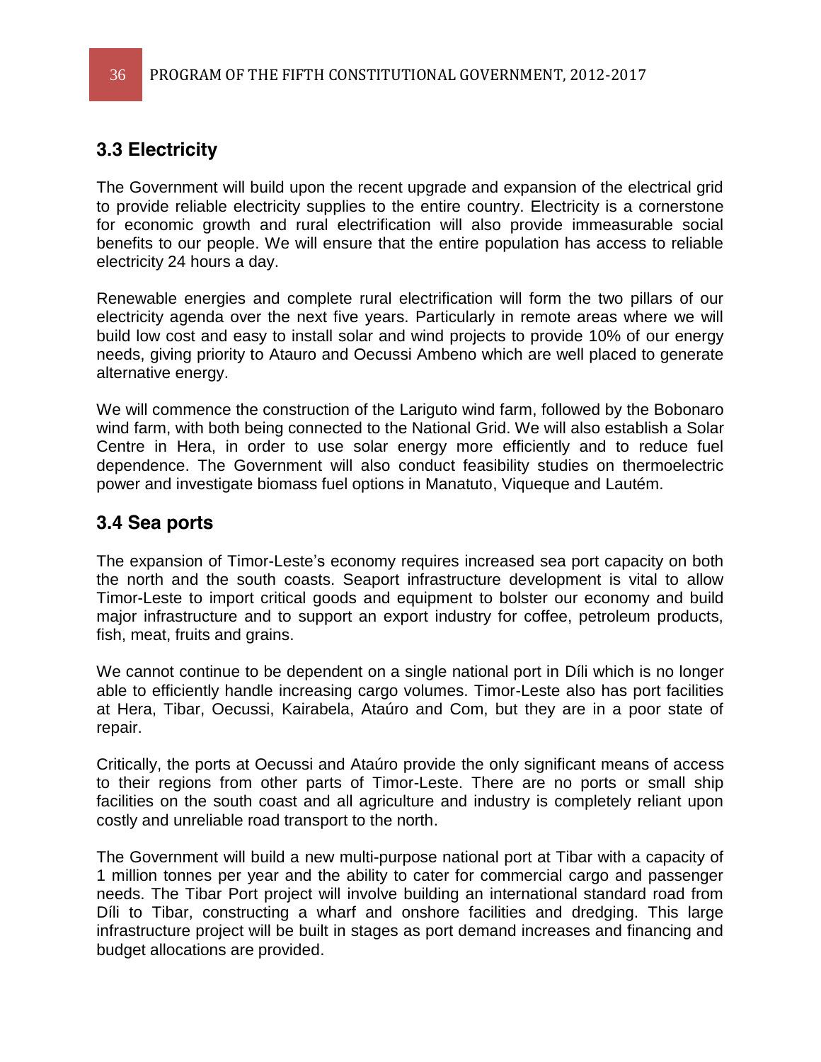### 3.3 Electricity

The Government will build upon the recent upgrade and expansion of the electrical grid to provide reliable electricity supplies to the entire country. Electricity is a cornerstone for economic growth and rural electrification will also provide immeasurable social benefits to our people. We will ensure that the entire population has access to reliable electricity 24 hours a day.

Renewable energies and complete rural electrification will form the two pillars of our electricity agenda over the next five years. Particularly in remote areas where we will build low cost and easy to install solar and wind projects to provide 10% of our energy needs, giving priority to Atauro and Oecussi Ambeno which are well placed to generate alternative energy.

We will commence the construction of the Lariguto wind farm, followed by the Bobonaro wind farm, with both being connected to the National Grid. We will also establish a Solar Centre in Hera, in order to use solar energy more efficiently and to reduce fuel dependence. The Government will also conduct feasibility studies on thermoelectric power and investigate biomass fuel options in Manatuto, Viqueque and Lautém.

### 3.4 Sea ports

The expansion of Timor-Leste's economy requires increased sea port capacity on both the north and the south coasts. Seaport infrastructure development is vital to allow Timor-Leste to import critical goods and equipment to bolster our economy and build major infrastructure and to support an export industry for coffee, petroleum products, fish, meat, fruits and grains.

We cannot continue to be dependent on a single national port in Díli which is no longer able to efficiently handle increasing cargo volumes. Timor-Leste also has port facilities at Hera, Tibar, Oecussi, Kairabela, Ataúro and Com, but they are in a poor state of repair.

Critically, the ports at Oecussi and Ataúro provide the only significant means of access to their regions from other parts of Timor-Leste. There are no ports or small ship facilities on the south coast and all agriculture and industry is completely reliant upon costly and unreliable road transport to the north.

The Government will build a new multi-purpose national port at Tibar with a capacity of 1 million tonnes per year and the ability to cater for commercial cargo and passenger needs. The Tibar Port project will involve building an international standard road from Díli to Tibar, constructing a wharf and onshore facilities and dredging. This large infrastructure project will be built in stages as port demand increases and financing and budget allocations are provided.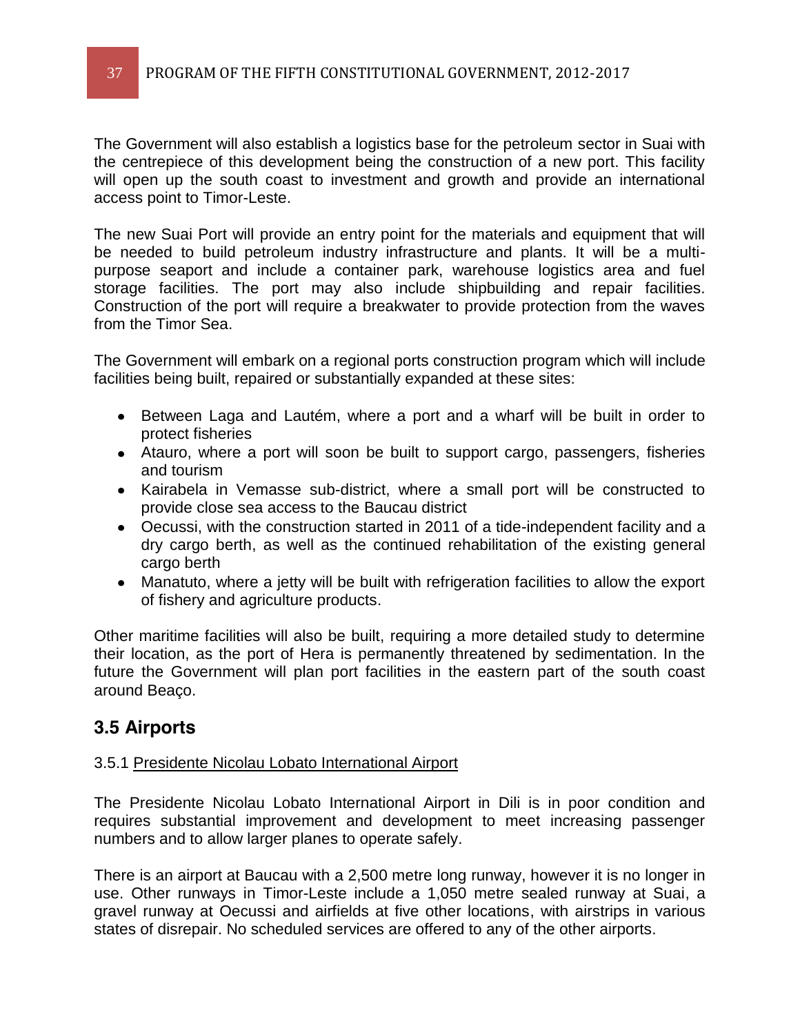The Government will also establish a logistics base for the petroleum sector in Suai with the centrepiece of this development being the construction of a new port. This facility will open up the south coast to investment and growth and provide an international access point to Timor-Leste.

The new Suai Port will provide an entry point for the materials and equipment that will be needed to build petroleum industry infrastructure and plants. It will be a multi-purpose seaport and include a container park, warehouse logistics area and fuel storage facilities. The port may also include shipbuilding and repair facilities. Construction of the port will require a breakwater to provide protection from the waves from the Timor Sea.

The Government will embark on a regional ports construction program which will include facilities being built, repaired or substantially expanded at these sites:

- Between Laga and Lautém, where a port and a wharf will be built in order to protect fisheries
- Atauro, where a port will soon be built to support cargo, passengers, fisheries and tourism
- Kairabela in Vemasse sub-district, where a small port will be constructed to provide close sea access to the Baucau district
- Oecussi, with the construction started in 2011 of a tide-independent facility and a dry cargo berth, as well as the continued rehabilitation of the existing general cargo berth
- Manatuto, where a jetty will be built with refrigeration facilities to allow the export of fishery and agriculture products.

Other maritime facilities will also be built, requiring a more detailed study to determine their location, as the port of Hera is permanently threatened by sedimentation. In the future the Government will plan port facilities in the eastern part of the south coast around Beaço.

## 3.5 Airports

### 3.5.1 Presidente Nicolau Lobato International Airport

The Presidente Nicolau Lobato International Airport in Dili is in poor condition and requires substantial improvement and development to meet increasing passenger numbers and to allow larger planes to operate safely.

There is an airport at Baucau with a 2,500 metre long runway, however it is no longer in use. Other runways in Timor-Leste include a 1,050 metre sealed runway at Suai, a gravel runway at Oecussi and airfields at five other locations, with airstrips in various states of disrepair. No scheduled services are offered to any of the other airports.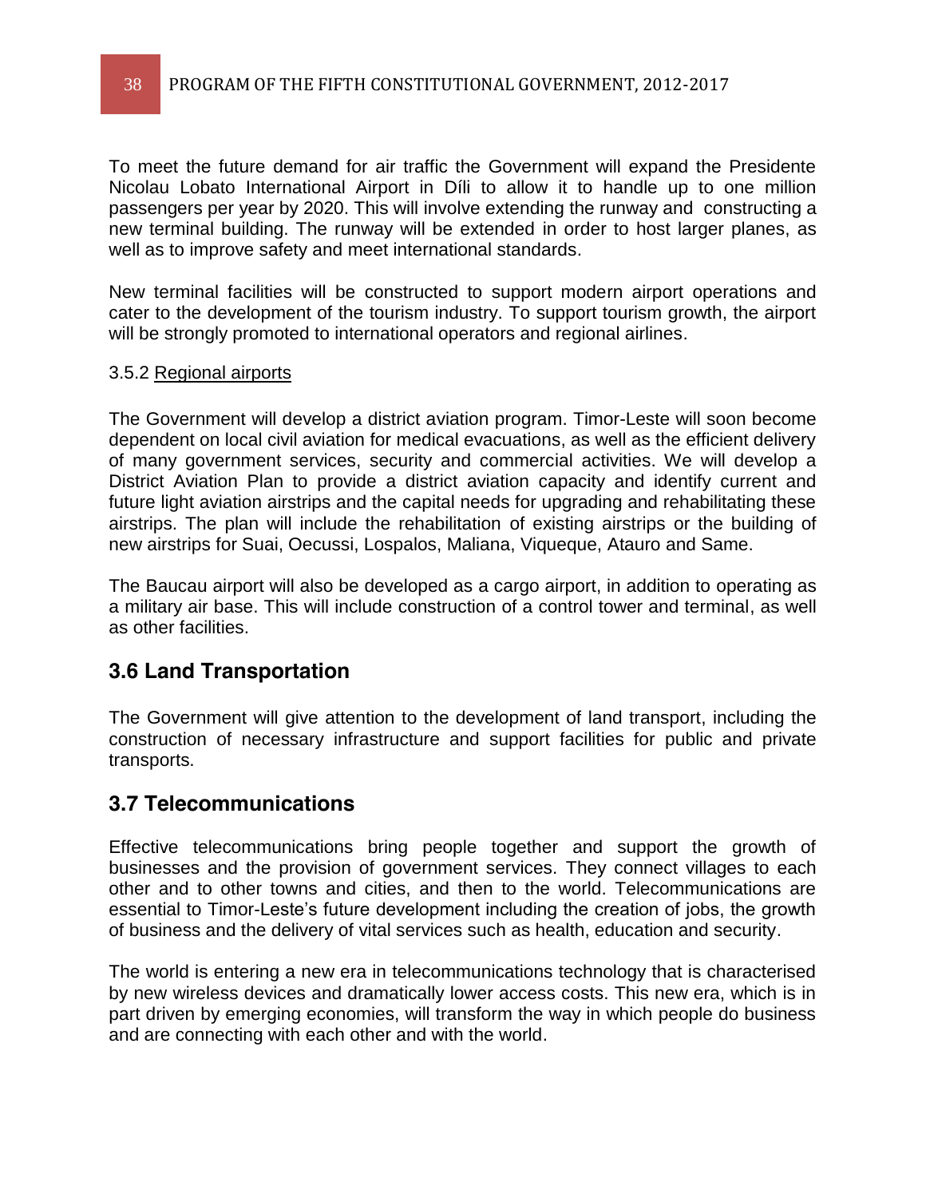To meet the future demand for air traffic the Government will expand the Presidente Nicolau Lobato International Airport in Díli to allow it to handle up to one million passengers per year by 2020. This will involve extending the runway and constructing a new terminal building. The runway will be extended in order to host larger planes, as well as to improve safety and meet international standards.

New terminal facilities will be constructed to support modern airport operations and cater to the development of the tourism industry. To support tourism growth, the airport will be strongly promoted to international operators and regional airlines.

3.5.2 Regional airports

The Government will develop a district aviation program. Timor-Leste will soon become dependent on local civil aviation for medical evacuations, as well as the efficient delivery of many government services, security and commercial activities. We will develop a District Aviation Plan to provide a district aviation capacity and identify current and future light aviation airstrips and the capital needs for upgrading and rehabilitating these airstrips. The plan will include the rehabilitation of existing airstrips or the building of new airstrips for Suai, Oecussi, Lospalos, Maliana, Viqueque, Atauro and Same.

The Baucau airport will also be developed as a cargo airport, in addition to operating as a military air base. This will include construction of a control tower and terminal, as well as other facilities.

## 3.6 Land Transportation

The Government will give attention to the development of land transport, including the construction of necessary infrastructure and support facilities for public and private transports.

## 3.7 Telecommunications

Effective telecommunications bring people together and support the growth of businesses and the provision of government services. They connect villages to each other and to other towns and cities, and then to the world. Telecommunications are essential to Timor-Leste's future development including the creation of jobs, the growth of business and the delivery of vital services such as health, education and security.

The world is entering a new era in telecommunications technology that is characterised by new wireless devices and dramatically lower access costs. This new era, which is in part driven by emerging economies, will transform the way in which people do business and are connecting with each other and with the world.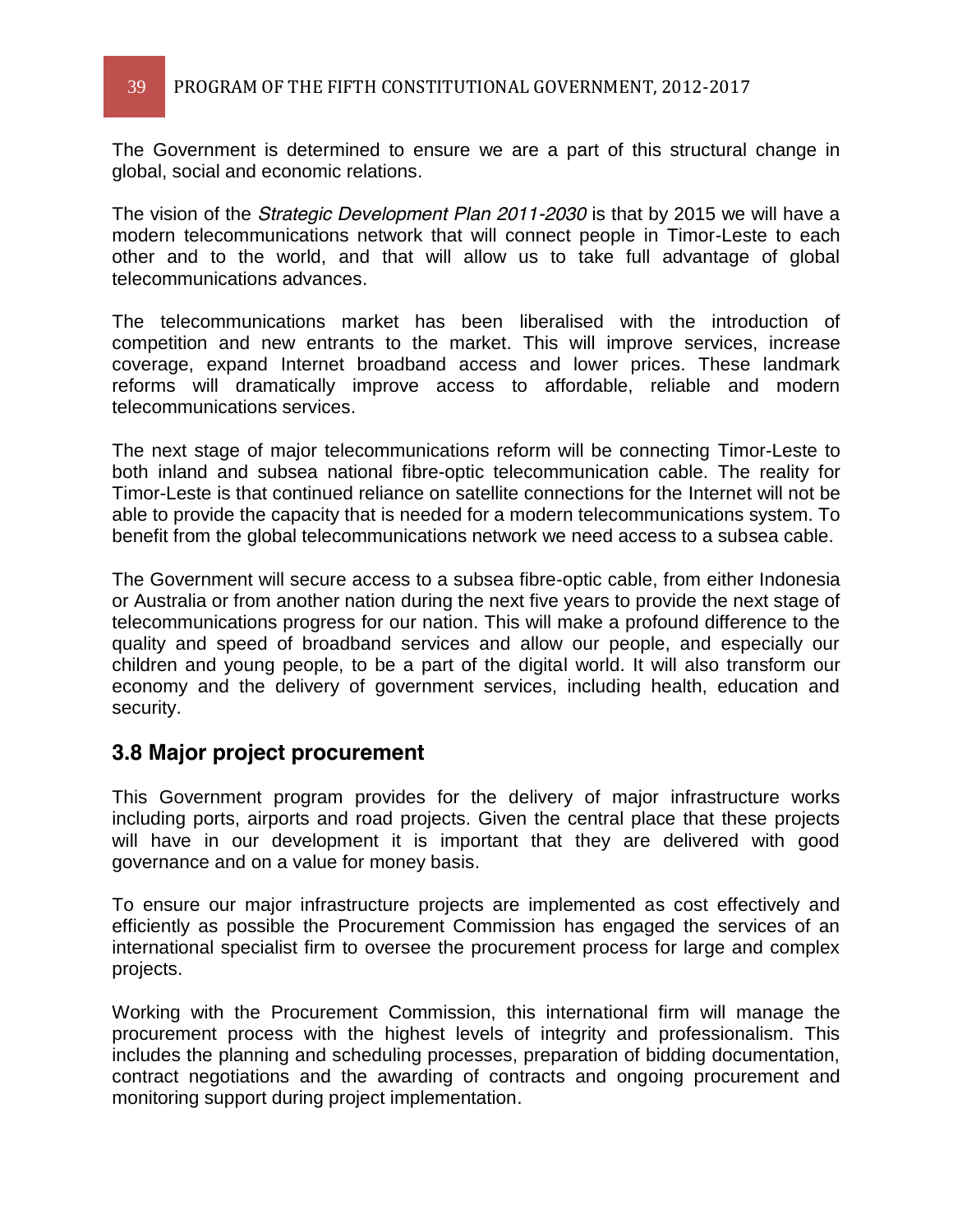The Government is determined to ensure we are a part of this structural change in global, social and economic relations.

The vision of the *Strategic Development Plan 2011-2030* is that by 2015 we will have a modern telecommunications network that will connect people in Timor-Leste to each other and to the world, and that will allow us to take full advantage of global telecommunications advances.

The telecommunications market has been liberalised with the introduction of competition and new entrants to the market. This will improve services, increase coverage, expand Internet broadband access and lower prices. These landmark reforms will dramatically improve access to affordable, reliable and modern telecommunications services.

The next stage of major telecommunications reform will be connecting Timor-Leste to both inland and subsea national fibre-optic telecommunication cable. The reality for Timor-Leste is that continued reliance on satellite connections for the Internet will not be able to provide the capacity that is needed for a modern telecommunications system. To benefit from the global telecommunications network we need access to a subsea cable.

The Government will secure access to a subsea fibre-optic cable, from either Indonesia or Australia or from another nation during the next five years to provide the next stage of telecommunications progress for our nation. This will make a profound difference to the quality and speed of broadband services and allow our people, and especially our children and young people, to be a part of the digital world. It will also transform our economy and the delivery of government services, including health, education and security.

### 3.8 Major project procurement

This Government program provides for the delivery of major infrastructure works including ports, airports and road projects. Given the central place that these projects will have in our development it is important that they are delivered with good governance and on a value for money basis.

To ensure our major infrastructure projects are implemented as cost effectively and efficiently as possible the Procurement Commission has engaged the services of an international specialist firm to oversee the procurement process for large and complex projects.

Working with the Procurement Commission, this international firm will manage the procurement process with the highest levels of integrity and professionalism. This includes the planning and scheduling processes, preparation of bidding documentation, contract negotiations and the awarding of contracts and ongoing procurement and monitoring support during project implementation.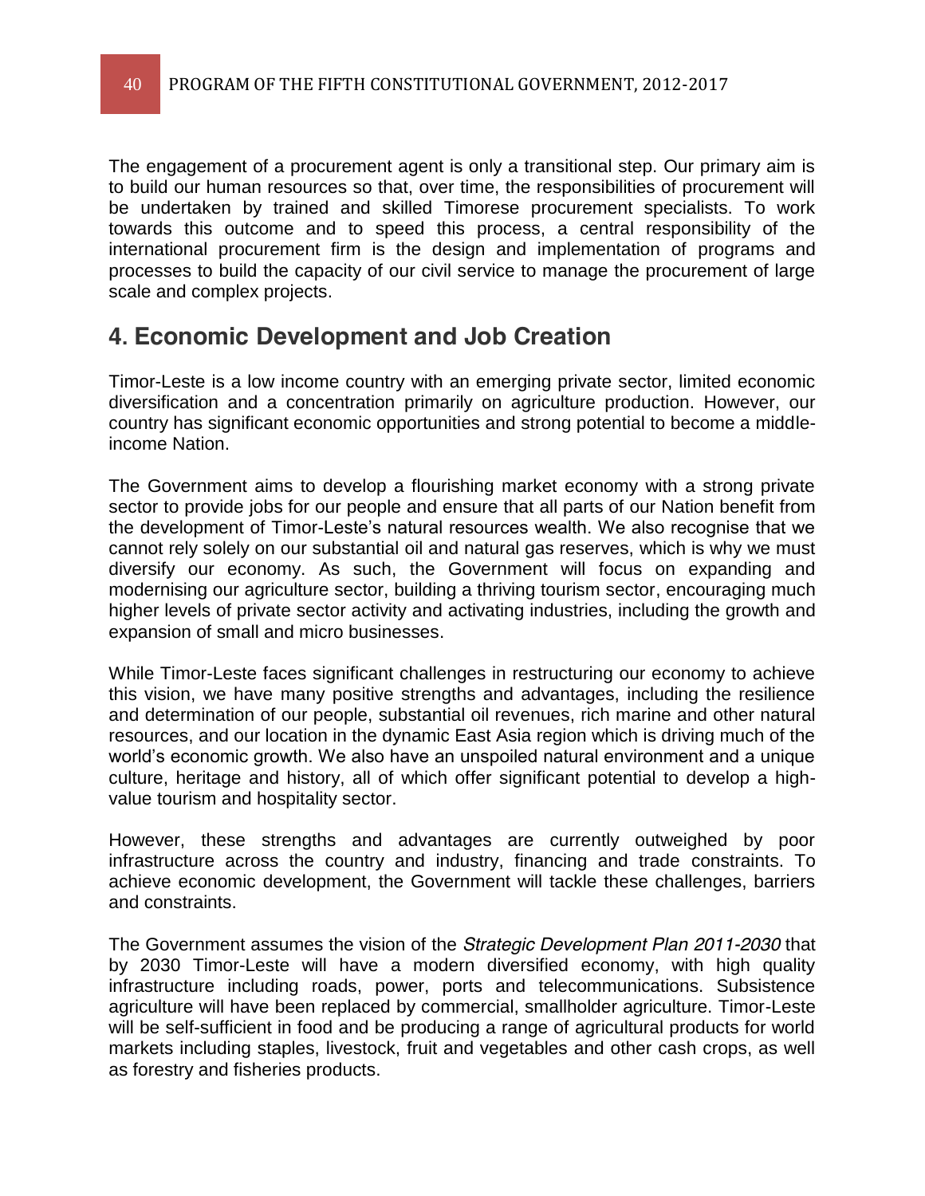The engagement of a procurement agent is only a transitional step. Our primary aim is to build our human resources so that, over time, the responsibilities of procurement will be undertaken by trained and skilled Timorese procurement specialists. To work towards this outcome and to speed this process, a central responsibility of the international procurement firm is the design and implementation of programs and processes to build the capacity of our civil service to manage the procurement of large scale and complex projects.

## 4. Economic Development and Job Creation

Timor-Leste is a low income country with an emerging private sector, limited economic diversification and a concentration primarily on agriculture production. However, our country has significant economic opportunities and strong potential to become a middle-income Nation.

The Government aims to develop a flourishing market economy with a strong private sector to provide jobs for our people and ensure that all parts of our Nation benefit from the development of Timor-Leste's natural resources wealth. We also recognise that we cannot rely solely on our substantial oil and natural gas reserves, which is why we must diversify our economy. As such, the Government will focus on expanding and modernising our agriculture sector, building a thriving tourism sector, encouraging much higher levels of private sector activity and activating industries, including the growth and expansion of small and micro businesses.

While Timor-Leste faces significant challenges in restructuring our economy to achieve this vision, we have many positive strengths and advantages, including the resilience and determination of our people, substantial oil revenues, rich marine and other natural resources, and our location in the dynamic East Asia region which is driving much of the world's economic growth. We also have an unspoiled natural environment and a unique culture, heritage and history, all of which offer significant potential to develop a high-value tourism and hospitality sector.

However, these strengths and advantages are currently outweighed by poor infrastructure across the country and industry, financing and trade constraints. To achieve economic development, the Government will tackle these challenges, barriers and constraints.

The Government assumes the vision of the *Strategic Development Plan 2011-2030* that by 2030 Timor-Leste will have a modern diversified economy, with high quality infrastructure including roads, power, ports and telecommunications. Subsistence agriculture will have been replaced by commercial, smallholder agriculture. Timor-Leste will be self-sufficient in food and be producing a range of agricultural products for world markets including staples, livestock, fruit and vegetables and other cash crops, as well as forestry and fisheries products.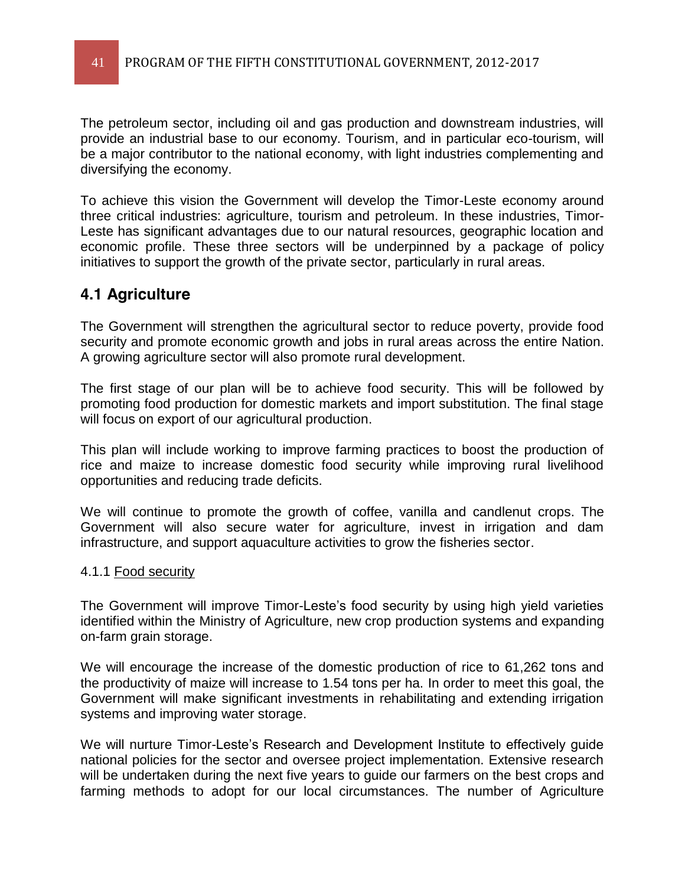The petroleum sector, including oil and gas production and downstream industries, will provide an industrial base to our economy. Tourism, and in particular eco-tourism, will be a major contributor to the national economy, with light industries complementing and diversifying the economy.

To achieve this vision the Government will develop the Timor-Leste economy around three critical industries: agriculture, tourism and petroleum. In these industries, Timor-Leste has significant advantages due to our natural resources, geographic location and economic profile. These three sectors will be underpinned by a package of policy initiatives to support the growth of the private sector, particularly in rural areas.

## 4.1 Agriculture

The Government will strengthen the agricultural sector to reduce poverty, provide food security and promote economic growth and jobs in rural areas across the entire Nation. A growing agriculture sector will also promote rural development.

The first stage of our plan will be to achieve food security. This will be followed by promoting food production for domestic markets and import substitution. The final stage will focus on export of our agricultural production.

This plan will include working to improve farming practices to boost the production of rice and maize to increase domestic food security while improving rural livelihood opportunities and reducing trade deficits.

We will continue to promote the growth of coffee, vanilla and candlenut crops. The Government will also secure water for agriculture, invest in irrigation and dam infrastructure, and support aquaculture activities to grow the fisheries sector.

### 4.1.1 Food security

The Government will improve Timor-Leste's food security by using high yield varieties identified within the Ministry of Agriculture, new crop production systems and expanding on-farm grain storage.

We will encourage the increase of the domestic production of rice to 61,262 tons and the productivity of maize will increase to 1.54 tons per ha. In order to meet this goal, the Government will make significant investments in rehabilitating and extending irrigation systems and improving water storage.

We will nurture Timor-Leste's Research and Development Institute to effectively guide national policies for the sector and oversee project implementation. Extensive research will be undertaken during the next five years to guide our farmers on the best crops and farming methods to adopt for our local circumstances. The number of Agriculture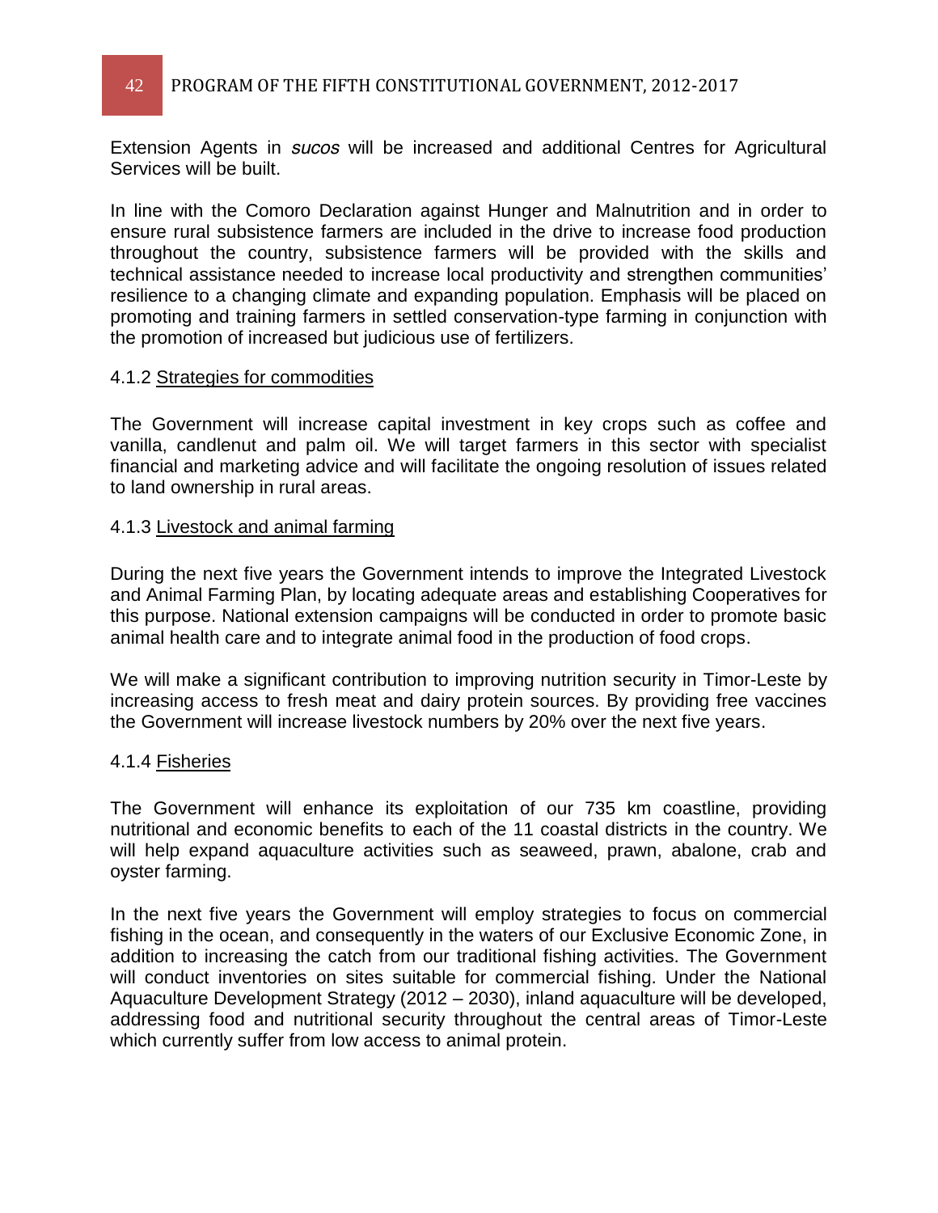Extension Agents in *sucos* will be increased and additional Centres for Agricultural Services will be built.

In line with the Comoro Declaration against Hunger and Malnutrition and in order to ensure rural subsistence farmers are included in the drive to increase food production throughout the country, subsistence farmers will be provided with the skills and technical assistance needed to increase local productivity and strengthen communities' resilience to a changing climate and expanding population. Emphasis will be placed on promoting and training farmers in settled conservation-type farming in conjunction with the promotion of increased but judicious use of fertilizers.

#### 4.1.2 Strategies for commodities

The Government will increase capital investment in key crops such as coffee and vanilla, candlenut and palm oil. We will target farmers in this sector with specialist financial and marketing advice and will facilitate the ongoing resolution of issues related to land ownership in rural areas.

#### 4.1.3 Livestock and animal farming

During the next five years the Government intends to improve the Integrated Livestock and Animal Farming Plan, by locating adequate areas and establishing Cooperatives for this purpose. National extension campaigns will be conducted in order to promote basic animal health care and to integrate animal food in the production of food crops.

We will make a significant contribution to improving nutrition security in Timor-Leste by increasing access to fresh meat and dairy protein sources. By providing free vaccines the Government will increase livestock numbers by 20% over the next five years.

#### 4.1.4 Fisheries

The Government will enhance its exploitation of our 735 km coastline, providing nutritional and economic benefits to each of the 11 coastal districts in the country. We will help expand aquaculture activities such as seaweed, prawn, abalone, crab and oyster farming.

In the next five years the Government will employ strategies to focus on commercial fishing in the ocean, and consequently in the waters of our Exclusive Economic Zone, in addition to increasing the catch from our traditional fishing activities. The Government will conduct inventories on sites suitable for commercial fishing. Under the National Aquaculture Development Strategy (2012 – 2030), inland aquaculture will be developed, addressing food and nutritional security throughout the central areas of Timor-Leste which currently suffer from low access to animal protein.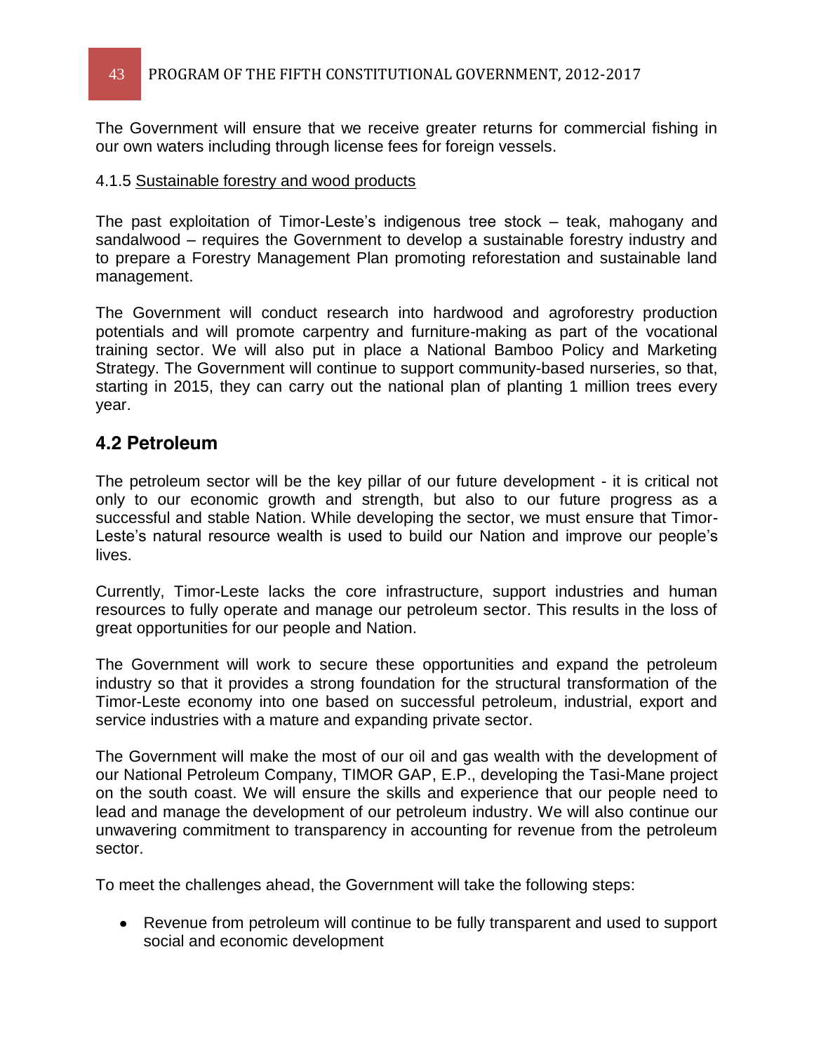The Government will ensure that we receive greater returns for commercial fishing in our own waters including through license fees for foreign vessels.

4.1.5 Sustainable forestry and wood products

The past exploitation of Timor-Leste's indigenous tree stock – teak, mahogany and sandalwood – requires the Government to develop a sustainable forestry industry and to prepare a Forestry Management Plan promoting reforestation and sustainable land management.

The Government will conduct research into hardwood and agroforestry production potentials and will promote carpentry and furniture-making as part of the vocational training sector. We will also put in place a National Bamboo Policy and Marketing Strategy. The Government will continue to support community-based nurseries, so that, starting in 2015, they can carry out the national plan of planting 1 million trees every year.

## 4.2 Petroleum

The petroleum sector will be the key pillar of our future development - it is critical not only to our economic growth and strength, but also to our future progress as a successful and stable Nation. While developing the sector, we must ensure that Timor-Leste's natural resource wealth is used to build our Nation and improve our people's lives.

Currently, Timor-Leste lacks the core infrastructure, support industries and human resources to fully operate and manage our petroleum sector. This results in the loss of great opportunities for our people and Nation.

The Government will work to secure these opportunities and expand the petroleum industry so that it provides a strong foundation for the structural transformation of the Timor-Leste economy into one based on successful petroleum, industrial, export and service industries with a mature and expanding private sector.

The Government will make the most of our oil and gas wealth with the development of our National Petroleum Company, TIMOR GAP, E.P., developing the Tasi-Mane project on the south coast. We will ensure the skills and experience that our people need to lead and manage the development of our petroleum industry. We will also continue our unwavering commitment to transparency in accounting for revenue from the petroleum sector.

To meet the challenges ahead, the Government will take the following steps:

- Revenue from petroleum will continue to be fully transparent and used to support social and economic development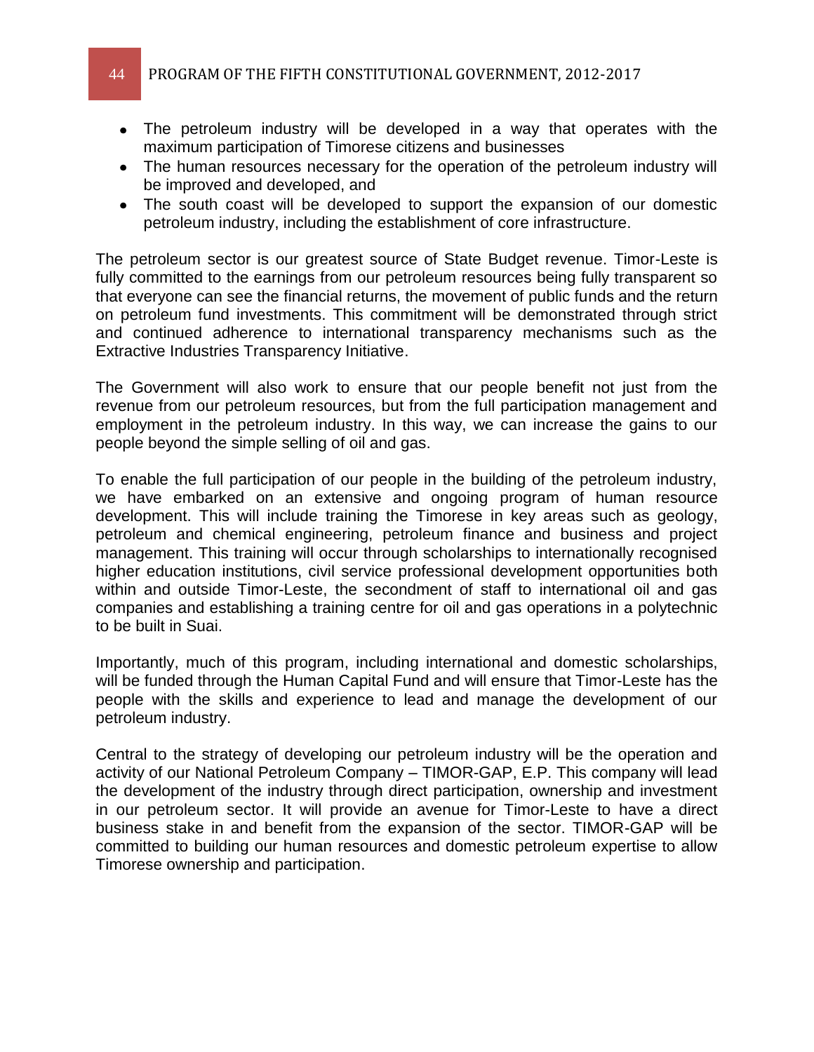- The petroleum industry will be developed in a way that operates with the maximum participation of Timorese citizens and businesses
- The human resources necessary for the operation of the petroleum industry will be improved and developed, and
- The south coast will be developed to support the expansion of our domestic petroleum industry, including the establishment of core infrastructure.

The petroleum sector is our greatest source of State Budget revenue. Timor-Leste is fully committed to the earnings from our petroleum resources being fully transparent so that everyone can see the financial returns, the movement of public funds and the return on petroleum fund investments. This commitment will be demonstrated through strict and continued adherence to international transparency mechanisms such as the Extractive Industries Transparency Initiative.

The Government will also work to ensure that our people benefit not just from the revenue from our petroleum resources, but from the full participation management and employment in the petroleum industry. In this way, we can increase the gains to our people beyond the simple selling of oil and gas.

To enable the full participation of our people in the building of the petroleum industry, we have embarked on an extensive and ongoing program of human resource development. This will include training the Timorese in key areas such as geology, petroleum and chemical engineering, petroleum finance and business and project management. This training will occur through scholarships to internationally recognised higher education institutions, civil service professional development opportunities both within and outside Timor-Leste, the secondment of staff to international oil and gas companies and establishing a training centre for oil and gas operations in a polytechnic to be built in Suai.

Importantly, much of this program, including international and domestic scholarships, will be funded through the Human Capital Fund and will ensure that Timor-Leste has the people with the skills and experience to lead and manage the development of our petroleum industry.

Central to the strategy of developing our petroleum industry will be the operation and activity of our National Petroleum Company – TIMOR-GAP, E.P. This company will lead the development of the industry through direct participation, ownership and investment in our petroleum sector. It will provide an avenue for Timor-Leste to have a direct business stake in and benefit from the expansion of the sector. TIMOR-GAP will be committed to building our human resources and domestic petroleum expertise to allow Timorese ownership and participation.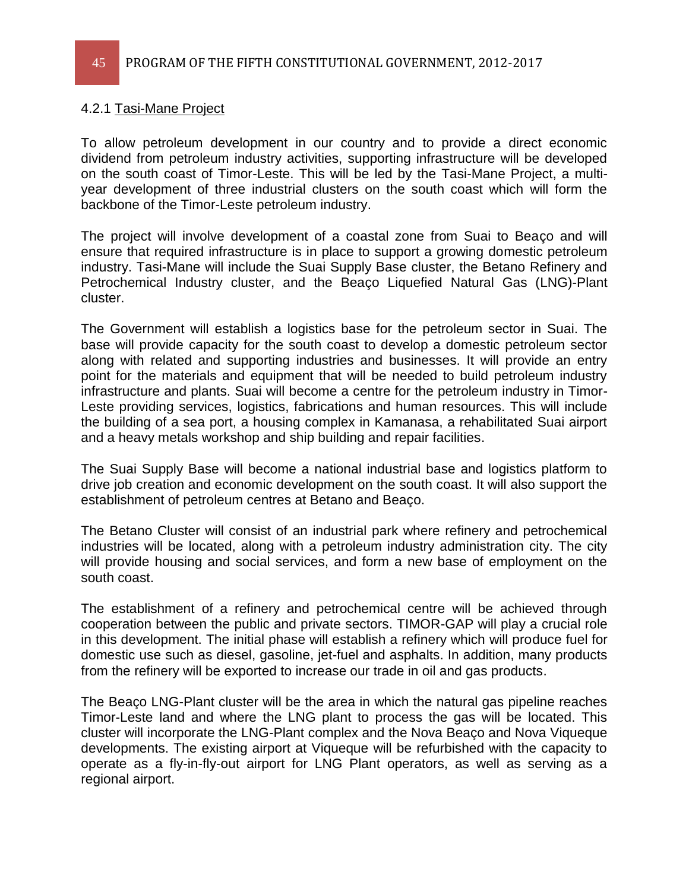### 4.2.1 Tasi-Mane Project

To allow petroleum development in our country and to provide a direct economic dividend from petroleum industry activities, supporting infrastructure will be developed on the south coast of Timor-Leste. This will be led by the Tasi-Mane Project, a multi-year development of three industrial clusters on the south coast which will form the backbone of the Timor-Leste petroleum industry.

The project will involve development of a coastal zone from Suai to Beaço and will ensure that required infrastructure is in place to support a growing domestic petroleum industry. Tasi-Mane will include the Suai Supply Base cluster, the Betano Refinery and Petrochemical Industry cluster, and the Beaço Liquefied Natural Gas (LNG)-Plant cluster.

The Government will establish a logistics base for the petroleum sector in Suai. The base will provide capacity for the south coast to develop a domestic petroleum sector along with related and supporting industries and businesses. It will provide an entry point for the materials and equipment that will be needed to build petroleum industry infrastructure and plants. Suai will become a centre for the petroleum industry in Timor-Leste providing services, logistics, fabrications and human resources. This will include the building of a sea port, a housing complex in Kamanasa, a rehabilitated Suai airport and a heavy metals workshop and ship building and repair facilities.

The Suai Supply Base will become a national industrial base and logistics platform to drive job creation and economic development on the south coast. It will also support the establishment of petroleum centres at Betano and Beaço.

The Betano Cluster will consist of an industrial park where refinery and petrochemical industries will be located, along with a petroleum industry administration city. The city will provide housing and social services, and form a new base of employment on the south coast.

The establishment of a refinery and petrochemical centre will be achieved through cooperation between the public and private sectors. TIMOR-GAP will play a crucial role in this development. The initial phase will establish a refinery which will produce fuel for domestic use such as diesel, gasoline, jet-fuel and asphalts. In addition, many products from the refinery will be exported to increase our trade in oil and gas products.

The Beaço LNG-Plant cluster will be the area in which the natural gas pipeline reaches Timor-Leste land and where the LNG plant to process the gas will be located. This cluster will incorporate the LNG-Plant complex and the Nova Beaço and Nova Viqueque developments. The existing airport at Viqueque will be refurbished with the capacity to operate as a fly-in-fly-out airport for LNG Plant operators, as well as serving as a regional airport.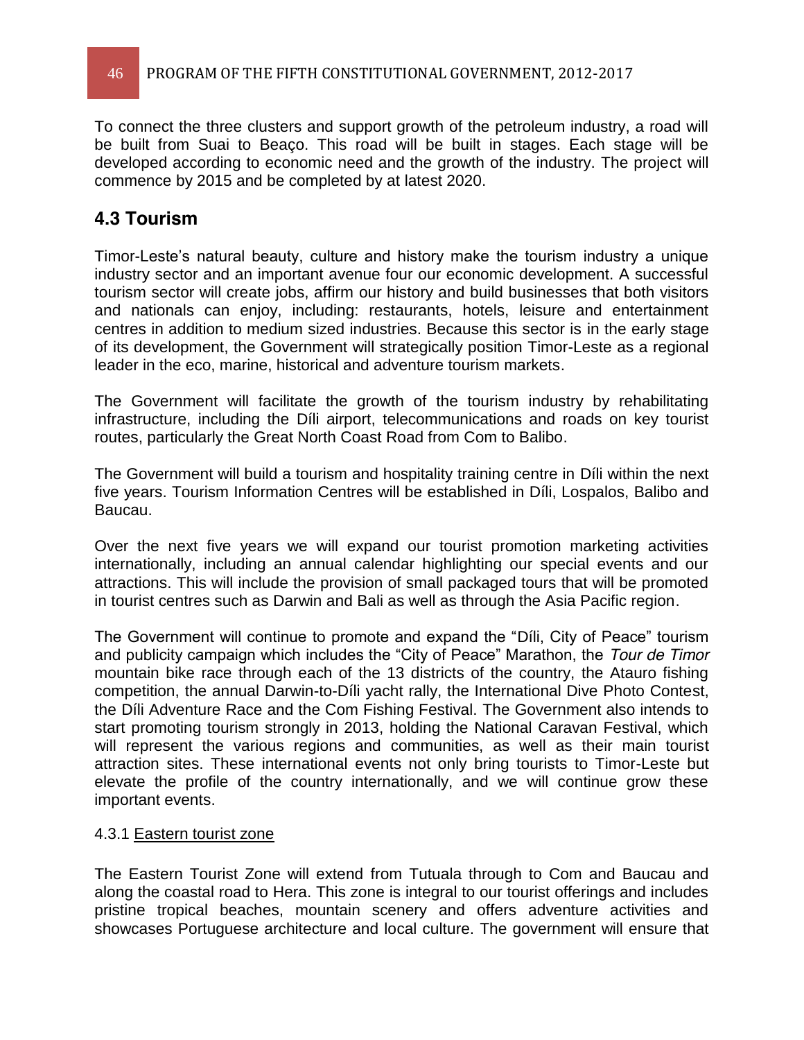To connect the three clusters and support growth of the petroleum industry, a road will be built from Suai to Beaço. This road will be built in stages. Each stage will be developed according to economic need and the growth of the industry. The project will commence by 2015 and be completed by at latest 2020.

## 4.3 Tourism

Timor-Leste's natural beauty, culture and history make the tourism industry a unique industry sector and an important avenue four our economic development. A successful tourism sector will create jobs, affirm our history and build businesses that both visitors and nationals can enjoy, including: restaurants, hotels, leisure and entertainment centres in addition to medium sized industries. Because this sector is in the early stage of its development, the Government will strategically position Timor-Leste as a regional leader in the eco, marine, historical and adventure tourism markets.

The Government will facilitate the growth of the tourism industry by rehabilitating infrastructure, including the Díli airport, telecommunications and roads on key tourist routes, particularly the Great North Coast Road from Com to Balibo.

The Government will build a tourism and hospitality training centre in Díli within the next five years. Tourism Information Centres will be established in Díli, Lospalos, Balibo and Baucau.

Over the next five years we will expand our tourist promotion marketing activities internationally, including an annual calendar highlighting our special events and our attractions. This will include the provision of small packaged tours that will be promoted in tourist centres such as Darwin and Bali as well as through the Asia Pacific region.

The Government will continue to promote and expand the "Díli, City of Peace" tourism and publicity campaign which includes the "City of Peace" Marathon, the *Tour de Timor* mountain bike race through each of the 13 districts of the country, the Atauro fishing competition, the annual Darwin-to-Díli yacht rally, the International Dive Photo Contest, the Díli Adventure Race and the Com Fishing Festival. The Government also intends to start promoting tourism strongly in 2013, holding the National Caravan Festival, which will represent the various regions and communities, as well as their main tourist attraction sites. These international events not only bring tourists to Timor-Leste but elevate the profile of the country internationally, and we will continue grow these important events.

### 4.3.1 Eastern tourist zone

The Eastern Tourist Zone will extend from Tutuala through to Com and Baucau and along the coastal road to Hera. This zone is integral to our tourist offerings and includes pristine tropical beaches, mountain scenery and offers adventure activities and showcases Portuguese architecture and local culture. The government will ensure that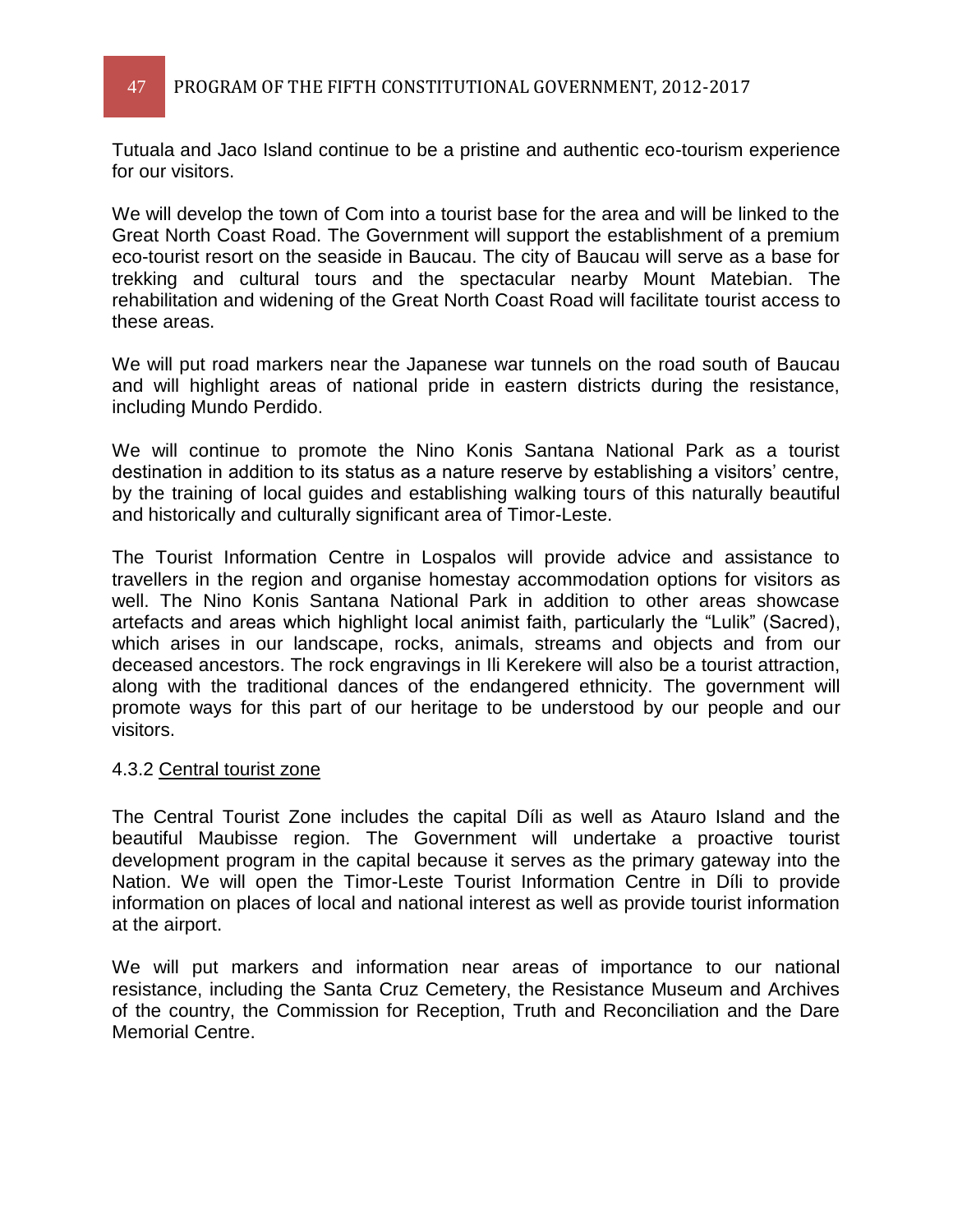Tutuala and Jaco Island continue to be a pristine and authentic eco-tourism experience for our visitors.

We will develop the town of Com into a tourist base for the area and will be linked to the Great North Coast Road. The Government will support the establishment of a premium eco-tourist resort on the seaside in Baucau. The city of Baucau will serve as a base for trekking and cultural tours and the spectacular nearby Mount Matebian. The rehabilitation and widening of the Great North Coast Road will facilitate tourist access to these areas.

We will put road markers near the Japanese war tunnels on the road south of Baucau and will highlight areas of national pride in eastern districts during the resistance, including Mundo Perdido.

We will continue to promote the Nino Konis Santana National Park as a tourist destination in addition to its status as a nature reserve by establishing a visitors' centre, by the training of local guides and establishing walking tours of this naturally beautiful and historically and culturally significant area of Timor-Leste.

The Tourist Information Centre in Lospalos will provide advice and assistance to travellers in the region and organise homestay accommodation options for visitors as well. The Nino Konis Santana National Park in addition to other areas showcase artefacts and areas which highlight local animist faith, particularly the "Lulik" (Sacred), which arises in our landscape, rocks, animals, streams and objects and from our deceased ancestors. The rock engravings in Ili Kerekere will also be a tourist attraction, along with the traditional dances of the endangered ethnicity. The government will promote ways for this part of our heritage to be understood by our people and our visitors.

### 4.3.2 Central tourist zone

The Central Tourist Zone includes the capital Díli as well as Atauro Island and the beautiful Maubisse region. The Government will undertake a proactive tourist development program in the capital because it serves as the primary gateway into the Nation. We will open the Timor-Leste Tourist Information Centre in Díli to provide information on places of local and national interest as well as provide tourist information at the airport.

We will put markers and information near areas of importance to our national resistance, including the Santa Cruz Cemetery, the Resistance Museum and Archives of the country, the Commission for Reception, Truth and Reconciliation and the Dare Memorial Centre.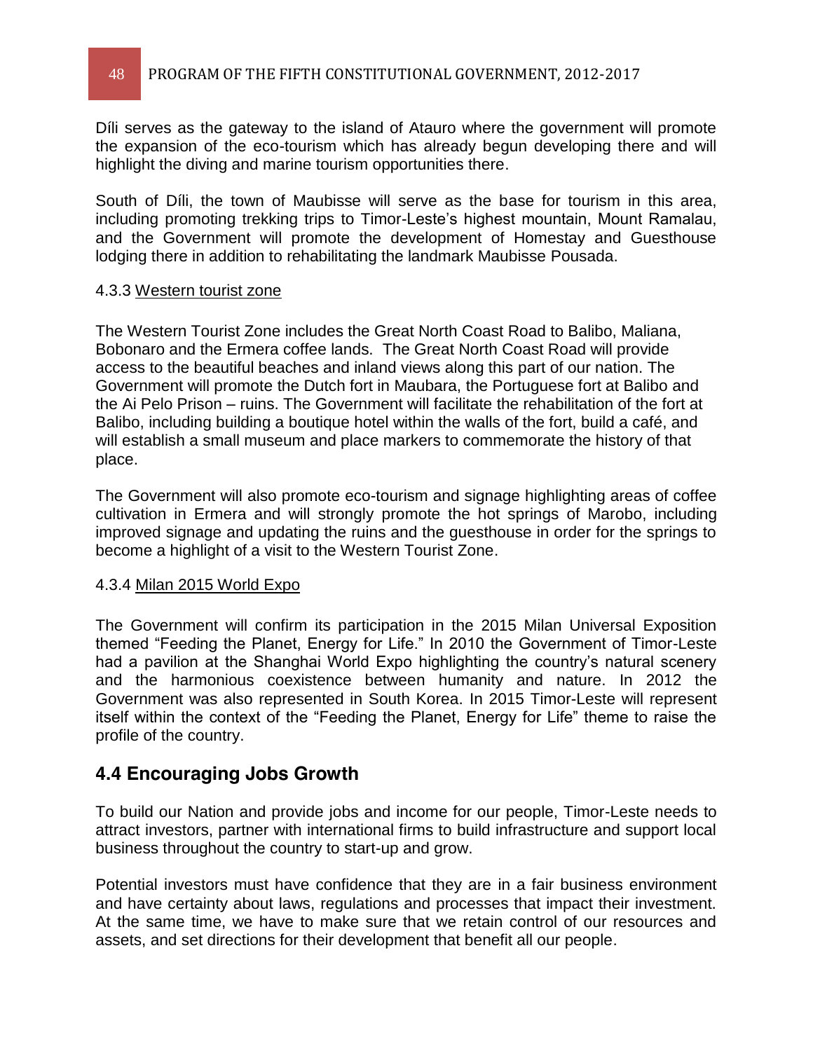Díli serves as the gateway to the island of Atauro where the government will promote the expansion of the eco-tourism which has already begun developing there and will highlight the diving and marine tourism opportunities there.

South of Díli, the town of Maubisse will serve as the base for tourism in this area, including promoting trekking trips to Timor-Leste's highest mountain, Mount Ramalau, and the Government will promote the development of Homestay and Guesthouse lodging there in addition to rehabilitating the landmark Maubisse Pousada.

#### 4.3.3 Western tourist zone

The Western Tourist Zone includes the Great North Coast Road to Balibo, Maliana, Bobonaro and the Ermera coffee lands. The Great North Coast Road will provide access to the beautiful beaches and inland views along this part of our nation. The Government will promote the Dutch fort in Maubara, the Portuguese fort at Balibo and the Ai Pelo Prison – ruins. The Government will facilitate the rehabilitation of the fort at Balibo, including building a boutique hotel within the walls of the fort, build a café, and will establish a small museum and place markers to commemorate the history of that place.

The Government will also promote eco-tourism and signage highlighting areas of coffee cultivation in Ermera and will strongly promote the hot springs of Marobo, including improved signage and updating the ruins and the guesthouse in order for the springs to become a highlight of a visit to the Western Tourist Zone.

#### 4.3.4 Milan 2015 World Expo

The Government will confirm its participation in the 2015 Milan Universal Exposition themed "Feeding the Planet, Energy for Life." In 2010 the Government of Timor-Leste had a pavilion at the Shanghai World Expo highlighting the country's natural scenery and the harmonious coexistence between humanity and nature. In 2012 the Government was also represented in South Korea. In 2015 Timor-Leste will represent itself within the context of the "Feeding the Planet, Energy for Life" theme to raise the profile of the country.

## 4.4 Encouraging Jobs Growth

To build our Nation and provide jobs and income for our people, Timor-Leste needs to attract investors, partner with international firms to build infrastructure and support local business throughout the country to start-up and grow.

Potential investors must have confidence that they are in a fair business environment and have certainty about laws, regulations and processes that impact their investment. At the same time, we have to make sure that we retain control of our resources and assets, and set directions for their development that benefit all our people.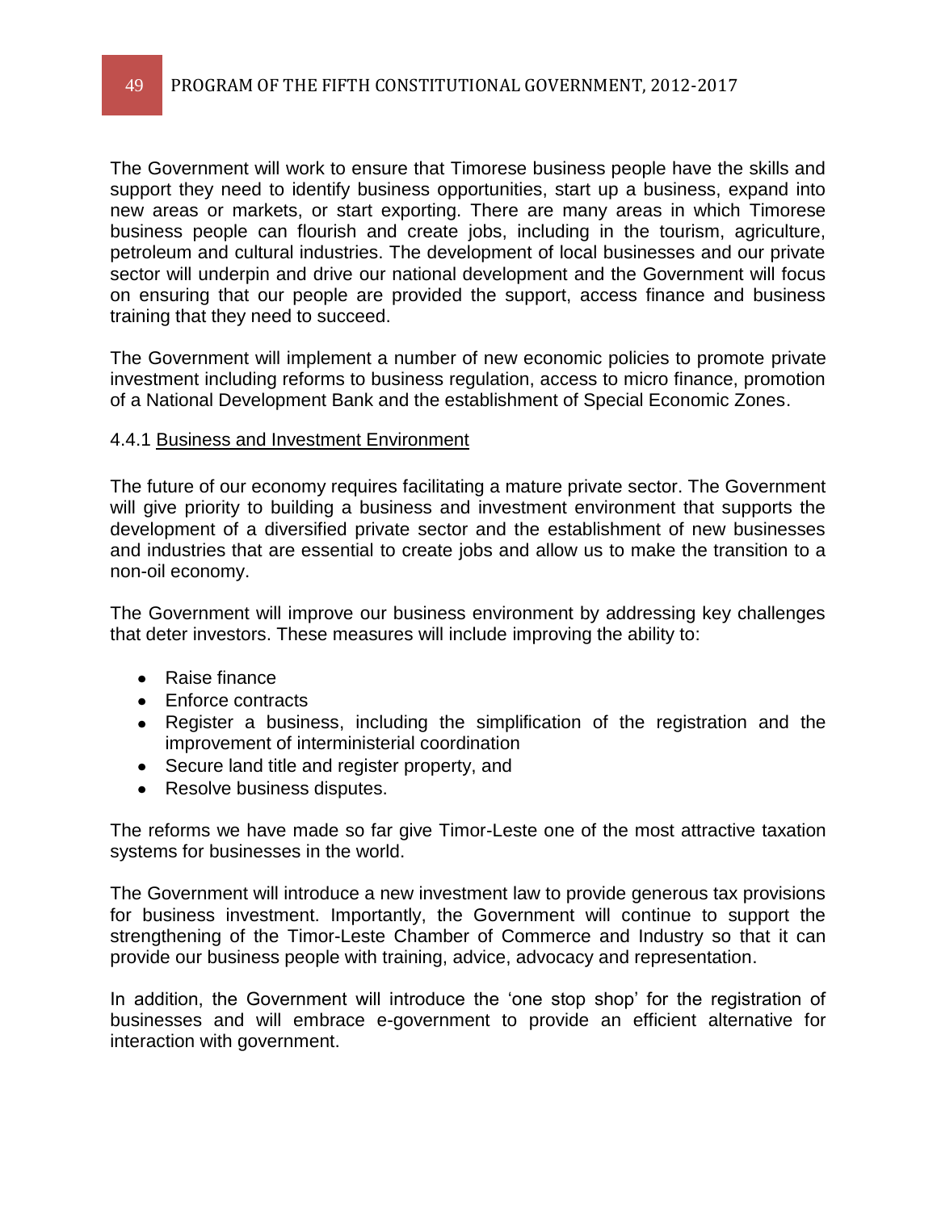The Government will work to ensure that Timorese business people have the skills and support they need to identify business opportunities, start up a business, expand into new areas or markets, or start exporting. There are many areas in which Timorese business people can flourish and create jobs, including in the tourism, agriculture, petroleum and cultural industries. The development of local businesses and our private sector will underpin and drive our national development and the Government will focus on ensuring that our people are provided the support, access finance and business training that they need to succeed.

The Government will implement a number of new economic policies to promote private investment including reforms to business regulation, access to micro finance, promotion of a National Development Bank and the establishment of Special Economic Zones.

### 4.4.1 Business and Investment Environment

The future of our economy requires facilitating a mature private sector. The Government will give priority to building a business and investment environment that supports the development of a diversified private sector and the establishment of new businesses and industries that are essential to create jobs and allow us to make the transition to a non-oil economy.

The Government will improve our business environment by addressing key challenges that deter investors. These measures will include improving the ability to:

- Raise finance
- Enforce contracts
- Register a business, including the simplification of the registration and the improvement of interministerial coordination
- Secure land title and register property, and
- Resolve business disputes.

The reforms we have made so far give Timor-Leste one of the most attractive taxation systems for businesses in the world.

The Government will introduce a new investment law to provide generous tax provisions for business investment. Importantly, the Government will continue to support the strengthening of the Timor-Leste Chamber of Commerce and Industry so that it can provide our business people with training, advice, advocacy and representation.

In addition, the Government will introduce the 'one stop shop' for the registration of businesses and will embrace e-government to provide an efficient alternative for interaction with government.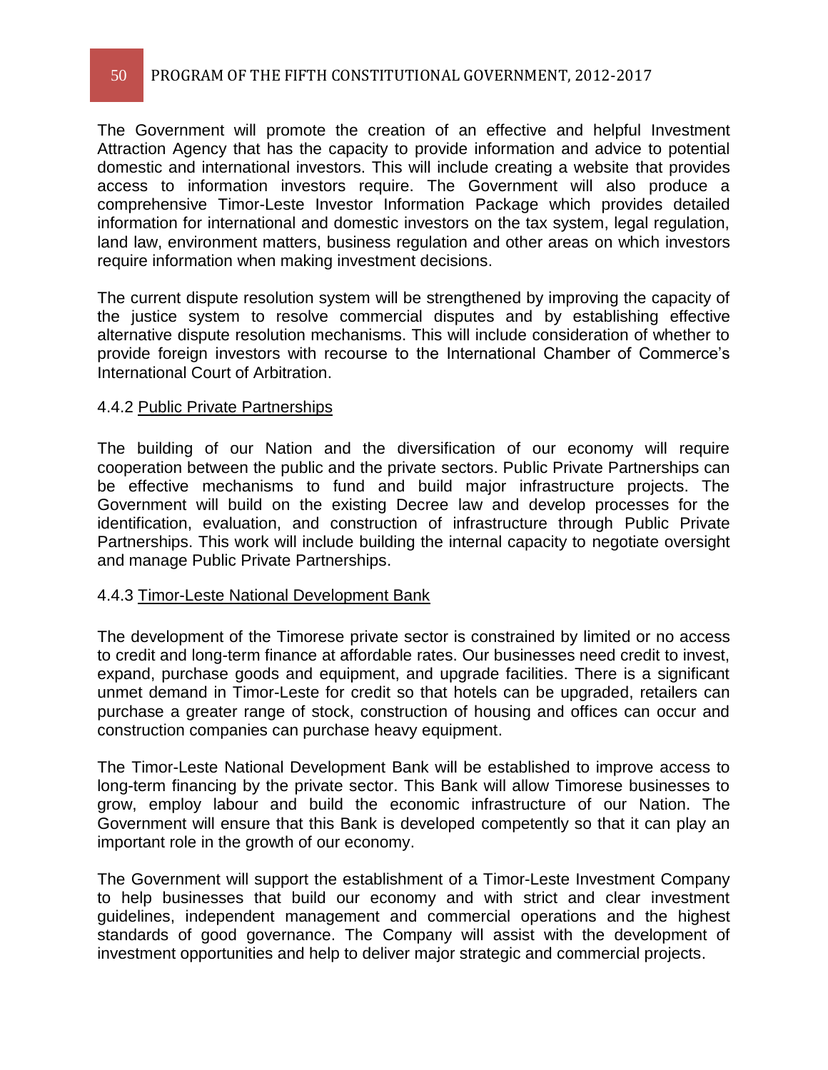The Government will promote the creation of an effective and helpful Investment Attraction Agency that has the capacity to provide information and advice to potential domestic and international investors. This will include creating a website that provides access to information investors require. The Government will also produce a comprehensive Timor-Leste Investor Information Package which provides detailed information for international and domestic investors on the tax system, legal regulation, land law, environment matters, business regulation and other areas on which investors require information when making investment decisions.

The current dispute resolution system will be strengthened by improving the capacity of the justice system to resolve commercial disputes and by establishing effective alternative dispute resolution mechanisms. This will include consideration of whether to provide foreign investors with recourse to the International Chamber of Commerce's International Court of Arbitration.

#### 4.4.2 Public Private Partnerships

The building of our Nation and the diversification of our economy will require cooperation between the public and the private sectors. Public Private Partnerships can be effective mechanisms to fund and build major infrastructure projects. The Government will build on the existing Decree law and develop processes for the identification, evaluation, and construction of infrastructure through Public Private Partnerships. This work will include building the internal capacity to negotiate oversight and manage Public Private Partnerships.

#### 4.4.3 Timor-Leste National Development Bank

The development of the Timorese private sector is constrained by limited or no access to credit and long-term finance at affordable rates. Our businesses need credit to invest, expand, purchase goods and equipment, and upgrade facilities. There is a significant unmet demand in Timor-Leste for credit so that hotels can be upgraded, retailers can purchase a greater range of stock, construction of housing and offices can occur and construction companies can purchase heavy equipment.

The Timor-Leste National Development Bank will be established to improve access to long-term financing by the private sector. This Bank will allow Timorese businesses to grow, employ labour and build the economic infrastructure of our Nation. The Government will ensure that this Bank is developed competently so that it can play an important role in the growth of our economy.

The Government will support the establishment of a Timor-Leste Investment Company to help businesses that build our economy and with strict and clear investment guidelines, independent management and commercial operations and the highest standards of good governance. The Company will assist with the development of investment opportunities and help to deliver major strategic and commercial projects.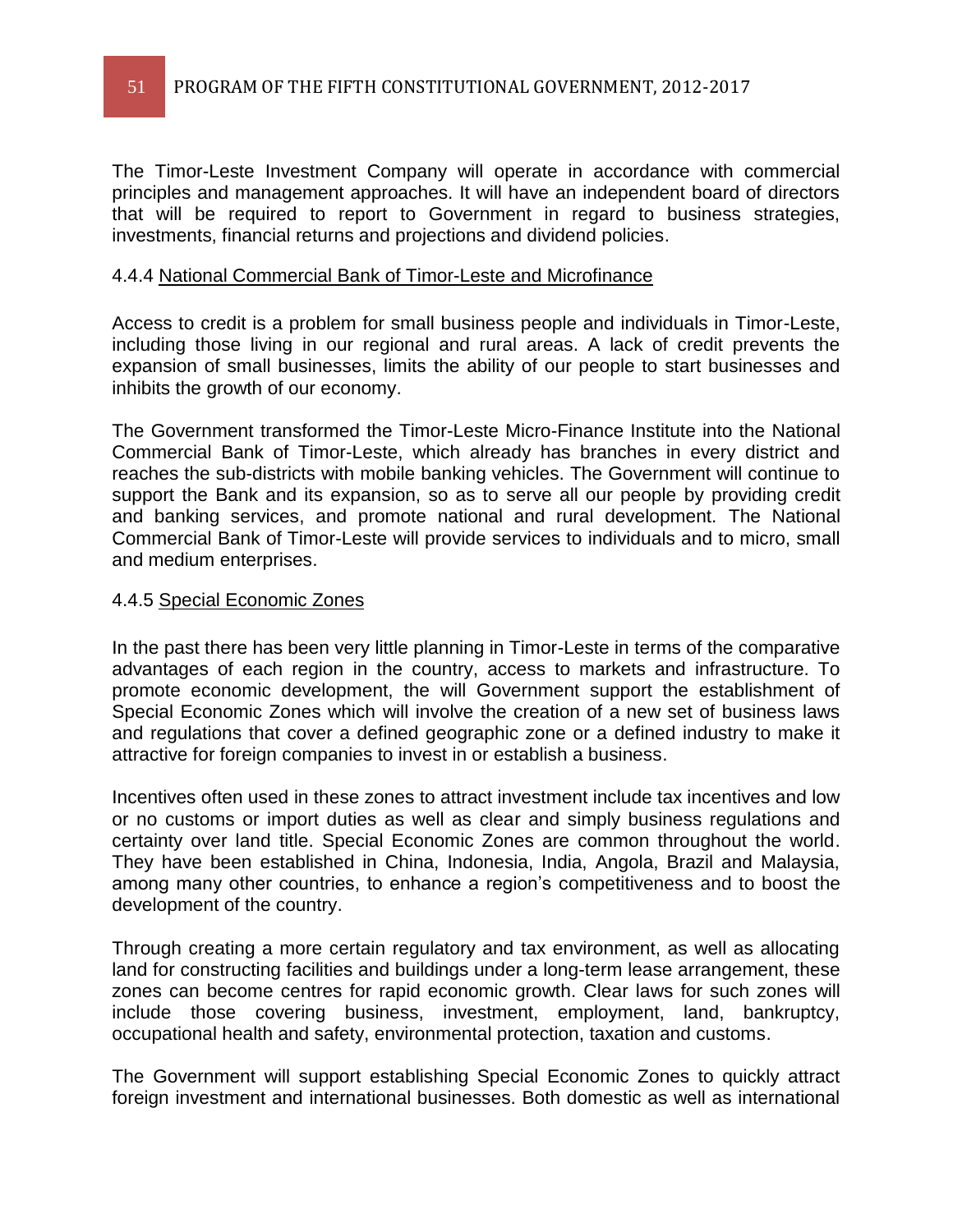The Timor-Leste Investment Company will operate in accordance with commercial principles and management approaches. It will have an independent board of directors that will be required to report to Government in regard to business strategies, investments, financial returns and projections and dividend policies.

#### 4.4.4 National Commercial Bank of Timor-Leste and Microfinance

Access to credit is a problem for small business people and individuals in Timor-Leste, including those living in our regional and rural areas. A lack of credit prevents the expansion of small businesses, limits the ability of our people to start businesses and inhibits the growth of our economy.

The Government transformed the Timor-Leste Micro-Finance Institute into the National Commercial Bank of Timor-Leste, which already has branches in every district and reaches the sub-districts with mobile banking vehicles. The Government will continue to support the Bank and its expansion, so as to serve all our people by providing credit and banking services, and promote national and rural development. The National Commercial Bank of Timor-Leste will provide services to individuals and to micro, small and medium enterprises.

#### 4.4.5 Special Economic Zones

In the past there has been very little planning in Timor-Leste in terms of the comparative advantages of each region in the country, access to markets and infrastructure. To promote economic development, the will Government support the establishment of Special Economic Zones which will involve the creation of a new set of business laws and regulations that cover a defined geographic zone or a defined industry to make it attractive for foreign companies to invest in or establish a business.

Incentives often used in these zones to attract investment include tax incentives and low or no customs or import duties as well as clear and simply business regulations and certainty over land title. Special Economic Zones are common throughout the world. They have been established in China, Indonesia, India, Angola, Brazil and Malaysia, among many other countries, to enhance a region's competitiveness and to boost the development of the country.

Through creating a more certain regulatory and tax environment, as well as allocating land for constructing facilities and buildings under a long-term lease arrangement, these zones can become centres for rapid economic growth. Clear laws for such zones will include those covering business, investment, employment, land, bankruptcy, occupational health and safety, environmental protection, taxation and customs.

The Government will support establishing Special Economic Zones to quickly attract foreign investment and international businesses. Both domestic as well as international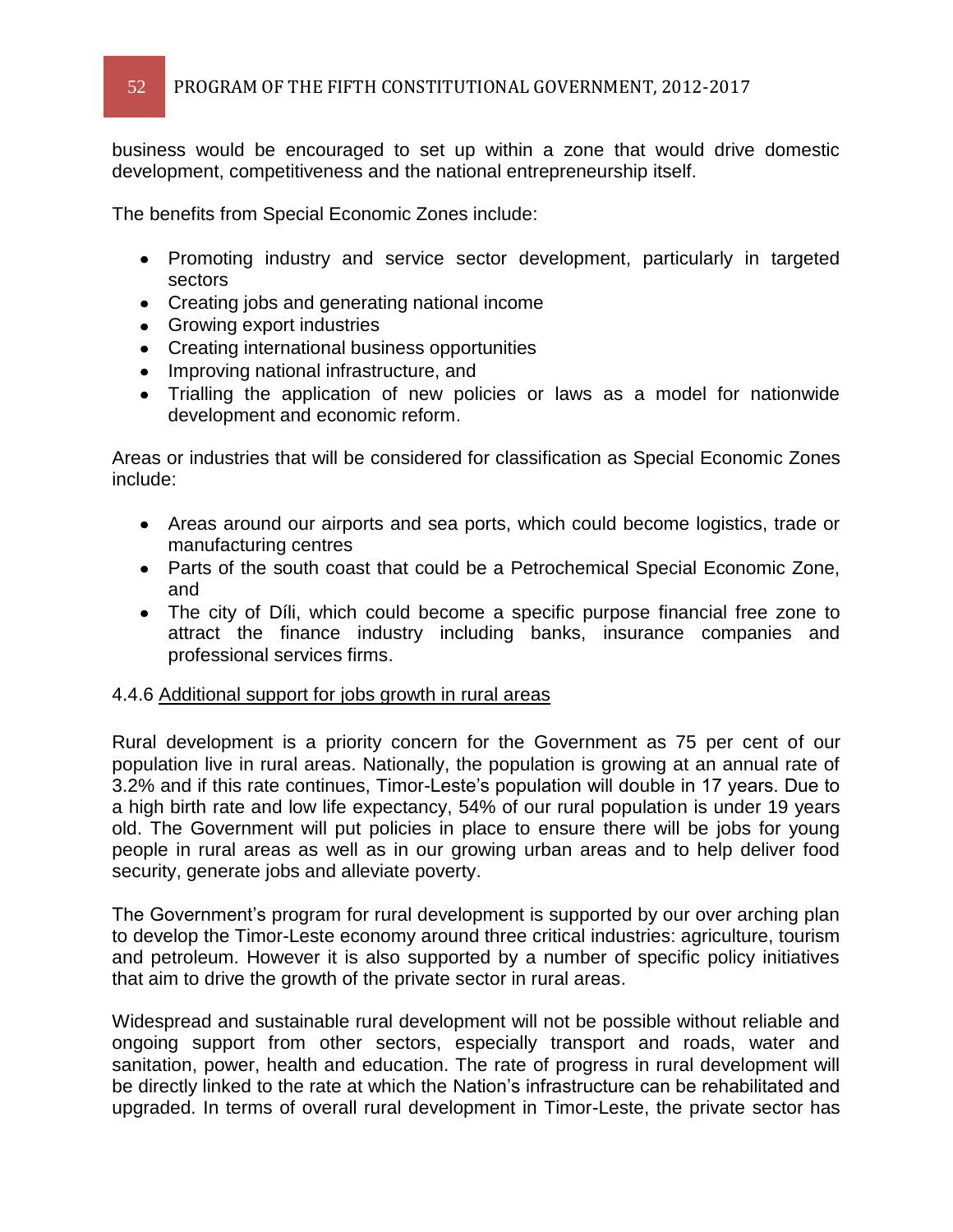business would be encouraged to set up within a zone that would drive domestic development, competitiveness and the national entrepreneurship itself.

The benefits from Special Economic Zones include:

- Promoting industry and service sector development, particularly in targeted sectors
- Creating jobs and generating national income
- Growing export industries
- Creating international business opportunities
- Improving national infrastructure, and
- Trialling the application of new policies or laws as a model for nationwide development and economic reform.

Areas or industries that will be considered for classification as Special Economic Zones include:

- Areas around our airports and sea ports, which could become logistics, trade or manufacturing centres
- Parts of the south coast that could be a Petrochemical Special Economic Zone, and
- The city of Díli, which could become a specific purpose financial free zone to attract the finance industry including banks, insurance companies and professional services firms.

#### 4.4.6 Additional support for jobs growth in rural areas

Rural development is a priority concern for the Government as 75 per cent of our population live in rural areas. Nationally, the population is growing at an annual rate of 3.2% and if this rate continues, Timor-Leste's population will double in 17 years. Due to a high birth rate and low life expectancy, 54% of our rural population is under 19 years old. The Government will put policies in place to ensure there will be jobs for young people in rural areas as well as in our growing urban areas and to help deliver food security, generate jobs and alleviate poverty.

The Government's program for rural development is supported by our over arching plan to develop the Timor-Leste economy around three critical industries: agriculture, tourism and petroleum. However it is also supported by a number of specific policy initiatives that aim to drive the growth of the private sector in rural areas.

Widespread and sustainable rural development will not be possible without reliable and ongoing support from other sectors, especially transport and roads, water and sanitation, power, health and education. The rate of progress in rural development will be directly linked to the rate at which the Nation's infrastructure can be rehabilitated and upgraded. In terms of overall rural development in Timor-Leste, the private sector has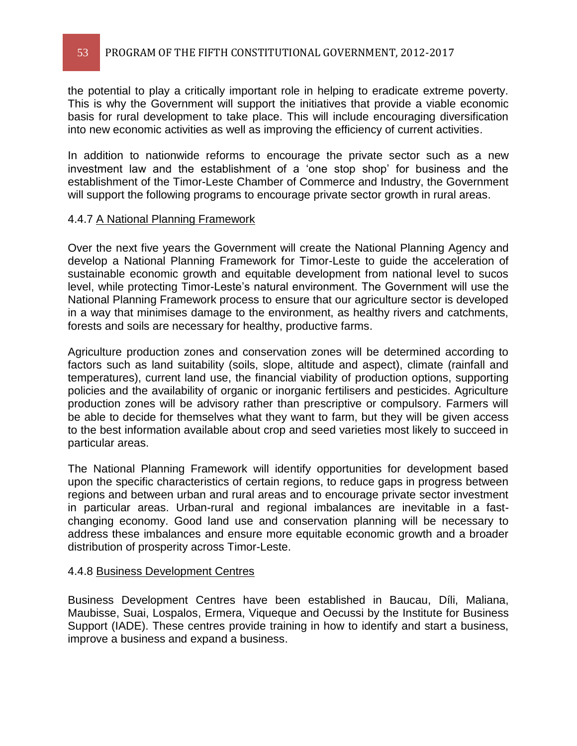the potential to play a critically important role in helping to eradicate extreme poverty. This is why the Government will support the initiatives that provide a viable economic basis for rural development to take place. This will include encouraging diversification into new economic activities as well as improving the efficiency of current activities.

In addition to nationwide reforms to encourage the private sector such as a new investment law and the establishment of a 'one stop shop' for business and the establishment of the Timor-Leste Chamber of Commerce and Industry, the Government will support the following programs to encourage private sector growth in rural areas.

#### 4.4.7 A National Planning Framework

Over the next five years the Government will create the National Planning Agency and develop a National Planning Framework for Timor-Leste to guide the acceleration of sustainable economic growth and equitable development from national level to sucos level, while protecting Timor-Leste's natural environment. The Government will use the National Planning Framework process to ensure that our agriculture sector is developed in a way that minimises damage to the environment, as healthy rivers and catchments, forests and soils are necessary for healthy, productive farms.

Agriculture production zones and conservation zones will be determined according to factors such as land suitability (soils, slope, altitude and aspect), climate (rainfall and temperatures), current land use, the financial viability of production options, supporting policies and the availability of organic or inorganic fertilisers and pesticides. Agriculture production zones will be advisory rather than prescriptive or compulsory. Farmers will be able to decide for themselves what they want to farm, but they will be given access to the best information available about crop and seed varieties most likely to succeed in particular areas.

The National Planning Framework will identify opportunities for development based upon the specific characteristics of certain regions, to reduce gaps in progress between regions and between urban and rural areas and to encourage private sector investment in particular areas. Urban-rural and regional imbalances are inevitable in a fast-changing economy. Good land use and conservation planning will be necessary to address these imbalances and ensure more equitable economic growth and a broader distribution of prosperity across Timor-Leste.

#### 4.4.8 Business Development Centres

Business Development Centres have been established in Baucau, Díli, Maliana, Maubisse, Suai, Lospalos, Ermera, Viqueque and Oecussi by the Institute for Business Support (IADE). These centres provide training in how to identify and start a business, improve a business and expand a business.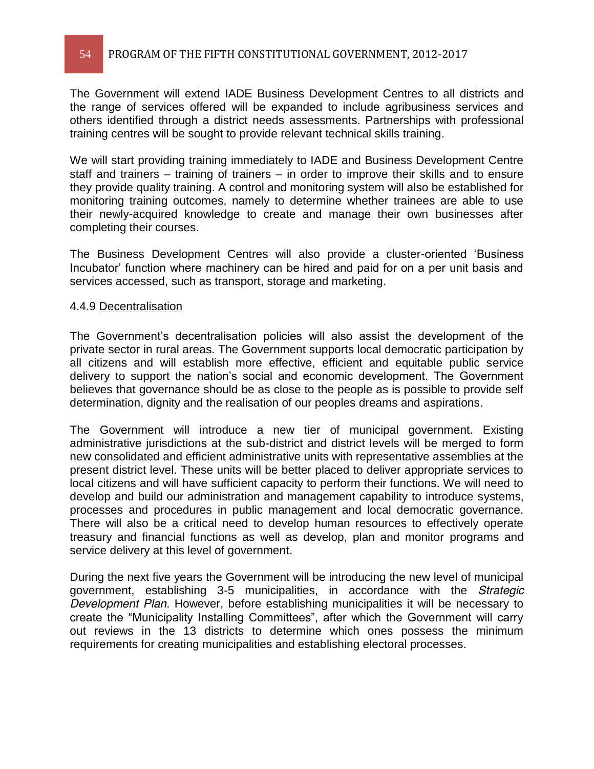The Government will extend IADE Business Development Centres to all districts and the range of services offered will be expanded to include agribusiness services and others identified through a district needs assessments. Partnerships with professional training centres will be sought to provide relevant technical skills training.

We will start providing training immediately to IADE and Business Development Centre staff and trainers – training of trainers – in order to improve their skills and to ensure they provide quality training. A control and monitoring system will also be established for monitoring training outcomes, namely to determine whether trainees are able to use their newly-acquired knowledge to create and manage their own businesses after completing their courses.

The Business Development Centres will also provide a cluster-oriented 'Business Incubator' function where machinery can be hired and paid for on a per unit basis and services accessed, such as transport, storage and marketing.

#### 4.4.9 Decentralisation

The Government's decentralisation policies will also assist the development of the private sector in rural areas. The Government supports local democratic participation by all citizens and will establish more effective, efficient and equitable public service delivery to support the nation's social and economic development. The Government believes that governance should be as close to the people as is possible to provide self determination, dignity and the realisation of our peoples dreams and aspirations.

The Government will introduce a new tier of municipal government. Existing administrative jurisdictions at the sub-district and district levels will be merged to form new consolidated and efficient administrative units with representative assemblies at the present district level. These units will be better placed to deliver appropriate services to local citizens and will have sufficient capacity to perform their functions. We will need to develop and build our administration and management capability to introduce systems, processes and procedures in public management and local democratic governance. There will also be a critical need to develop human resources to effectively operate treasury and financial functions as well as develop, plan and monitor programs and service delivery at this level of government.

During the next five years the Government will be introducing the new level of municipal government, establishing 3-5 municipalities, in accordance with the *Strategic Development Plan*. However, before establishing municipalities it will be necessary to create the "Municipality Installing Committees", after which the Government will carry out reviews in the 13 districts to determine which ones possess the minimum requirements for creating municipalities and establishing electoral processes.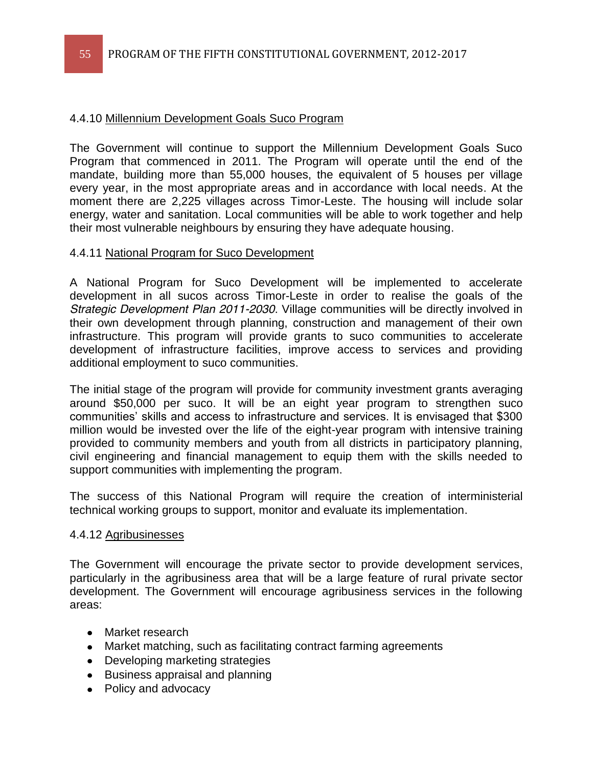#### 4.4.10 Millennium Development Goals Suco Program

The Government will continue to support the Millennium Development Goals Suco Program that commenced in 2011. The Program will operate until the end of the mandate, building more than 55,000 houses, the equivalent of 5 houses per village every year, in the most appropriate areas and in accordance with local needs. At the moment there are 2,225 villages across Timor-Leste. The housing will include solar energy, water and sanitation. Local communities will be able to work together and help their most vulnerable neighbours by ensuring they have adequate housing.

#### 4.4.11 National Program for Suco Development

A National Program for Suco Development will be implemented to accelerate development in all sucos across Timor-Leste in order to realise the goals of the *Strategic Development Plan 2011-2030*. Village communities will be directly involved in their own development through planning, construction and management of their own infrastructure. This program will provide grants to suco communities to accelerate development of infrastructure facilities, improve access to services and providing additional employment to suco communities.

The initial stage of the program will provide for community investment grants averaging around $50,000 per suco. It will be an eight year program to strengthen suco communities' skills and access to infrastructure and services. It is envisaged that $300 million would be invested over the life of the eight-year program with intensive training provided to community members and youth from all districts in participatory planning, civil engineering and financial management to equip them with the skills needed to support communities with implementing the program.

The success of this National Program will require the creation of interministerial technical working groups to support, monitor and evaluate its implementation.

#### 4.4.12 Agribusinesses

The Government will encourage the private sector to provide development services, particularly in the agribusiness area that will be a large feature of rural private sector development. The Government will encourage agribusiness services in the following areas:

- Market research
- Market matching, such as facilitating contract farming agreements
- Developing marketing strategies
- Business appraisal and planning
- Policy and advocacy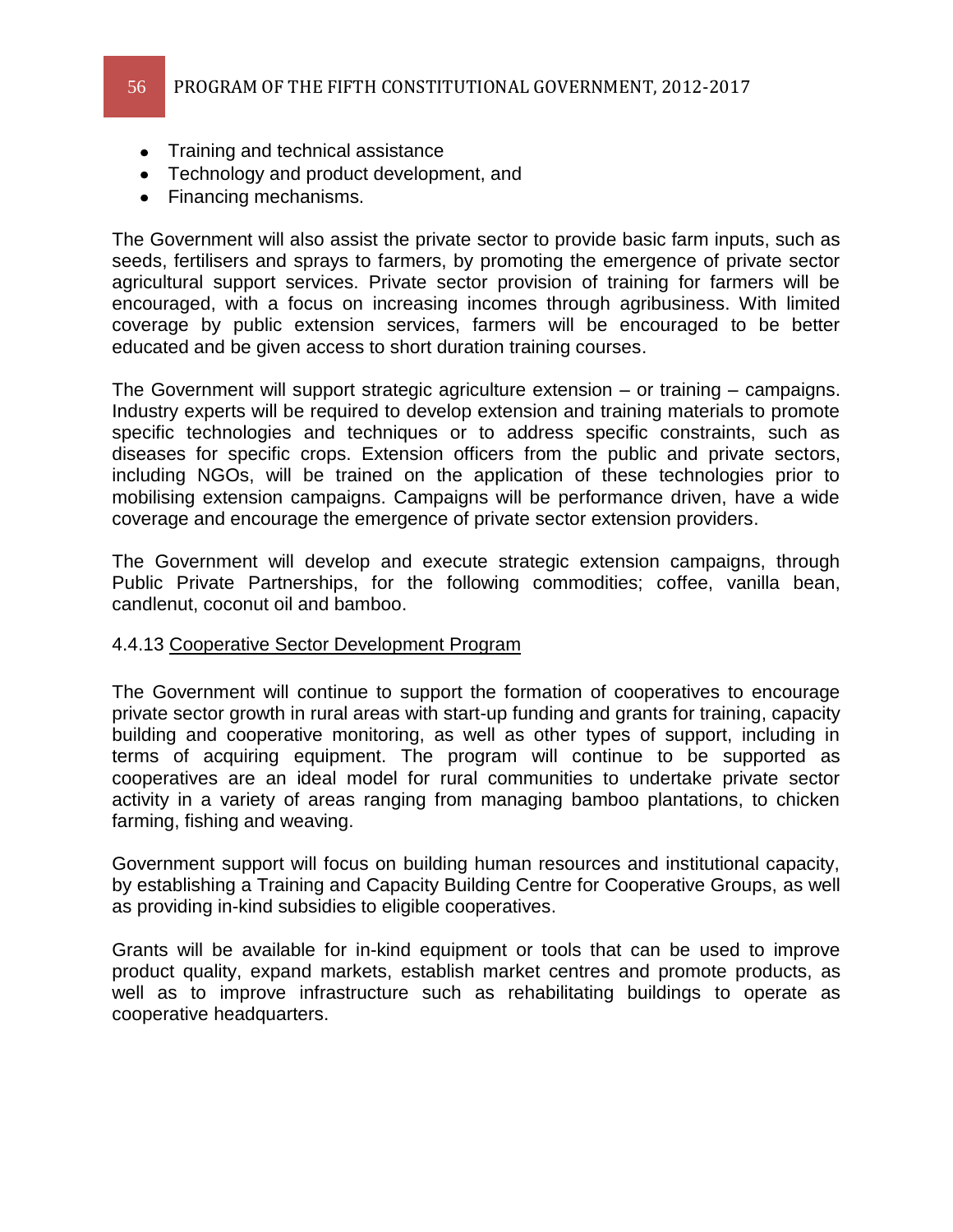- Training and technical assistance
- Technology and product development, and
- Financing mechanisms.

The Government will also assist the private sector to provide basic farm inputs, such as seeds, fertilisers and sprays to farmers, by promoting the emergence of private sector agricultural support services. Private sector provision of training for farmers will be encouraged, with a focus on increasing incomes through agribusiness. With limited coverage by public extension services, farmers will be encouraged to be better educated and be given access to short duration training courses.

The Government will support strategic agriculture extension – or training – campaigns. Industry experts will be required to develop extension and training materials to promote specific technologies and techniques or to address specific constraints, such as diseases for specific crops. Extension officers from the public and private sectors, including NGOs, will be trained on the application of these technologies prior to mobilising extension campaigns. Campaigns will be performance driven, have a wide coverage and encourage the emergence of private sector extension providers.

The Government will develop and execute strategic extension campaigns, through Public Private Partnerships, for the following commodities; coffee, vanilla bean, candlenut, coconut oil and bamboo.

#### 4.4.13 Cooperative Sector Development Program

The Government will continue to support the formation of cooperatives to encourage private sector growth in rural areas with start-up funding and grants for training, capacity building and cooperative monitoring, as well as other types of support, including in terms of acquiring equipment. The program will continue to be supported as cooperatives are an ideal model for rural communities to undertake private sector activity in a variety of areas ranging from managing bamboo plantations, to chicken farming, fishing and weaving.

Government support will focus on building human resources and institutional capacity, by establishing a Training and Capacity Building Centre for Cooperative Groups, as well as providing in-kind subsidies to eligible cooperatives.

Grants will be available for in-kind equipment or tools that can be used to improve product quality, expand markets, establish market centres and promote products, as well as to improve infrastructure such as rehabilitating buildings to operate as cooperative headquarters.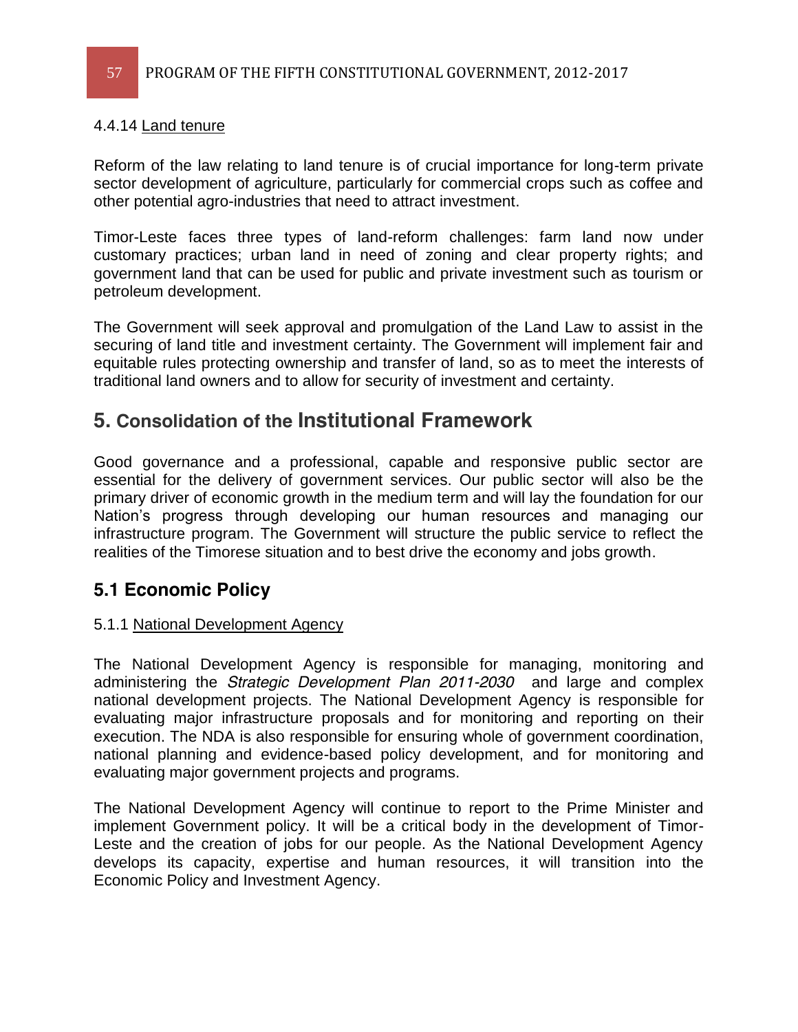4.4.14 Land tenure

Reform of the law relating to land tenure is of crucial importance for long-term private sector development of agriculture, particularly for commercial crops such as coffee and other potential agro-industries that need to attract investment.

Timor-Leste faces three types of land-reform challenges: farm land now under customary practices; urban land in need of zoning and clear property rights; and government land that can be used for public and private investment such as tourism or petroleum development.

The Government will seek approval and promulgation of the Land Law to assist in the securing of land title and investment certainty. The Government will implement fair and equitable rules protecting ownership and transfer of land, so as to meet the interests of traditional land owners and to allow for security of investment and certainty.

# 5. Consolidation of the Institutional Framework

Good governance and a professional, capable and responsive public sector are essential for the delivery of government services. Our public sector will also be the primary driver of economic growth in the medium term and will lay the foundation for our Nation's progress through developing our human resources and managing our infrastructure program. The Government will structure the public service to reflect the realities of the Timorese situation and to best drive the economy and jobs growth.

## 5.1 Economic Policy

5.1.1 National Development Agency

The National Development Agency is responsible for managing, monitoring and administering the *Strategic Development Plan 2011-2030* and large and complex national development projects. The National Development Agency is responsible for evaluating major infrastructure proposals and for monitoring and reporting on their execution. The NDA is also responsible for ensuring whole of government coordination, national planning and evidence-based policy development, and for monitoring and evaluating major government projects and programs.

The National Development Agency will continue to report to the Prime Minister and implement Government policy. It will be a critical body in the development of Timor-Leste and the creation of jobs for our people. As the National Development Agency develops its capacity, expertise and human resources, it will transition into the Economic Policy and Investment Agency.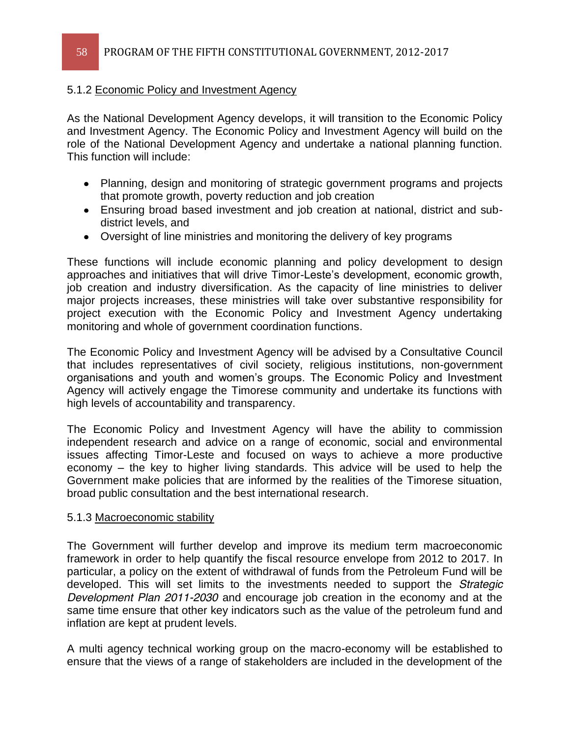### 5.1.2 Economic Policy and Investment Agency

As the National Development Agency develops, it will transition to the Economic Policy and Investment Agency. The Economic Policy and Investment Agency will build on the role of the National Development Agency and undertake a national planning function. This function will include:

- Planning, design and monitoring of strategic government programs and projects that promote growth, poverty reduction and job creation
- Ensuring broad based investment and job creation at national, district and sub-district levels, and
- Oversight of line ministries and monitoring the delivery of key programs

These functions will include economic planning and policy development to design approaches and initiatives that will drive Timor-Leste's development, economic growth, job creation and industry diversification. As the capacity of line ministries to deliver major projects increases, these ministries will take over substantive responsibility for project execution with the Economic Policy and Investment Agency undertaking monitoring and whole of government coordination functions.

The Economic Policy and Investment Agency will be advised by a Consultative Council that includes representatives of civil society, religious institutions, non-government organisations and youth and women's groups. The Economic Policy and Investment Agency will actively engage the Timorese community and undertake its functions with high levels of accountability and transparency.

The Economic Policy and Investment Agency will have the ability to commission independent research and advice on a range of economic, social and environmental issues affecting Timor-Leste and focused on ways to achieve a more productive economy – the key to higher living standards. This advice will be used to help the Government make policies that are informed by the realities of the Timorese situation, broad public consultation and the best international research.

### 5.1.3 Macroeconomic stability

The Government will further develop and improve its medium term macroeconomic framework in order to help quantify the fiscal resource envelope from 2012 to 2017. In particular, a policy on the extent of withdrawal of funds from the Petroleum Fund will be developed. This will set limits to the investments needed to support the *Strategic Development Plan 2011-2030* and encourage job creation in the economy and at the same time ensure that other key indicators such as the value of the petroleum fund and inflation are kept at prudent levels.

A multi agency technical working group on the macro-economy will be established to ensure that the views of a range of stakeholders are included in the development of the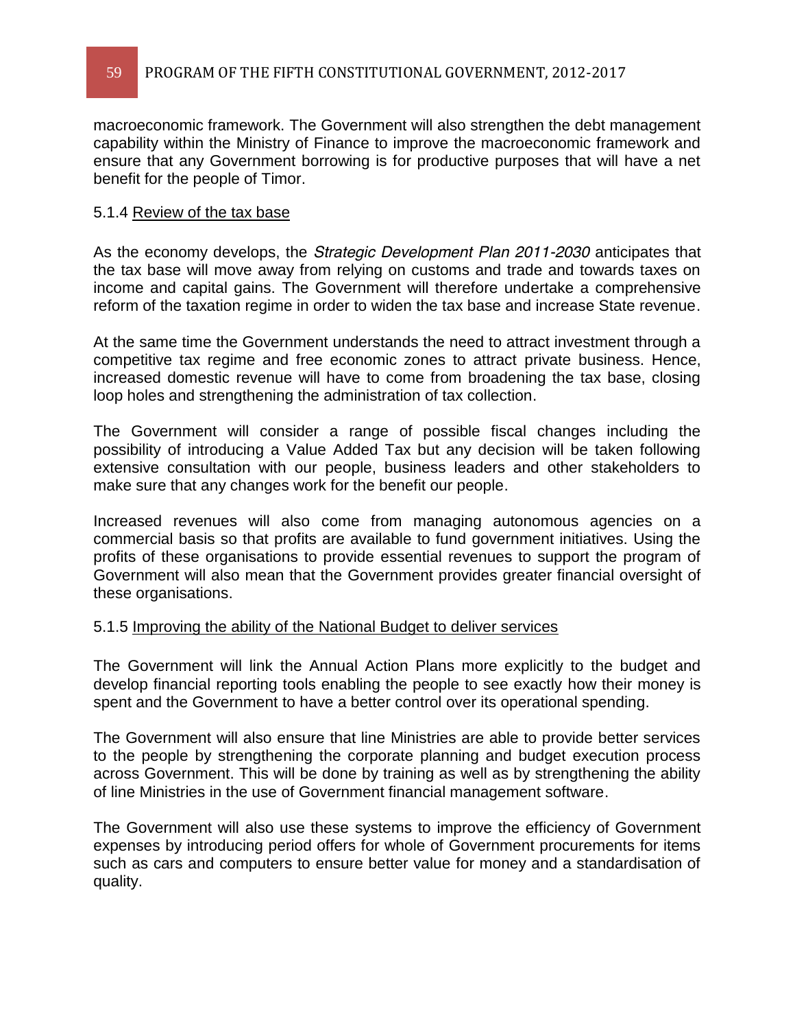macroeconomic framework. The Government will also strengthen the debt management capability within the Ministry of Finance to improve the macroeconomic framework and ensure that any Government borrowing is for productive purposes that will have a net benefit for the people of Timor.

5.1.4 Review of the tax base

As the economy develops, the *Strategic Development Plan 2011-2030* anticipates that the tax base will move away from relying on customs and trade and towards taxes on income and capital gains. The Government will therefore undertake a comprehensive reform of the taxation regime in order to widen the tax base and increase State revenue.

At the same time the Government understands the need to attract investment through a competitive tax regime and free economic zones to attract private business. Hence, increased domestic revenue will have to come from broadening the tax base, closing loop holes and strengthening the administration of tax collection.

The Government will consider a range of possible fiscal changes including the possibility of introducing a Value Added Tax but any decision will be taken following extensive consultation with our people, business leaders and other stakeholders to make sure that any changes work for the benefit our people.

Increased revenues will also come from managing autonomous agencies on a commercial basis so that profits are available to fund government initiatives. Using the profits of these organisations to provide essential revenues to support the program of Government will also mean that the Government provides greater financial oversight of these organisations.

5.1.5 Improving the ability of the National Budget to deliver services

The Government will link the Annual Action Plans more explicitly to the budget and develop financial reporting tools enabling the people to see exactly how their money is spent and the Government to have a better control over its operational spending.

The Government will also ensure that line Ministries are able to provide better services to the people by strengthening the corporate planning and budget execution process across Government. This will be done by training as well as by strengthening the ability of line Ministries in the use of Government financial management software.

The Government will also use these systems to improve the efficiency of Government expenses by introducing period offers for whole of Government procurements for items such as cars and computers to ensure better value for money and a standardisation of quality.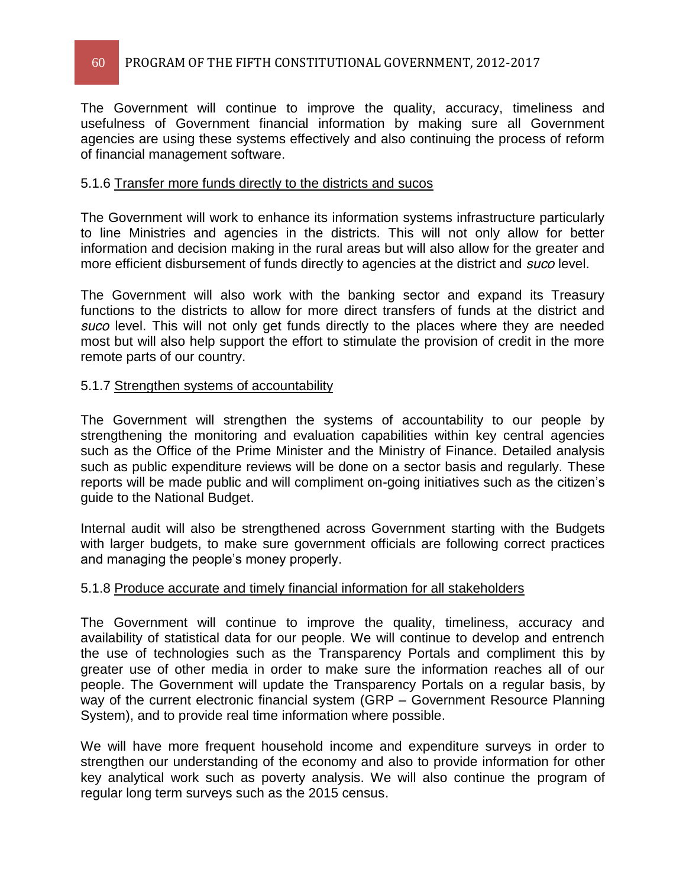The Government will continue to improve the quality, accuracy, timeliness and usefulness of Government financial information by making sure all Government agencies are using these systems effectively and also continuing the process of reform of financial management software.

### 5.1.6 Transfer more funds directly to the districts and sucos

The Government will work to enhance its information systems infrastructure particularly to line Ministries and agencies in the districts. This will not only allow for better information and decision making in the rural areas but will also allow for the greater and more efficient disbursement of funds directly to agencies at the district and *suco* level.

The Government will also work with the banking sector and expand its Treasury functions to the districts to allow for more direct transfers of funds at the district and *suco* level. This will not only get funds directly to the places where they are needed most but will also help support the effort to stimulate the provision of credit in the more remote parts of our country.

### 5.1.7 Strengthen systems of accountability

The Government will strengthen the systems of accountability to our people by strengthening the monitoring and evaluation capabilities within key central agencies such as the Office of the Prime Minister and the Ministry of Finance. Detailed analysis such as public expenditure reviews will be done on a sector basis and regularly. These reports will be made public and will compliment on-going initiatives such as the citizen's guide to the National Budget.

Internal audit will also be strengthened across Government starting with the Budgets with larger budgets, to make sure government officials are following correct practices and managing the people's money properly.

### 5.1.8 Produce accurate and timely financial information for all stakeholders

The Government will continue to improve the quality, timeliness, accuracy and availability of statistical data for our people. We will continue to develop and entrench the use of technologies such as the Transparency Portals and compliment this by greater use of other media in order to make sure the information reaches all of our people. The Government will update the Transparency Portals on a regular basis, by way of the current electronic financial system (GRP – Government Resource Planning System), and to provide real time information where possible.

We will have more frequent household income and expenditure surveys in order to strengthen our understanding of the economy and also to provide information for other key analytical work such as poverty analysis. We will also continue the program of regular long term surveys such as the 2015 census.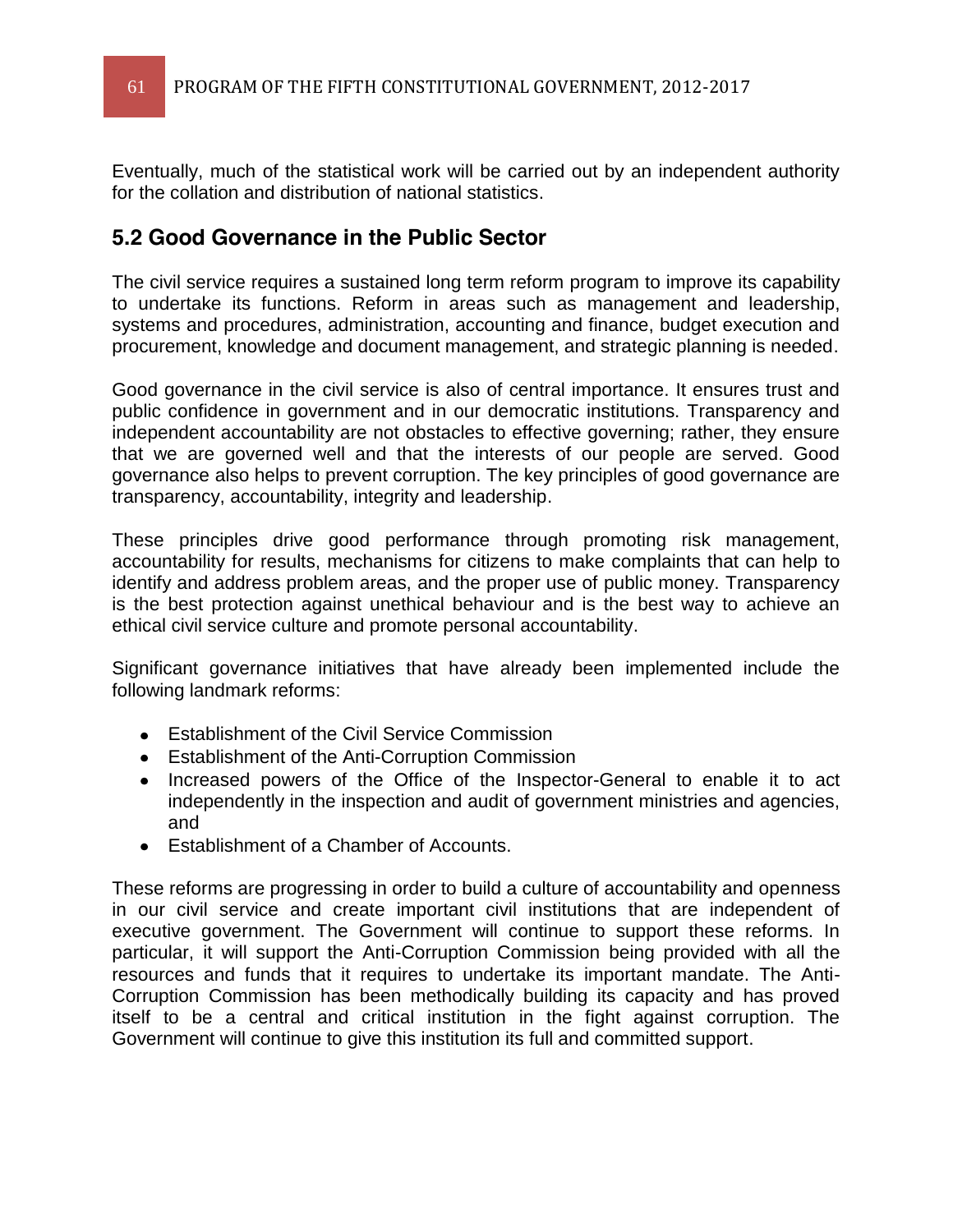Eventually, much of the statistical work will be carried out by an independent authority for the collation and distribution of national statistics.

## 5.2 Good Governance in the Public Sector

The civil service requires a sustained long term reform program to improve its capability to undertake its functions. Reform in areas such as management and leadership, systems and procedures, administration, accounting and finance, budget execution and procurement, knowledge and document management, and strategic planning is needed.

Good governance in the civil service is also of central importance. It ensures trust and public confidence in government and in our democratic institutions. Transparency and independent accountability are not obstacles to effective governing; rather, they ensure that we are governed well and that the interests of our people are served. Good governance also helps to prevent corruption. The key principles of good governance are transparency, accountability, integrity and leadership.

These principles drive good performance through promoting risk management, accountability for results, mechanisms for citizens to make complaints that can help to identify and address problem areas, and the proper use of public money. Transparency is the best protection against unethical behaviour and is the best way to achieve an ethical civil service culture and promote personal accountability.

Significant governance initiatives that have already been implemented include the following landmark reforms:

- Establishment of the Civil Service Commission
- Establishment of the Anti-Corruption Commission
- Increased powers of the Office of the Inspector-General to enable it to act independently in the inspection and audit of government ministries and agencies, and
- Establishment of a Chamber of Accounts.

These reforms are progressing in order to build a culture of accountability and openness in our civil service and create important civil institutions that are independent of executive government. The Government will continue to support these reforms. In particular, it will support the Anti-Corruption Commission being provided with all the resources and funds that it requires to undertake its important mandate. The Anti-Corruption Commission has been methodically building its capacity and has proved itself to be a central and critical institution in the fight against corruption. The Government will continue to give this institution its full and committed support.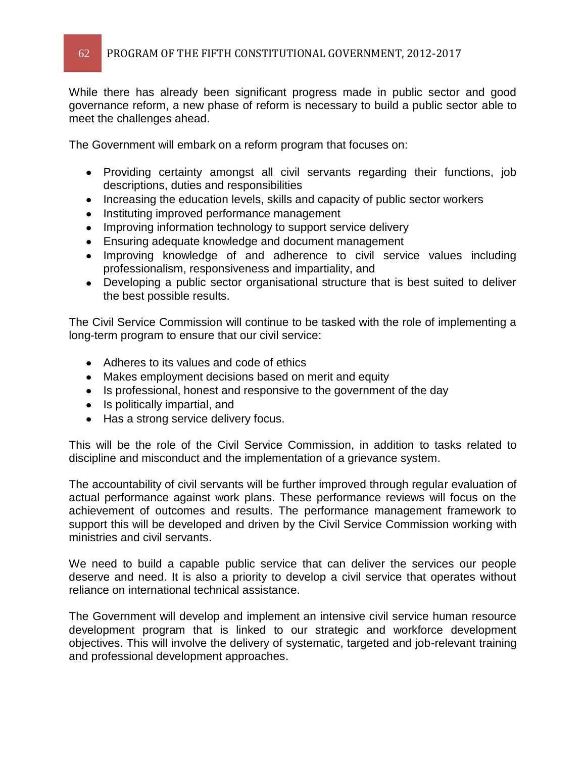While there has already been significant progress made in public sector and good governance reform, a new phase of reform is necessary to build a public sector able to meet the challenges ahead.

The Government will embark on a reform program that focuses on:

- Providing certainty amongst all civil servants regarding their functions, job descriptions, duties and responsibilities
- Increasing the education levels, skills and capacity of public sector workers
- Instituting improved performance management
- Improving information technology to support service delivery
- Ensuring adequate knowledge and document management
- Improving knowledge of and adherence to civil service values including professionalism, responsiveness and impartiality, and
- Developing a public sector organisational structure that is best suited to deliver the best possible results.

The Civil Service Commission will continue to be tasked with the role of implementing a long-term program to ensure that our civil service:

- Adheres to its values and code of ethics
- Makes employment decisions based on merit and equity
- Is professional, honest and responsive to the government of the day
- Is politically impartial, and
- Has a strong service delivery focus.

This will be the role of the Civil Service Commission, in addition to tasks related to discipline and misconduct and the implementation of a grievance system.

The accountability of civil servants will be further improved through regular evaluation of actual performance against work plans. These performance reviews will focus on the achievement of outcomes and results. The performance management framework to support this will be developed and driven by the Civil Service Commission working with ministries and civil servants.

We need to build a capable public service that can deliver the services our people deserve and need. It is also a priority to develop a civil service that operates without reliance on international technical assistance.

The Government will develop and implement an intensive civil service human resource development program that is linked to our strategic and workforce development objectives. This will involve the delivery of systematic, targeted and job-relevant training and professional development approaches.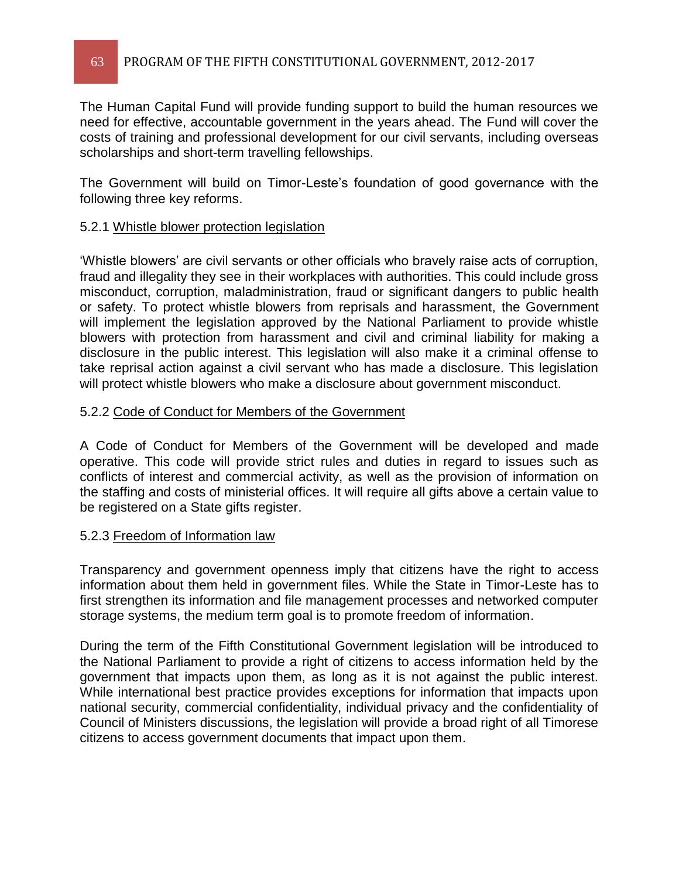The Human Capital Fund will provide funding support to build the human resources we need for effective, accountable government in the years ahead. The Fund will cover the costs of training and professional development for our civil servants, including overseas scholarships and short-term travelling fellowships.

The Government will build on Timor-Leste's foundation of good governance with the following three key reforms.

### 5.2.1 Whistle blower protection legislation

'Whistle blowers' are civil servants or other officials who bravely raise acts of corruption, fraud and illegality they see in their workplaces with authorities. This could include gross misconduct, corruption, maladministration, fraud or significant dangers to public health or safety. To protect whistle blowers from reprisals and harassment, the Government will implement the legislation approved by the National Parliament to provide whistle blowers with protection from harassment and civil and criminal liability for making a disclosure in the public interest. This legislation will also make it a criminal offense to take reprisal action against a civil servant who has made a disclosure. This legislation will protect whistle blowers who make a disclosure about government misconduct.

### 5.2.2 Code of Conduct for Members of the Government

A Code of Conduct for Members of the Government will be developed and made operative. This code will provide strict rules and duties in regard to issues such as conflicts of interest and commercial activity, as well as the provision of information on the staffing and costs of ministerial offices. It will require all gifts above a certain value to be registered on a State gifts register.

### 5.2.3 Freedom of Information law

Transparency and government openness imply that citizens have the right to access information about them held in government files. While the State in Timor-Leste has to first strengthen its information and file management processes and networked computer storage systems, the medium term goal is to promote freedom of information.

During the term of the Fifth Constitutional Government legislation will be introduced to the National Parliament to provide a right of citizens to access information held by the government that impacts upon them, as long as it is not against the public interest. While international best practice provides exceptions for information that impacts upon national security, commercial confidentiality, individual privacy and the confidentiality of Council of Ministers discussions, the legislation will provide a broad right of all Timorese citizens to access government documents that impact upon them.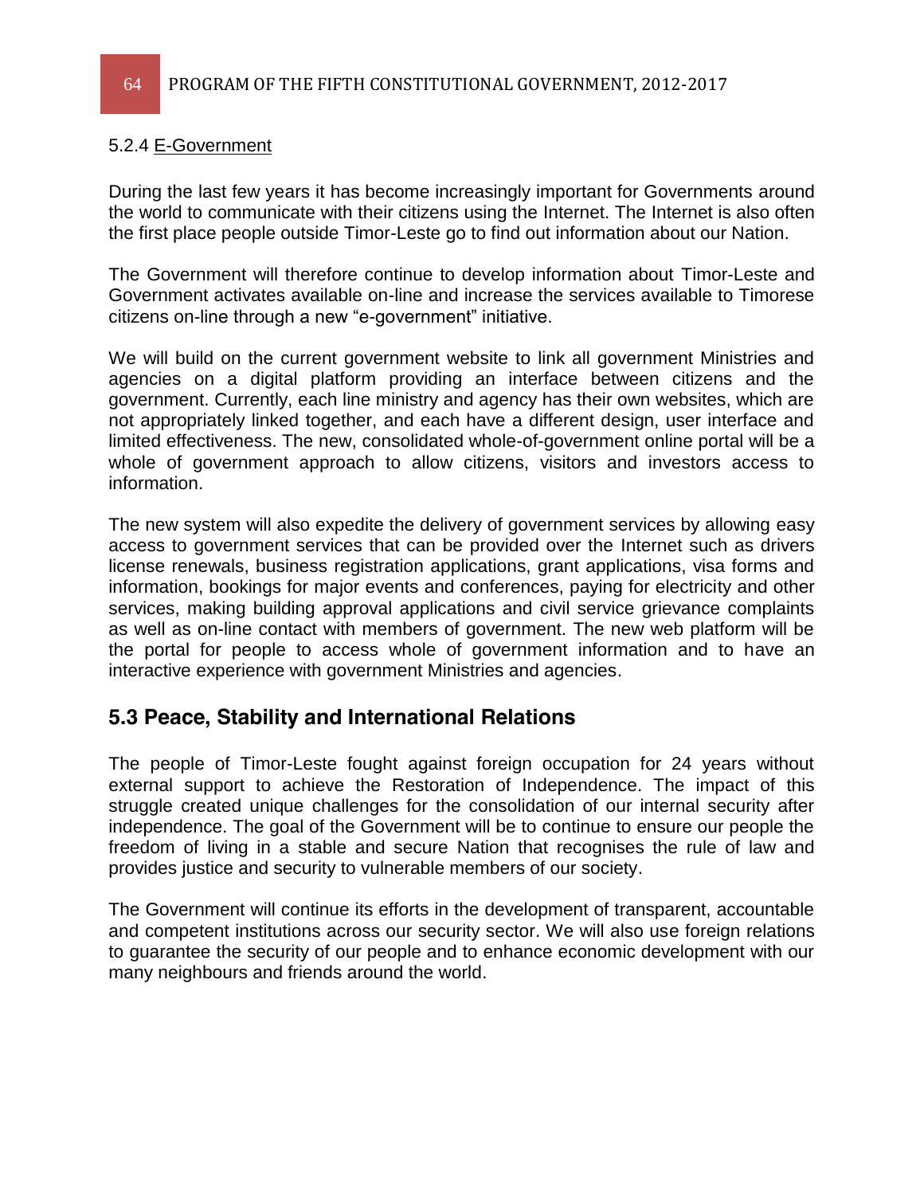### 5.2.4 E-Government

During the last few years it has become increasingly important for Governments around the world to communicate with their citizens using the Internet. The Internet is also often the first place people outside Timor-Leste go to find out information about our Nation.

The Government will therefore continue to develop information about Timor-Leste and Government activates available on-line and increase the services available to Timorese citizens on-line through a new "e-government" initiative.

We will build on the current government website to link all government Ministries and agencies on a digital platform providing an interface between citizens and the government. Currently, each line ministry and agency has their own websites, which are not appropriately linked together, and each have a different design, user interface and limited effectiveness. The new, consolidated whole-of-government online portal will be a whole of government approach to allow citizens, visitors and investors access to information.

The new system will also expedite the delivery of government services by allowing easy access to government services that can be provided over the Internet such as drivers license renewals, business registration applications, grant applications, visa forms and information, bookings for major events and conferences, paying for electricity and other services, making building approval applications and civil service grievance complaints as well as on-line contact with members of government. The new web platform will be the portal for people to access whole of government information and to have an interactive experience with government Ministries and agencies.

## 5.3 Peace, Stability and International Relations

The people of Timor-Leste fought against foreign occupation for 24 years without external support to achieve the Restoration of Independence. The impact of this struggle created unique challenges for the consolidation of our internal security after independence. The goal of the Government will be to continue to ensure our people the freedom of living in a stable and secure Nation that recognises the rule of law and provides justice and security to vulnerable members of our society.

The Government will continue its efforts in the development of transparent, accountable and competent institutions across our security sector. We will also use foreign relations to guarantee the security of our people and to enhance economic development with our many neighbours and friends around the world.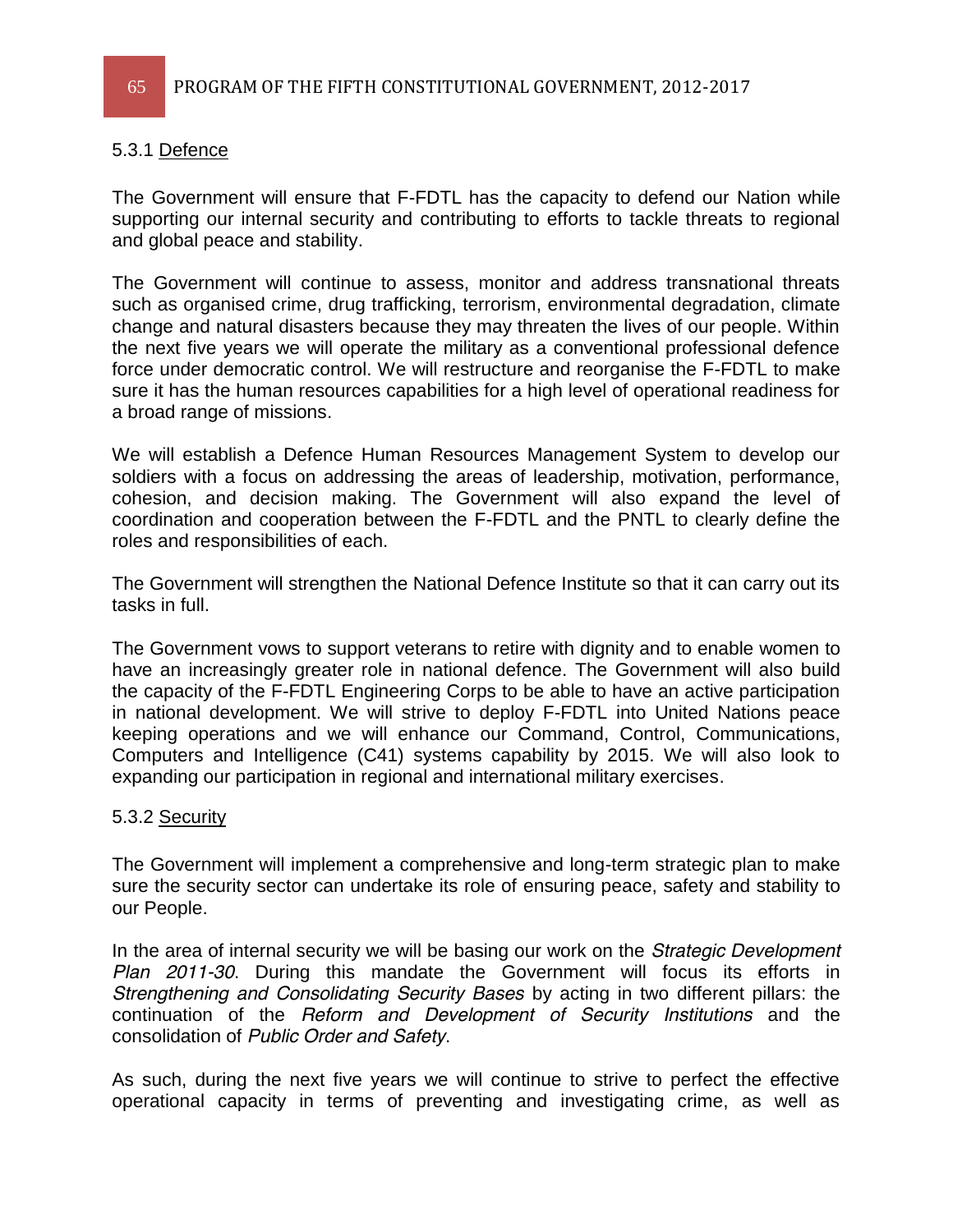#### 5.3.1 Defence

The Government will ensure that F-FDTL has the capacity to defend our Nation while supporting our internal security and contributing to efforts to tackle threats to regional and global peace and stability.

The Government will continue to assess, monitor and address transnational threats such as organised crime, drug trafficking, terrorism, environmental degradation, climate change and natural disasters because they may threaten the lives of our people. Within the next five years we will operate the military as a conventional professional defence force under democratic control. We will restructure and reorganise the F-FDTL to make sure it has the human resources capabilities for a high level of operational readiness for a broad range of missions.

We will establish a Defence Human Resources Management System to develop our soldiers with a focus on addressing the areas of leadership, motivation, performance, cohesion, and decision making. The Government will also expand the level of coordination and cooperation between the F-FDTL and the PNTL to clearly define the roles and responsibilities of each.

The Government will strengthen the National Defence Institute so that it can carry out its tasks in full.

The Government vows to support veterans to retire with dignity and to enable women to have an increasingly greater role in national defence. The Government will also build the capacity of the F-FDTL Engineering Corps to be able to have an active participation in national development. We will strive to deploy F-FDTL into United Nations peace keeping operations and we will enhance our Command, Control, Communications, Computers and Intelligence (C41) systems capability by 2015. We will also look to expanding our participation in regional and international military exercises.

#### 5.3.2 Security

The Government will implement a comprehensive and long-term strategic plan to make sure the security sector can undertake its role of ensuring peace, safety and stability to our People.

In the area of internal security we will be basing our work on the *Strategic Development Plan 2011-30*. During this mandate the Government will focus its efforts in *Strengthening and Consolidating Security Bases* by acting in two different pillars: the continuation of the *Reform and Development of Security Institutions* and the consolidation of *Public Order and Safety*.

As such, during the next five years we will continue to strive to perfect the effective operational capacity in terms of preventing and investigating crime, as well as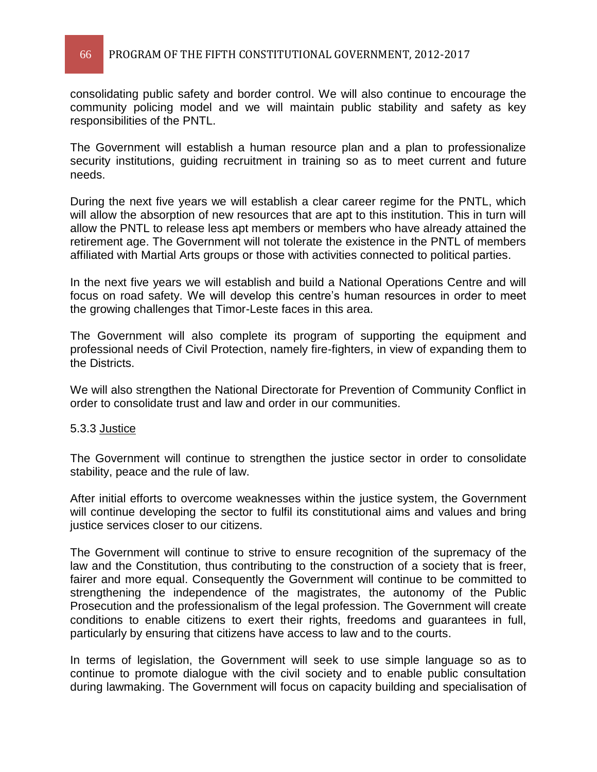consolidating public safety and border control. We will also continue to encourage the community policing model and we will maintain public stability and safety as key responsibilities of the PNTL.

The Government will establish a human resource plan and a plan to professionalize security institutions, guiding recruitment in training so as to meet current and future needs.

During the next five years we will establish a clear career regime for the PNTL, which will allow the absorption of new resources that are apt to this institution. This in turn will allow the PNTL to release less apt members or members who have already attained the retirement age. The Government will not tolerate the existence in the PNTL of members affiliated with Martial Arts groups or those with activities connected to political parties.

In the next five years we will establish and build a National Operations Centre and will focus on road safety. We will develop this centre's human resources in order to meet the growing challenges that Timor-Leste faces in this area.

The Government will also complete its program of supporting the equipment and professional needs of Civil Protection, namely fire-fighters, in view of expanding them to the Districts.

We will also strengthen the National Directorate for Prevention of Community Conflict in order to consolidate trust and law and order in our communities.

#### 5.3.3 Justice

The Government will continue to strengthen the justice sector in order to consolidate stability, peace and the rule of law.

After initial efforts to overcome weaknesses within the justice system, the Government will continue developing the sector to fulfil its constitutional aims and values and bring justice services closer to our citizens.

The Government will continue to strive to ensure recognition of the supremacy of the law and the Constitution, thus contributing to the construction of a society that is freer, fairer and more equal. Consequently the Government will continue to be committed to strengthening the independence of the magistrates, the autonomy of the Public Prosecution and the professionalism of the legal profession. The Government will create conditions to enable citizens to exert their rights, freedoms and guarantees in full, particularly by ensuring that citizens have access to law and to the courts.

In terms of legislation, the Government will seek to use simple language so as to continue to promote dialogue with the civil society and to enable public consultation during lawmaking. The Government will focus on capacity building and specialisation of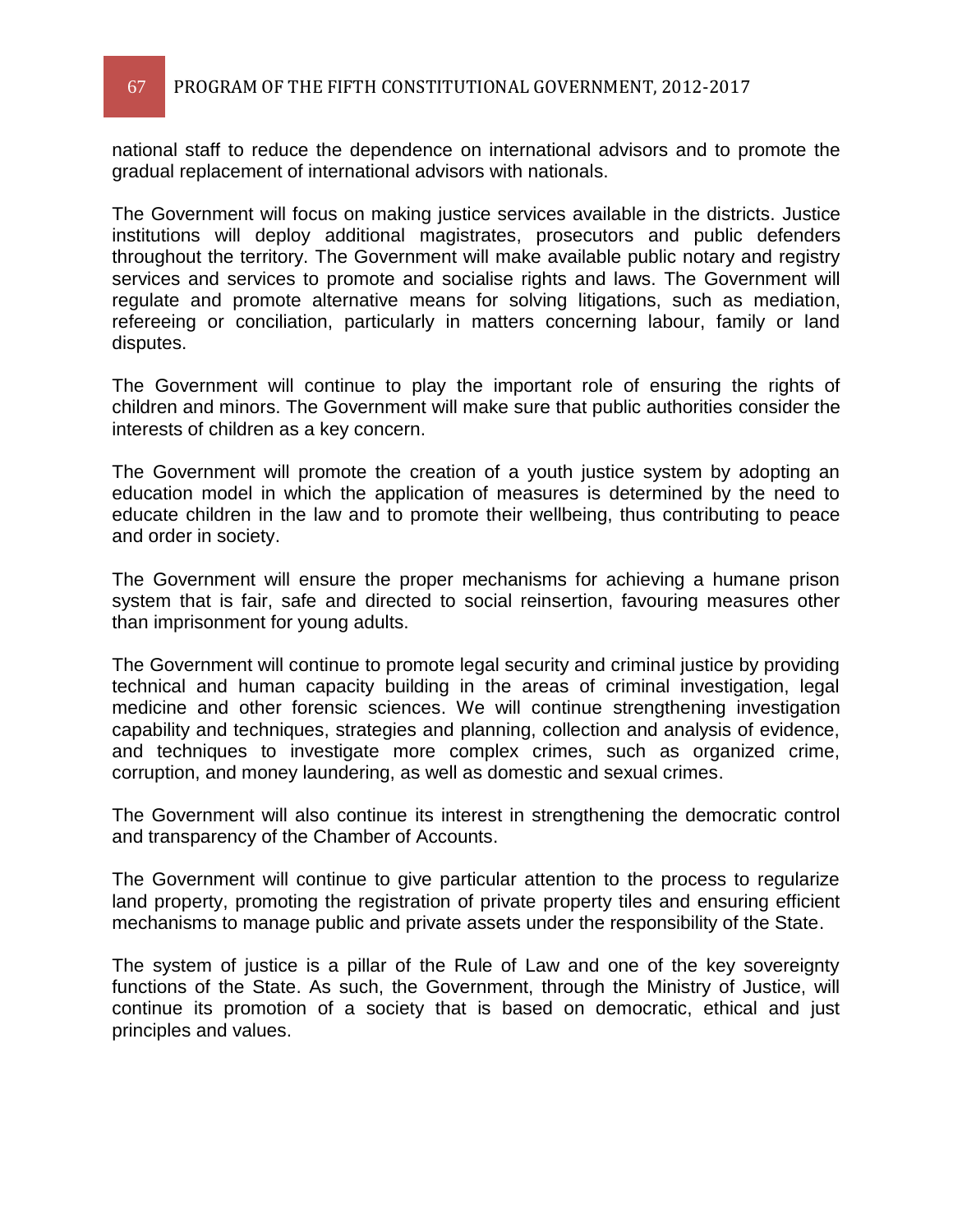national staff to reduce the dependence on international advisors and to promote the gradual replacement of international advisors with nationals.

The Government will focus on making justice services available in the districts. Justice institutions will deploy additional magistrates, prosecutors and public defenders throughout the territory. The Government will make available public notary and registry services and services to promote and socialise rights and laws. The Government will regulate and promote alternative means for solving litigations, such as mediation, refereeing or conciliation, particularly in matters concerning labour, family or land disputes.

The Government will continue to play the important role of ensuring the rights of children and minors. The Government will make sure that public authorities consider the interests of children as a key concern.

The Government will promote the creation of a youth justice system by adopting an education model in which the application of measures is determined by the need to educate children in the law and to promote their wellbeing, thus contributing to peace and order in society.

The Government will ensure the proper mechanisms for achieving a humane prison system that is fair, safe and directed to social reinsertion, favouring measures other than imprisonment for young adults.

The Government will continue to promote legal security and criminal justice by providing technical and human capacity building in the areas of criminal investigation, legal medicine and other forensic sciences. We will continue strengthening investigation capability and techniques, strategies and planning, collection and analysis of evidence, and techniques to investigate more complex crimes, such as organized crime, corruption, and money laundering, as well as domestic and sexual crimes.

The Government will also continue its interest in strengthening the democratic control and transparency of the Chamber of Accounts.

The Government will continue to give particular attention to the process to regularize land property, promoting the registration of private property tiles and ensuring efficient mechanisms to manage public and private assets under the responsibility of the State.

The system of justice is a pillar of the Rule of Law and one of the key sovereignty functions of the State. As such, the Government, through the Ministry of Justice, will continue its promotion of a society that is based on democratic, ethical and just principles and values.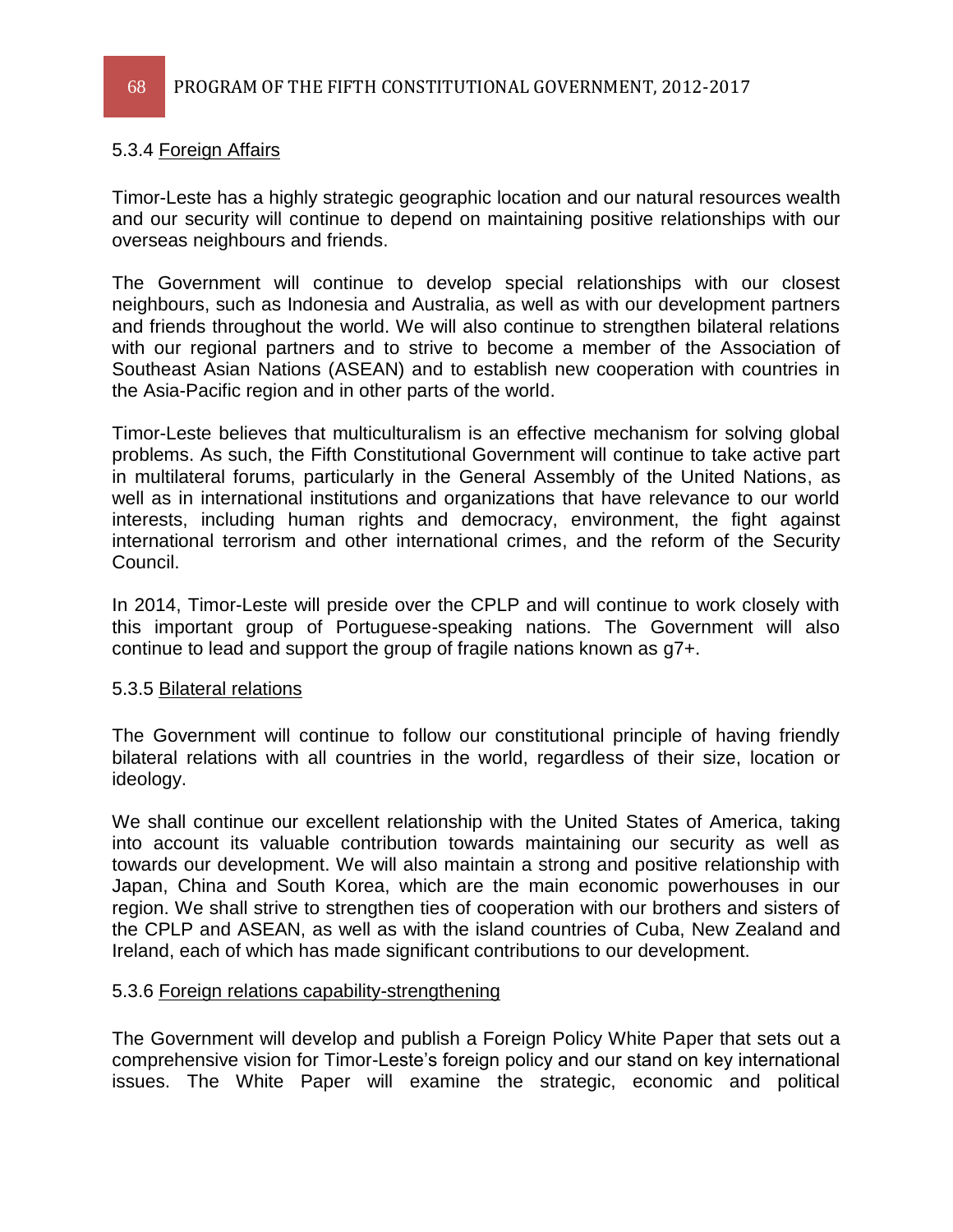#### 5.3.4 Foreign Affairs

Timor-Leste has a highly strategic geographic location and our natural resources wealth and our security will continue to depend on maintaining positive relationships with our overseas neighbours and friends.

The Government will continue to develop special relationships with our closest neighbours, such as Indonesia and Australia, as well as with our development partners and friends throughout the world. We will also continue to strengthen bilateral relations with our regional partners and to strive to become a member of the Association of Southeast Asian Nations (ASEAN) and to establish new cooperation with countries in the Asia-Pacific region and in other parts of the world.

Timor-Leste believes that multiculturalism is an effective mechanism for solving global problems. As such, the Fifth Constitutional Government will continue to take active part in multilateral forums, particularly in the General Assembly of the United Nations, as well as in international institutions and organizations that have relevance to our world interests, including human rights and democracy, environment, the fight against international terrorism and other international crimes, and the reform of the Security Council.

In 2014, Timor-Leste will preside over the CPLP and will continue to work closely with this important group of Portuguese-speaking nations. The Government will also continue to lead and support the group of fragile nations known as g7+.

#### 5.3.5 Bilateral relations

The Government will continue to follow our constitutional principle of having friendly bilateral relations with all countries in the world, regardless of their size, location or ideology.

We shall continue our excellent relationship with the United States of America, taking into account its valuable contribution towards maintaining our security as well as towards our development. We will also maintain a strong and positive relationship with Japan, China and South Korea, which are the main economic powerhouses in our region. We shall strive to strengthen ties of cooperation with our brothers and sisters of the CPLP and ASEAN, as well as with the island countries of Cuba, New Zealand and Ireland, each of which has made significant contributions to our development.

#### 5.3.6 Foreign relations capability-strengthening

The Government will develop and publish a Foreign Policy White Paper that sets out a comprehensive vision for Timor-Leste's foreign policy and our stand on key international issues. The White Paper will examine the strategic, economic and political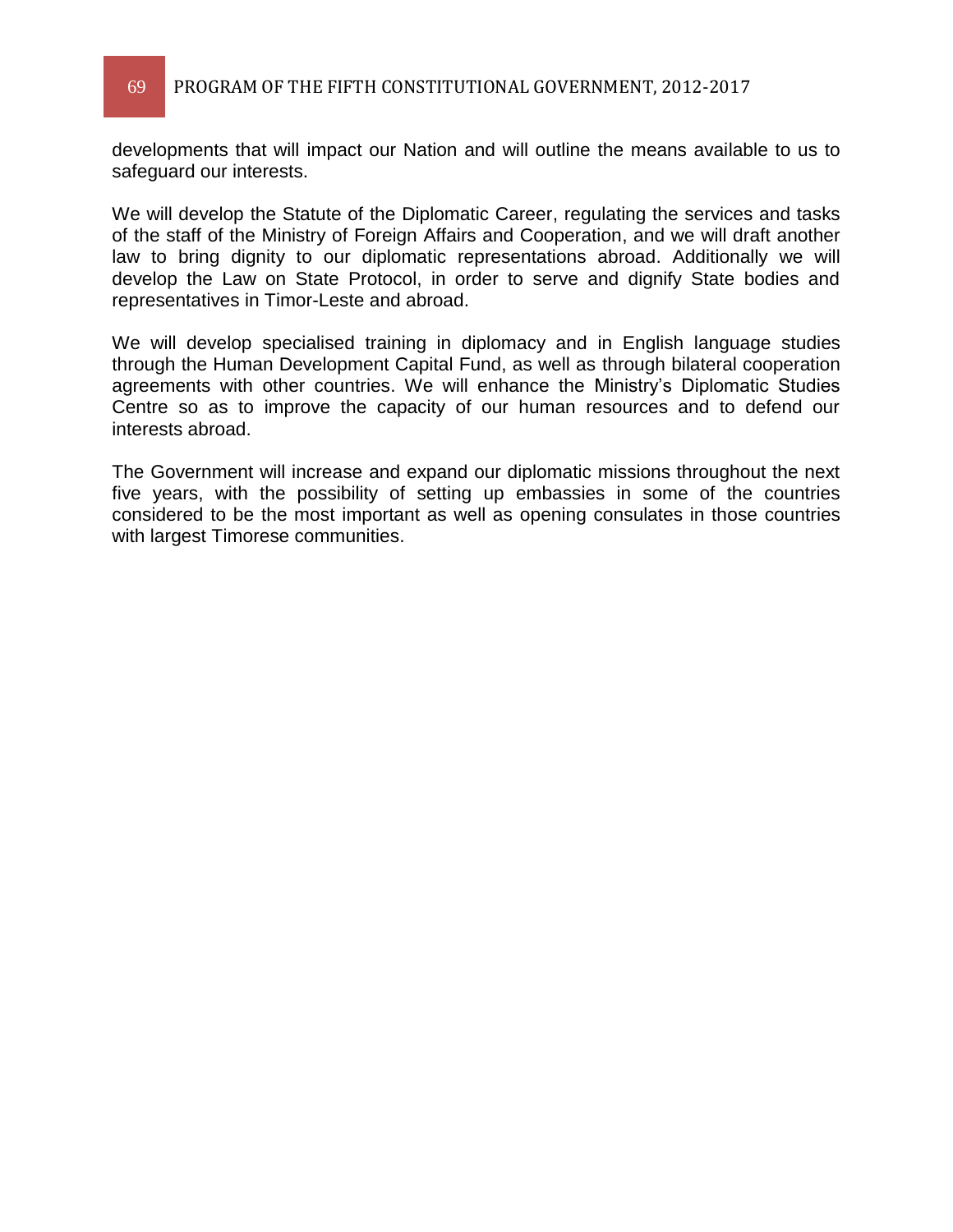developments that will impact our Nation and will outline the means available to us to safeguard our interests.

We will develop the Statute of the Diplomatic Career, regulating the services and tasks of the staff of the Ministry of Foreign Affairs and Cooperation, and we will draft another law to bring dignity to our diplomatic representations abroad. Additionally we will develop the Law on State Protocol, in order to serve and dignify State bodies and representatives in Timor-Leste and abroad.

We will develop specialised training in diplomacy and in English language studies through the Human Development Capital Fund, as well as through bilateral cooperation agreements with other countries. We will enhance the Ministry's Diplomatic Studies Centre so as to improve the capacity of our human resources and to defend our interests abroad.

The Government will increase and expand our diplomatic missions throughout the next five years, with the possibility of setting up embassies in some of the countries considered to be the most important as well as opening consulates in those countries with largest Timorese communities.